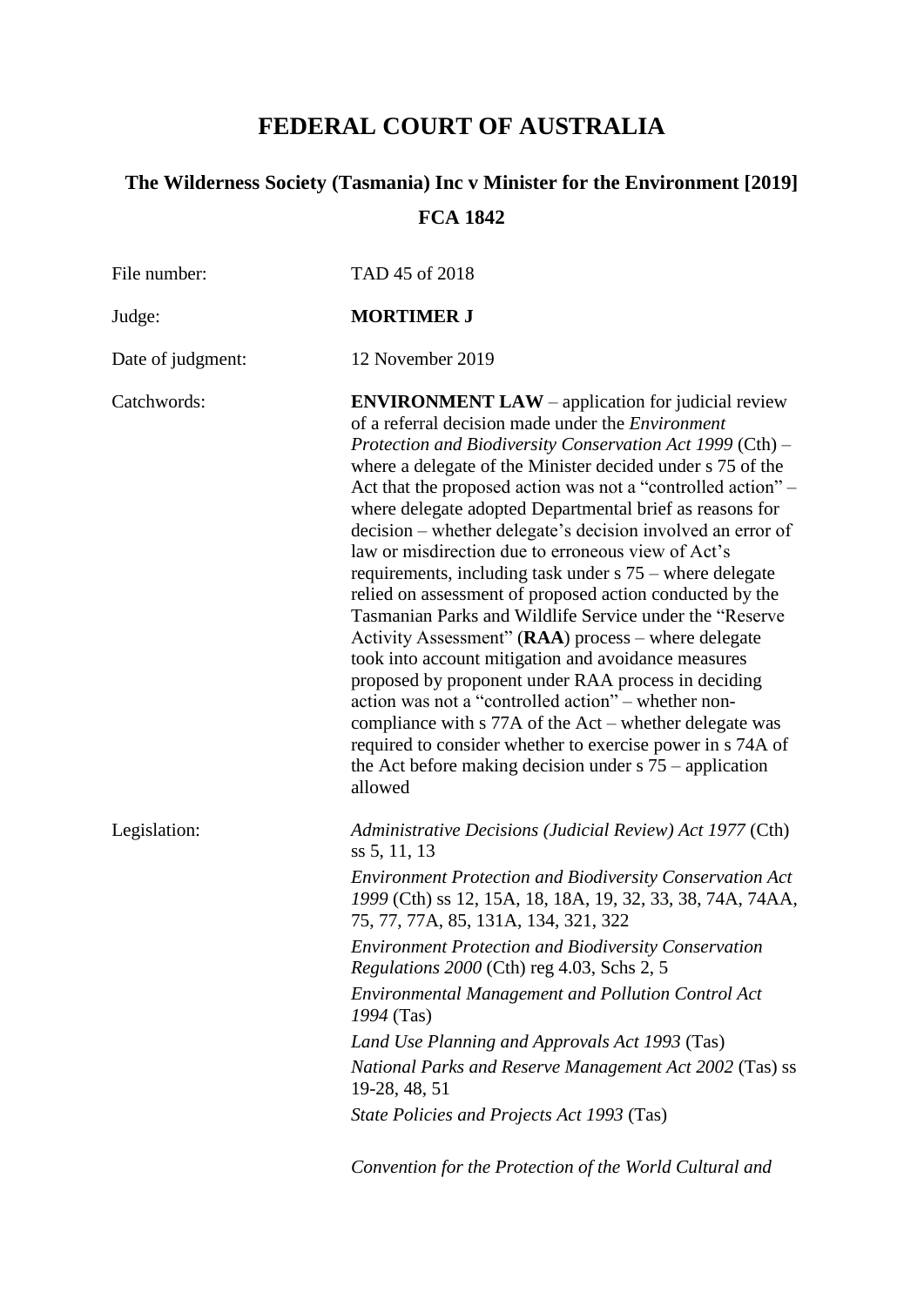# FEDERAL COURT OF AUSTRALIA

## The Wilderness Society (Tasmania) Inc v Minister for the Environment [2019] FCA 1842

| | |
|---|---|
| File number: | TAD 45 of 2018 |
| Judge: | **MORTIMER J** |
| Date of judgment: | 12 November 2019 |
| Catchwords: | **ENVIRONMENT LAW** – application for judicial review of a referral decision made under the *Environment Protection and Biodiversity Conservation Act 1999* (Cth) – where a delegate of the Minister decided under s 75 of the Act that the proposed action was not a "controlled action" – where delegate adopted Departmental brief as reasons for decision – whether delegate's decision involved an error of law or misdirection due to erroneous view of Act's requirements, including task under s 75 – where delegate relied on assessment of proposed action conducted by the Tasmanian Parks and Wildlife Service under the "Reserve Activity Assessment" (**RAA**) process – where delegate took into account mitigation and avoidance measures proposed by proponent under RAA process in deciding action was not a "controlled action" – whether non-compliance with s 77A of the Act – whether delegate was required to consider whether to exercise power in s 74A of the Act before making decision under s 75 – application allowed |
| Legislation: | *Administrative Decisions (Judicial Review) Act 1977* (Cth) ss 5, 11, 13<br><br>*Environment Protection and Biodiversity Conservation Act 1999* (Cth) ss 12, 15A, 18, 18A, 19, 32, 33, 38, 74A, 74AA, 75, 77, 77A, 85, 131A, 134, 321, 322<br><br>*Environment Protection and Biodiversity Conservation Regulations 2000* (Cth) reg 4.03, Schs 2, 5<br><br>*Environmental Management and Pollution Control Act 1994* (Tas)<br><br>*Land Use Planning and Approvals Act 1993* (Tas)<br><br>*National Parks and Reserve Management Act 2002* (Tas) ss 19-28, 48, 51<br><br>*State Policies and Projects Act 1993* (Tas)<br><br>*Convention for the Protection of the World Cultural and* |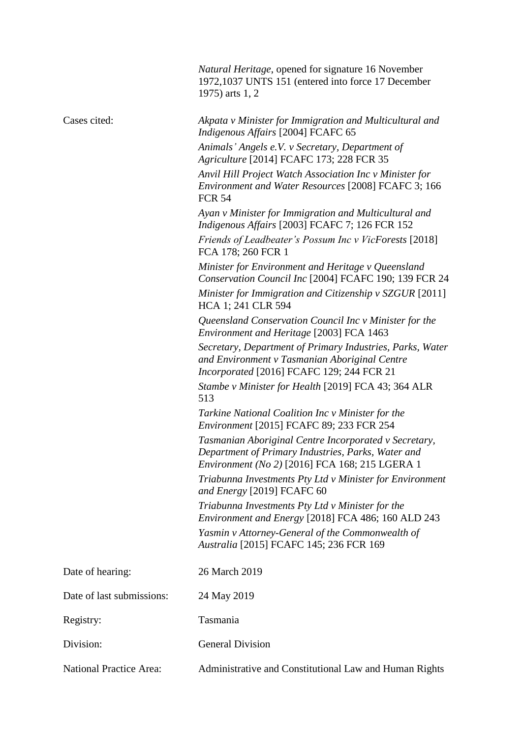|  |  |
|---|---|
|  | *Natural Heritage*, opened for signature 16 November 1972,1037 UNTS 151 (entered into force 17 December 1975) arts 1, 2 |
| Cases cited: | *Akpata v Minister for Immigration and Multicultural and Indigenous Affairs* [2004] FCAFC 65<br>*Animals' Angels e.V. v Secretary, Department of Agriculture* [2014] FCAFC 173; 228 FCR 35<br>*Anvil Hill Project Watch Association Inc v Minister for Environment and Water Resources* [2008] FCAFC 3; 166 FCR 54<br>*Ayan v Minister for Immigration and Multicultural and Indigenous Affairs* [2003] FCAFC 7; 126 FCR 152<br>*Friends of Leadbeater's Possum Inc v VicForests* [2018] FCA 178; 260 FCR 1<br>*Minister for Environment and Heritage v Queensland Conservation Council Inc* [2004] FCAFC 190; 139 FCR 24<br>*Minister for Immigration and Citizenship v SZGUR* [2011] HCA 1; 241 CLR 594<br>*Queensland Conservation Council Inc v Minister for the Environment and Heritage* [2003] FCA 1463<br>*Secretary, Department of Primary Industries, Parks, Water and Environment v Tasmanian Aboriginal Centre Incorporated* [2016] FCAFC 129; 244 FCR 21<br>*Stambe v Minister for Health* [2019] FCA 43; 364 ALR 513<br>*Tarkine National Coalition Inc v Minister for the Environment* [2015] FCAFC 89; 233 FCR 254<br>*Tasmanian Aboriginal Centre Incorporated v Secretary, Department of Primary Industries, Parks, Water and Environment (No 2)* [2016] FCA 168; 215 LGERA 1<br>*Triabunna Investments Pty Ltd v Minister for Environment and Energy* [2019] FCAFC 60<br>*Triabunna Investments Pty Ltd v Minister for the Environment and Energy* [2018] FCA 486; 160 ALD 243<br>*Yasmin v Attorney-General of the Commonwealth of Australia* [2015] FCAFC 145; 236 FCR 169 |
| Date of hearing: | 26 March 2019 |
| Date of last submissions: | 24 May 2019 |
| Registry: | Tasmania |
| Division: | General Division |
| National Practice Area: | Administrative and Constitutional Law and Human Rights |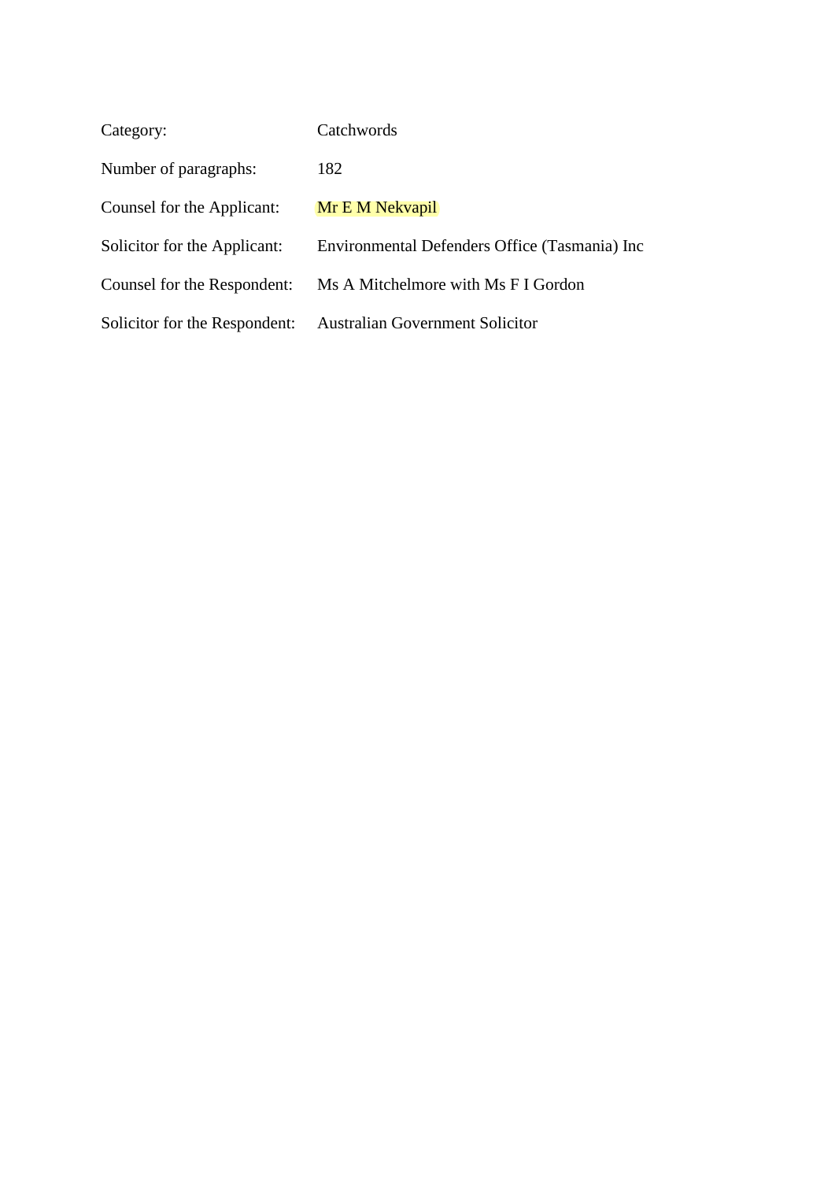| | |
|---|---|
| Category: | Catchwords |
| Number of paragraphs: | 182 |
| Counsel for the Applicant: | Mr E M Nekvapil |
| Solicitor for the Applicant: | Environmental Defenders Office (Tasmania) Inc |
| Counsel for the Respondent: | Ms A Mitchelmore with Ms F I Gordon |
| Solicitor for the Respondent: | Australian Government Solicitor |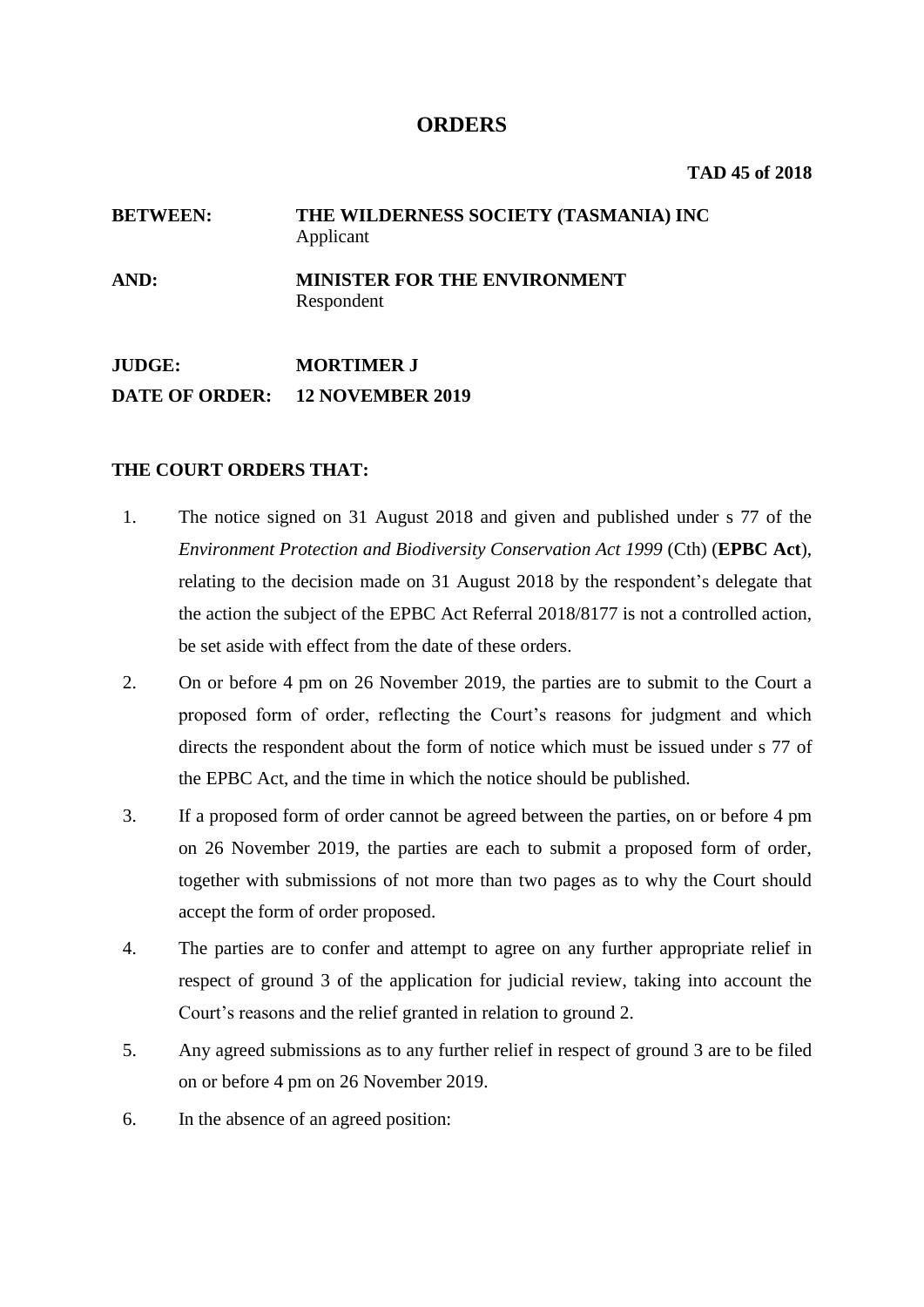# ORDERS

**TAD 45 of 2018**

| | |
|---|---|
| **BETWEEN:** | **THE WILDERNESS SOCIETY (TASMANIA) INC**<br>Applicant |
| **AND:** | **MINISTER FOR THE ENVIRONMENT**<br>Respondent |

| | |
|---|---|
| **JUDGE:** | **MORTIMER J** |
| **DATE OF ORDER:** | **12 NOVEMBER 2019** |

**THE COURT ORDERS THAT:**

1. The notice signed on 31 August 2018 and given and published under s 77 of the *Environment Protection and Biodiversity Conservation Act 1999* (Cth) (**EPBC Act**), relating to the decision made on 31 August 2018 by the respondent's delegate that the action the subject of the EPBC Act Referral 2018/8177 is not a controlled action, be set aside with effect from the date of these orders.
2. On or before 4 pm on 26 November 2019, the parties are to submit to the Court a proposed form of order, reflecting the Court's reasons for judgment and which directs the respondent about the form of notice which must be issued under s 77 of the EPBC Act, and the time in which the notice should be published.
3. If a proposed form of order cannot be agreed between the parties, on or before 4 pm on 26 November 2019, the parties are each to submit a proposed form of order, together with submissions of not more than two pages as to why the Court should accept the form of order proposed.
4. The parties are to confer and attempt to agree on any further appropriate relief in respect of ground 3 of the application for judicial review, taking into account the Court's reasons and the relief granted in relation to ground 2.
5. Any agreed submissions as to any further relief in respect of ground 3 are to be filed on or before 4 pm on 26 November 2019.
6. In the absence of an agreed position: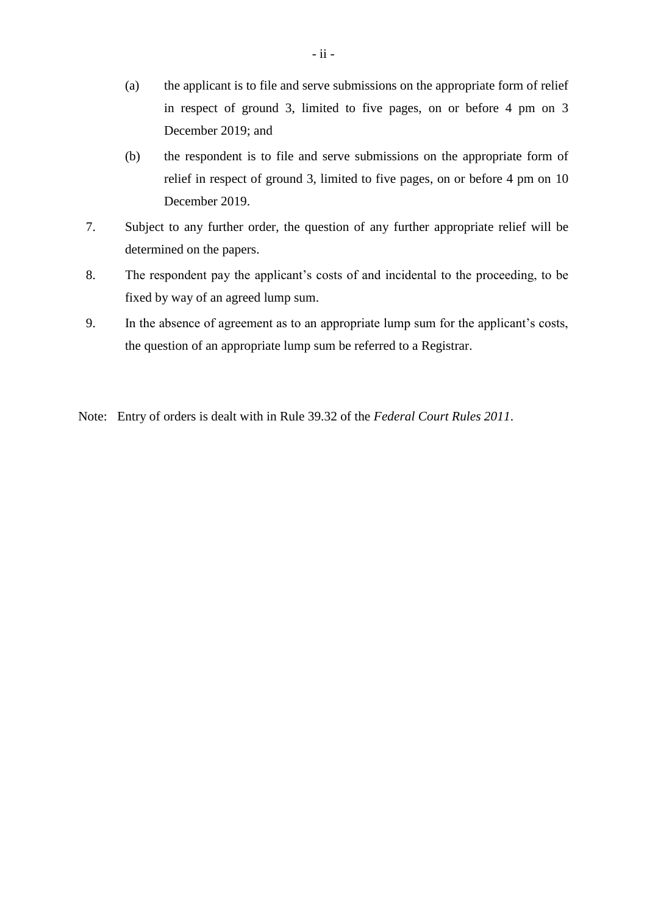(a) the applicant is to file and serve submissions on the appropriate form of relief in respect of ground 3, limited to five pages, on or before 4 pm on 3 December 2019; and

(b) the respondent is to file and serve submissions on the appropriate form of relief in respect of ground 3, limited to five pages, on or before 4 pm on 10 December 2019.

7. Subject to any further order, the question of any further appropriate relief will be determined on the papers.

8. The respondent pay the applicant's costs of and incidental to the proceeding, to be fixed by way of an agreed lump sum.

9. In the absence of agreement as to an appropriate lump sum for the applicant's costs, the question of an appropriate lump sum be referred to a Registrar.

Note: Entry of orders is dealt with in Rule 39.32 of the *Federal Court Rules 2011*.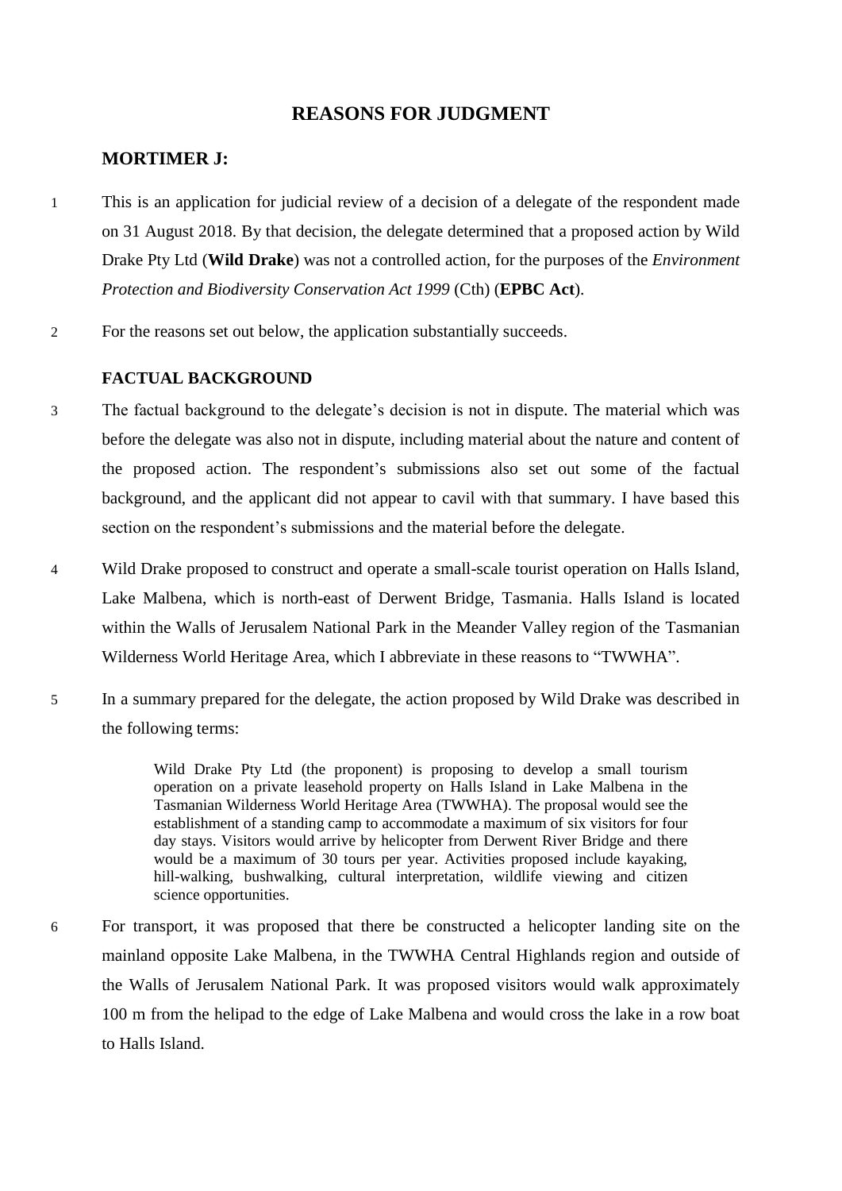## REASONS FOR JUDGMENT

### MORTIMER J:

1 This is an application for judicial review of a decision of a delegate of the respondent made on 31 August 2018. By that decision, the delegate determined that a proposed action by Wild Drake Pty Ltd (**Wild Drake**) was not a controlled action, for the purposes of the *Environment Protection and Biodiversity Conservation Act 1999* (Cth) (**EPBC Act**).

2 For the reasons set out below, the application substantially succeeds.

### FACTUAL BACKGROUND

3 The factual background to the delegate's decision is not in dispute. The material which was before the delegate was also not in dispute, including material about the nature and content of the proposed action. The respondent's submissions also set out some of the factual background, and the applicant did not appear to cavil with that summary. I have based this section on the respondent's submissions and the material before the delegate.

4 Wild Drake proposed to construct and operate a small-scale tourist operation on Halls Island, Lake Malbena, which is north-east of Derwent Bridge, Tasmania. Halls Island is located within the Walls of Jerusalem National Park in the Meander Valley region of the Tasmanian Wilderness World Heritage Area, which I abbreviate in these reasons to "TWWHA".

5 In a summary prepared for the delegate, the action proposed by Wild Drake was described in the following terms:

> Wild Drake Pty Ltd (the proponent) is proposing to develop a small tourism operation on a private leasehold property on Halls Island in Lake Malbena in the Tasmanian Wilderness World Heritage Area (TWWHA). The proposal would see the establishment of a standing camp to accommodate a maximum of six visitors for four day stays. Visitors would arrive by helicopter from Derwent River Bridge and there would be a maximum of 30 tours per year. Activities proposed include kayaking, hill-walking, bushwalking, cultural interpretation, wildlife viewing and citizen science opportunities.

6 For transport, it was proposed that there be constructed a helicopter landing site on the mainland opposite Lake Malbena, in the TWWHA Central Highlands region and outside of the Walls of Jerusalem National Park. It was proposed visitors would walk approximately 100 m from the helipad to the edge of Lake Malbena and would cross the lake in a row boat to Halls Island.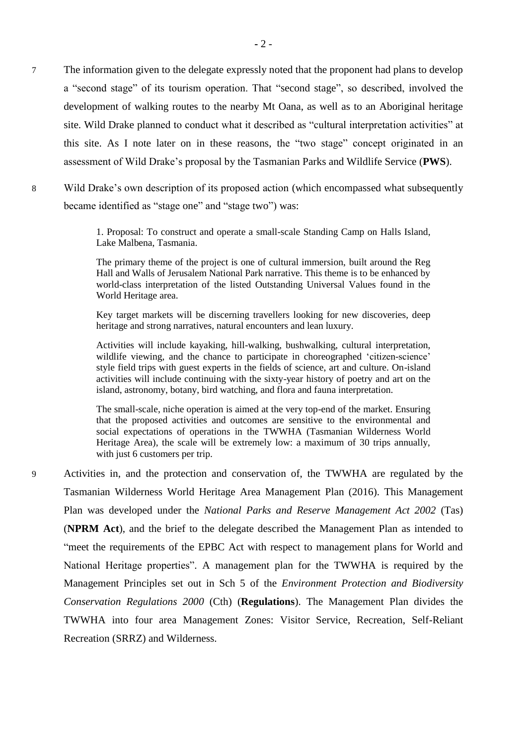7 The information given to the delegate expressly noted that the proponent had plans to develop a "second stage" of its tourism operation. That "second stage", so described, involved the development of walking routes to the nearby Mt Oana, as well as to an Aboriginal heritage site. Wild Drake planned to conduct what it described as "cultural interpretation activities" at this site. As I note later on in these reasons, the "two stage" concept originated in an assessment of Wild Drake's proposal by the Tasmanian Parks and Wildlife Service (**PWS**).

8 Wild Drake's own description of its proposed action (which encompassed what subsequently became identified as "stage one" and "stage two") was:

> 1. Proposal: To construct and operate a small-scale Standing Camp on Halls Island, Lake Malbena, Tasmania.
>
> The primary theme of the project is one of cultural immersion, built around the Reg Hall and Walls of Jerusalem National Park narrative. This theme is to be enhanced by world-class interpretation of the listed Outstanding Universal Values found in the World Heritage area.
>
> Key target markets will be discerning travellers looking for new discoveries, deep heritage and strong narratives, natural encounters and lean luxury.
>
> Activities will include kayaking, hill-walking, bushwalking, cultural interpretation, wildlife viewing, and the chance to participate in choreographed 'citizen-science' style field trips with guest experts in the fields of science, art and culture. On-island activities will include continuing with the sixty-year history of poetry and art on the island, astronomy, botany, bird watching, and flora and fauna interpretation.
>
> The small-scale, niche operation is aimed at the very top-end of the market. Ensuring that the proposed activities and outcomes are sensitive to the environmental and social expectations of operations in the TWWHA (Tasmanian Wilderness World Heritage Area), the scale will be extremely low: a maximum of 30 trips annually, with just 6 customers per trip.

9 Activities in, and the protection and conservation of, the TWWHA are regulated by the Tasmanian Wilderness World Heritage Area Management Plan (2016). This Management Plan was developed under the *National Parks and Reserve Management Act 2002* (Tas) (**NPRM Act**), and the brief to the delegate described the Management Plan as intended to "meet the requirements of the EPBC Act with respect to management plans for World and National Heritage properties". A management plan for the TWWHA is required by the Management Principles set out in Sch 5 of the *Environment Protection and Biodiversity Conservation Regulations 2000* (Cth) (**Regulations**). The Management Plan divides the TWWHA into four area Management Zones: Visitor Service, Recreation, Self-Reliant Recreation (SRRZ) and Wilderness.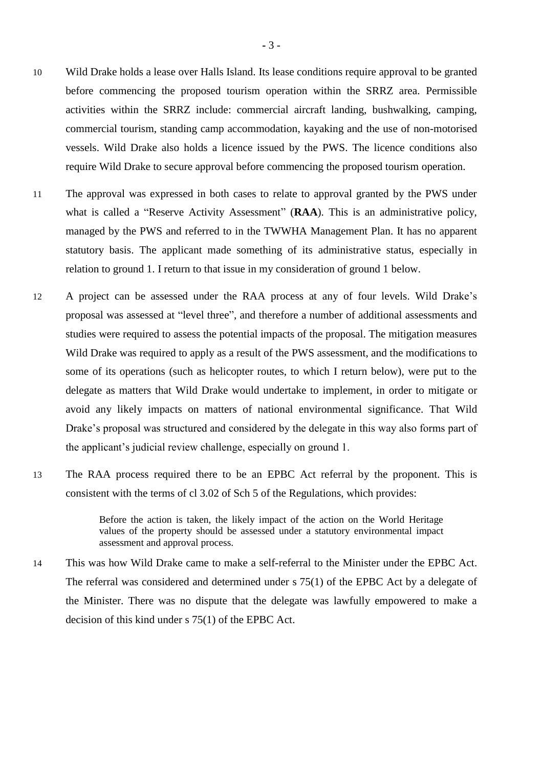10 Wild Drake holds a lease over Halls Island. Its lease conditions require approval to be granted before commencing the proposed tourism operation within the SRRZ area. Permissible activities within the SRRZ include: commercial aircraft landing, bushwalking, camping, commercial tourism, standing camp accommodation, kayaking and the use of non-motorised vessels. Wild Drake also holds a licence issued by the PWS. The licence conditions also require Wild Drake to secure approval before commencing the proposed tourism operation.

11 The approval was expressed in both cases to relate to approval granted by the PWS under what is called a "Reserve Activity Assessment" (**RAA**). This is an administrative policy, managed by the PWS and referred to in the TWWHA Management Plan. It has no apparent statutory basis. The applicant made something of its administrative status, especially in relation to ground 1. I return to that issue in my consideration of ground 1 below.

12 A project can be assessed under the RAA process at any of four levels. Wild Drake's proposal was assessed at "level three", and therefore a number of additional assessments and studies were required to assess the potential impacts of the proposal. The mitigation measures Wild Drake was required to apply as a result of the PWS assessment, and the modifications to some of its operations (such as helicopter routes, to which I return below), were put to the delegate as matters that Wild Drake would undertake to implement, in order to mitigate or avoid any likely impacts on matters of national environmental significance. That Wild Drake's proposal was structured and considered by the delegate in this way also forms part of the applicant's judicial review challenge, especially on ground 1.

13 The RAA process required there to be an EPBC Act referral by the proponent. This is consistent with the terms of cl 3.02 of Sch 5 of the Regulations, which provides:

> Before the action is taken, the likely impact of the action on the World Heritage values of the property should be assessed under a statutory environmental impact assessment and approval process.

14 This was how Wild Drake came to make a self-referral to the Minister under the EPBC Act. The referral was considered and determined under s 75(1) of the EPBC Act by a delegate of the Minister. There was no dispute that the delegate was lawfully empowered to make a decision of this kind under s 75(1) of the EPBC Act.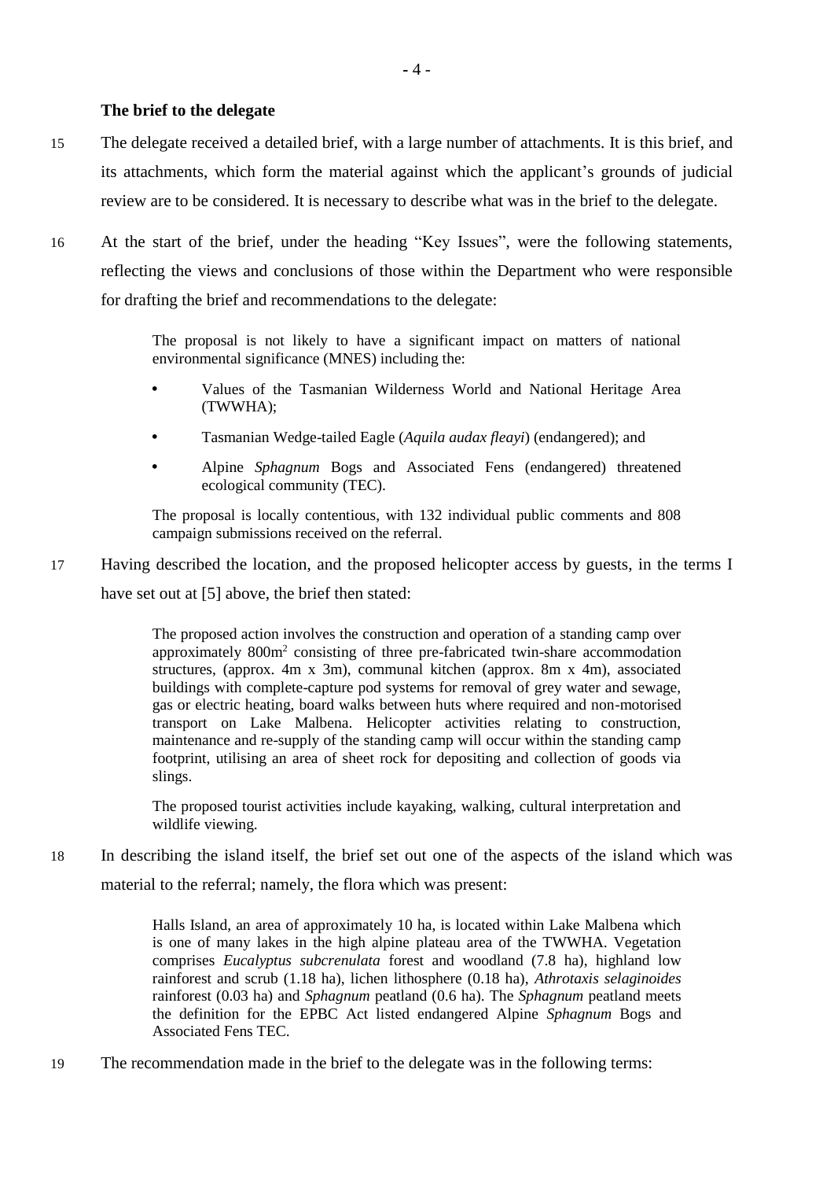**The brief to the delegate**

15 The delegate received a detailed brief, with a large number of attachments. It is this brief, and its attachments, which form the material against which the applicant's grounds of judicial review are to be considered. It is necessary to describe what was in the brief to the delegate.

16 At the start of the brief, under the heading "Key Issues", were the following statements, reflecting the views and conclusions of those within the Department who were responsible for drafting the brief and recommendations to the delegate:

> The proposal is not likely to have a significant impact on matters of national environmental significance (MNES) including the:
>
> - Values of the Tasmanian Wilderness World and National Heritage Area (TWWHA);
> - Tasmanian Wedge-tailed Eagle (*Aquila audax fleayi*) (endangered); and
> - Alpine *Sphagnum* Bogs and Associated Fens (endangered) threatened ecological community (TEC).
>
> The proposal is locally contentious, with 132 individual public comments and 808 campaign submissions received on the referral.

17 Having described the location, and the proposed helicopter access by guests, in the terms I have set out at [5] above, the brief then stated:

> The proposed action involves the construction and operation of a standing camp over approximately 800m$^2$ consisting of three pre-fabricated twin-share accommodation structures, (approx. 4m x 3m), communal kitchen (approx. 8m x 4m), associated buildings with complete-capture pod systems for removal of grey water and sewage, gas or electric heating, board walks between huts where required and non-motorised transport on Lake Malbena. Helicopter activities relating to construction, maintenance and re-supply of the standing camp will occur within the standing camp footprint, utilising an area of sheet rock for depositing and collection of goods via slings.
>
> The proposed tourist activities include kayaking, walking, cultural interpretation and wildlife viewing.

18 In describing the island itself, the brief set out one of the aspects of the island which was material to the referral; namely, the flora which was present:

> Halls Island, an area of approximately 10 ha, is located within Lake Malbena which is one of many lakes in the high alpine plateau area of the TWWHA. Vegetation comprises *Eucalyptus subcrenulata* forest and woodland (7.8 ha), highland low rainforest and scrub (1.18 ha), lichen lithosphere (0.18 ha), *Athrotaxis selaginoides* rainforest (0.03 ha) and *Sphagnum* peatland (0.6 ha). The *Sphagnum* peatland meets the definition for the EPBC Act listed endangered Alpine *Sphagnum* Bogs and Associated Fens TEC.

19 The recommendation made in the brief to the delegate was in the following terms: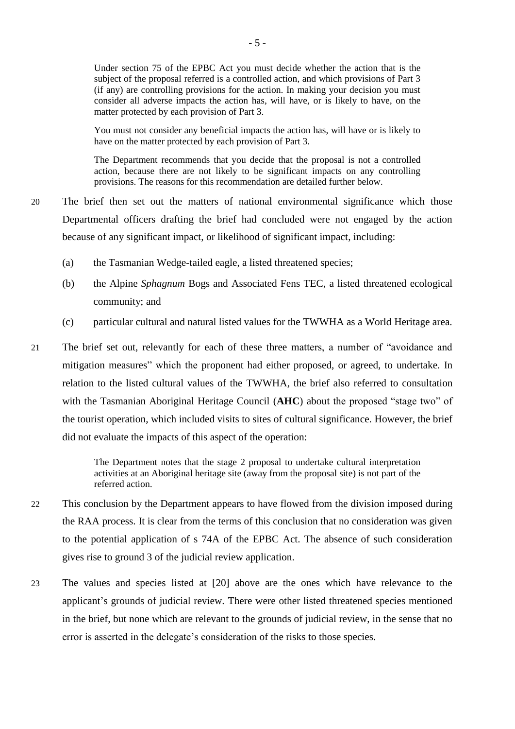> Under section 75 of the EPBC Act you must decide whether the action that is the subject of the proposal referred is a controlled action, and which provisions of Part 3 (if any) are controlling provisions for the action. In making your decision you must consider all adverse impacts the action has, will have, or is likely to have, on the matter protected by each provision of Part 3.
>
> You must not consider any beneficial impacts the action has, will have or is likely to have on the matter protected by each provision of Part 3.
>
> The Department recommends that you decide that the proposal is not a controlled action, because there are not likely to be significant impacts on any controlling provisions. The reasons for this recommendation are detailed further below.

20 The brief then set out the matters of national environmental significance which those Departmental officers drafting the brief had concluded were not engaged by the action because of any significant impact, or likelihood of significant impact, including:

(a) the Tasmanian Wedge-tailed eagle, a listed threatened species;

(b) the Alpine *Sphagnum* Bogs and Associated Fens TEC, a listed threatened ecological community; and

(c) particular cultural and natural listed values for the TWWHA as a World Heritage area.

21 The brief set out, relevantly for each of these three matters, a number of "avoidance and mitigation measures" which the proponent had either proposed, or agreed, to undertake. In relation to the listed cultural values of the TWWHA, the brief also referred to consultation with the Tasmanian Aboriginal Heritage Council (**AHC**) about the proposed "stage two" of the tourist operation, which included visits to sites of cultural significance. However, the brief did not evaluate the impacts of this aspect of the operation:

> The Department notes that the stage 2 proposal to undertake cultural interpretation activities at an Aboriginal heritage site (away from the proposal site) is not part of the referred action.

22 This conclusion by the Department appears to have flowed from the division imposed during the RAA process. It is clear from the terms of this conclusion that no consideration was given to the potential application of s 74A of the EPBC Act. The absence of such consideration gives rise to ground 3 of the judicial review application.

23 The values and species listed at [20] above are the ones which have relevance to the applicant's grounds of judicial review. There were other listed threatened species mentioned in the brief, but none which are relevant to the grounds of judicial review, in the sense that no error is asserted in the delegate's consideration of the risks to those species.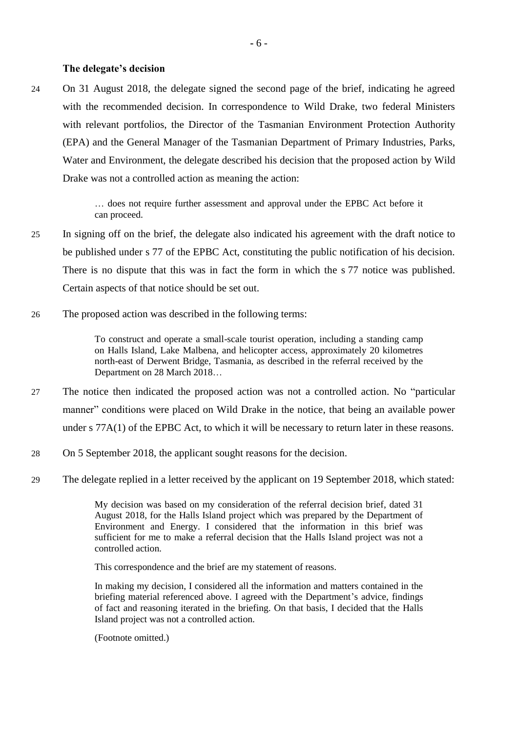**The delegate's decision**

24 On 31 August 2018, the delegate signed the second page of the brief, indicating he agreed with the recommended decision. In correspondence to Wild Drake, two federal Ministers with relevant portfolios, the Director of the Tasmanian Environment Protection Authority (EPA) and the General Manager of the Tasmanian Department of Primary Industries, Parks, Water and Environment, the delegate described his decision that the proposed action by Wild Drake was not a controlled action as meaning the action:

> … does not require further assessment and approval under the EPBC Act before it can proceed.

25 In signing off on the brief, the delegate also indicated his agreement with the draft notice to be published under s 77 of the EPBC Act, constituting the public notification of his decision. There is no dispute that this was in fact the form in which the s 77 notice was published. Certain aspects of that notice should be set out.

26 The proposed action was described in the following terms:

> To construct and operate a small-scale tourist operation, including a standing camp on Halls Island, Lake Malbena, and helicopter access, approximately 20 kilometres north-east of Derwent Bridge, Tasmania, as described in the referral received by the Department on 28 March 2018…

27 The notice then indicated the proposed action was not a controlled action. No "particular manner" conditions were placed on Wild Drake in the notice, that being an available power under s 77A(1) of the EPBC Act, to which it will be necessary to return later in these reasons.

28 On 5 September 2018, the applicant sought reasons for the decision.

29 The delegate replied in a letter received by the applicant on 19 September 2018, which stated:

> My decision was based on my consideration of the referral decision brief, dated 31 August 2018, for the Halls Island project which was prepared by the Department of Environment and Energy. I considered that the information in this brief was sufficient for me to make a referral decision that the Halls Island project was not a controlled action.
>
> This correspondence and the brief are my statement of reasons.
>
> In making my decision, I considered all the information and matters contained in the briefing material referenced above. I agreed with the Department's advice, findings of fact and reasoning iterated in the briefing. On that basis, I decided that the Halls Island project was not a controlled action.
>
> (Footnote omitted.)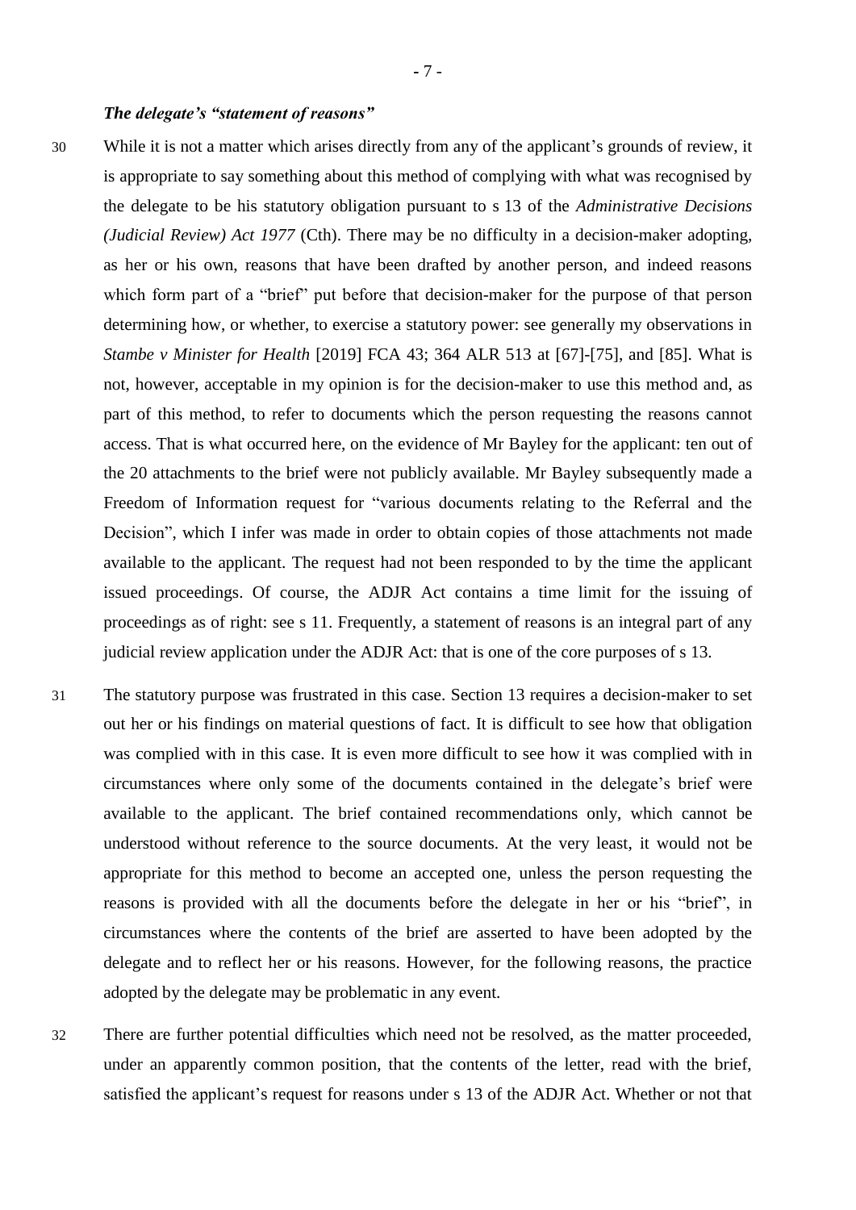### *The delegate's "statement of reasons"*

30 While it is not a matter which arises directly from any of the applicant's grounds of review, it is appropriate to say something about this method of complying with what was recognised by the delegate to be his statutory obligation pursuant to s 13 of the *Administrative Decisions (Judicial Review) Act 1977* (Cth). There may be no difficulty in a decision-maker adopting, as her or his own, reasons that have been drafted by another person, and indeed reasons which form part of a "brief" put before that decision-maker for the purpose of that person determining how, or whether, to exercise a statutory power: see generally my observations in *Stambe v Minister for Health* [2019] FCA 43; 364 ALR 513 at [67]-[75], and [85]. What is not, however, acceptable in my opinion is for the decision-maker to use this method and, as part of this method, to refer to documents which the person requesting the reasons cannot access. That is what occurred here, on the evidence of Mr Bayley for the applicant: ten out of the 20 attachments to the brief were not publicly available. Mr Bayley subsequently made a Freedom of Information request for "various documents relating to the Referral and the Decision", which I infer was made in order to obtain copies of those attachments not made available to the applicant. The request had not been responded to by the time the applicant issued proceedings. Of course, the ADJR Act contains a time limit for the issuing of proceedings as of right: see s 11. Frequently, a statement of reasons is an integral part of any judicial review application under the ADJR Act: that is one of the core purposes of s 13.

31 The statutory purpose was frustrated in this case. Section 13 requires a decision-maker to set out her or his findings on material questions of fact. It is difficult to see how that obligation was complied with in this case. It is even more difficult to see how it was complied with in circumstances where only some of the documents contained in the delegate's brief were available to the applicant. The brief contained recommendations only, which cannot be understood without reference to the source documents. At the very least, it would not be appropriate for this method to become an accepted one, unless the person requesting the reasons is provided with all the documents before the delegate in her or his "brief", in circumstances where the contents of the brief are asserted to have been adopted by the delegate and to reflect her or his reasons. However, for the following reasons, the practice adopted by the delegate may be problematic in any event.

32 There are further potential difficulties which need not be resolved, as the matter proceeded, under an apparently common position, that the contents of the letter, read with the brief, satisfied the applicant's request for reasons under s 13 of the ADJR Act. Whether or not that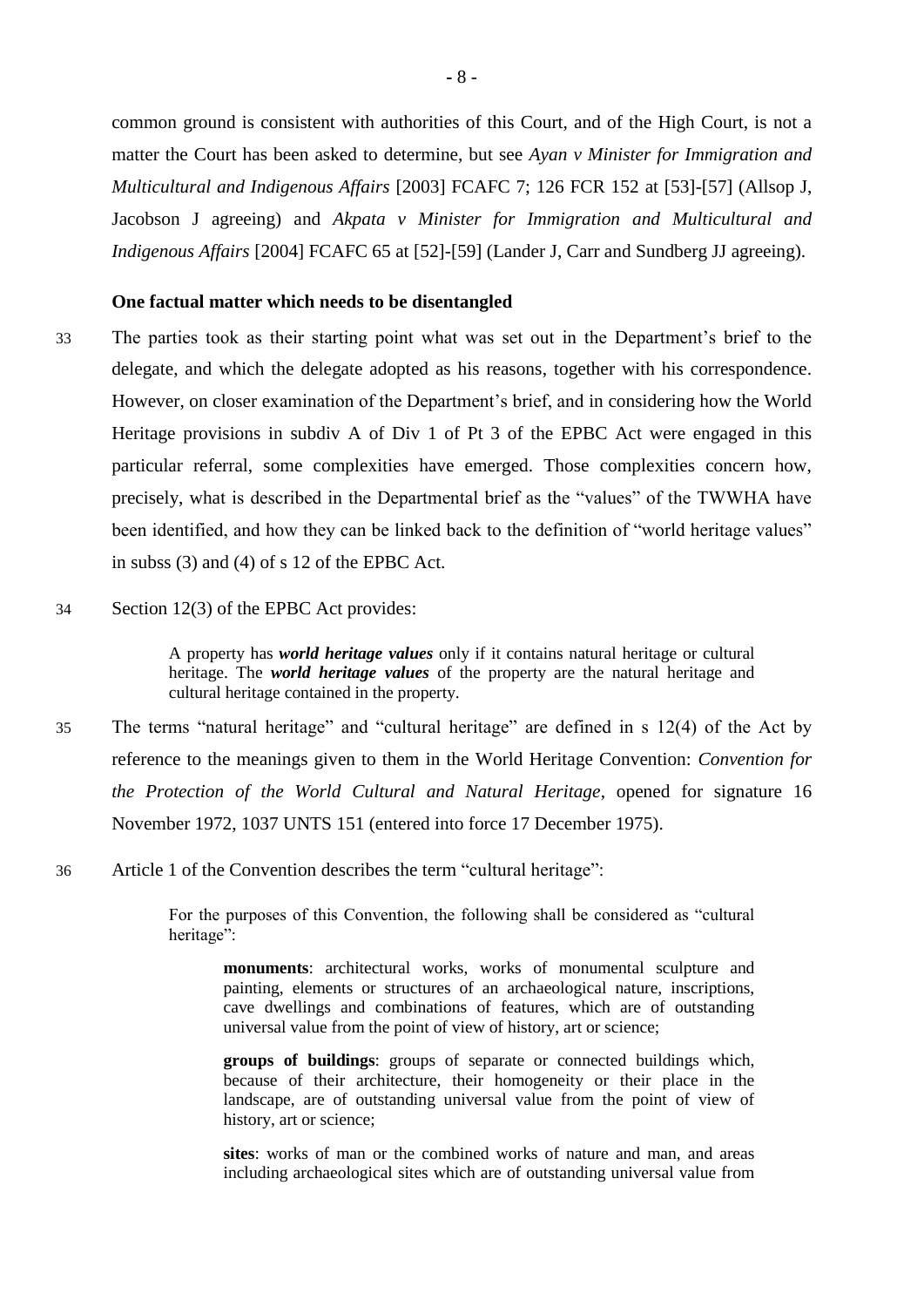common ground is consistent with authorities of this Court, and of the High Court, is not a matter the Court has been asked to determine, but see *Ayan v Minister for Immigration and Multicultural and Indigenous Affairs* [2003] FCAFC 7; 126 FCR 152 at [53]-[57] (Allsop J, Jacobson J agreeing) and *Akpata v Minister for Immigration and Multicultural and Indigenous Affairs* [2004] FCAFC 65 at [52]-[59] (Lander J, Carr and Sundberg JJ agreeing).

**One factual matter which needs to be disentangled**

33 The parties took as their starting point what was set out in the Department's brief to the delegate, and which the delegate adopted as his reasons, together with his correspondence. However, on closer examination of the Department's brief, and in considering how the World Heritage provisions in subdiv A of Div 1 of Pt 3 of the EPBC Act were engaged in this particular referral, some complexities have emerged. Those complexities concern how, precisely, what is described in the Departmental brief as the "values" of the TWWHA have been identified, and how they can be linked back to the definition of "world heritage values" in subss (3) and (4) of s 12 of the EPBC Act.

34 Section 12(3) of the EPBC Act provides:

> A property has ***world heritage values*** only if it contains natural heritage or cultural heritage. The ***world heritage values*** of the property are the natural heritage and cultural heritage contained in the property.

35 The terms "natural heritage" and "cultural heritage" are defined in s 12(4) of the Act by reference to the meanings given to them in the World Heritage Convention: *Convention for the Protection of the World Cultural and Natural Heritage*, opened for signature 16 November 1972, 1037 UNTS 151 (entered into force 17 December 1975).

36 Article 1 of the Convention describes the term "cultural heritage":

> For the purposes of this Convention, the following shall be considered as "cultural heritage":
>
> > **monuments**: architectural works, works of monumental sculpture and painting, elements or structures of an archaeological nature, inscriptions, cave dwellings and combinations of features, which are of outstanding universal value from the point of view of history, art or science;
> >
> > **groups of buildings**: groups of separate or connected buildings which, because of their architecture, their homogeneity or their place in the landscape, are of outstanding universal value from the point of view of history, art or science;
> >
> > **sites**: works of man or the combined works of nature and man, and areas including archaeological sites which are of outstanding universal value from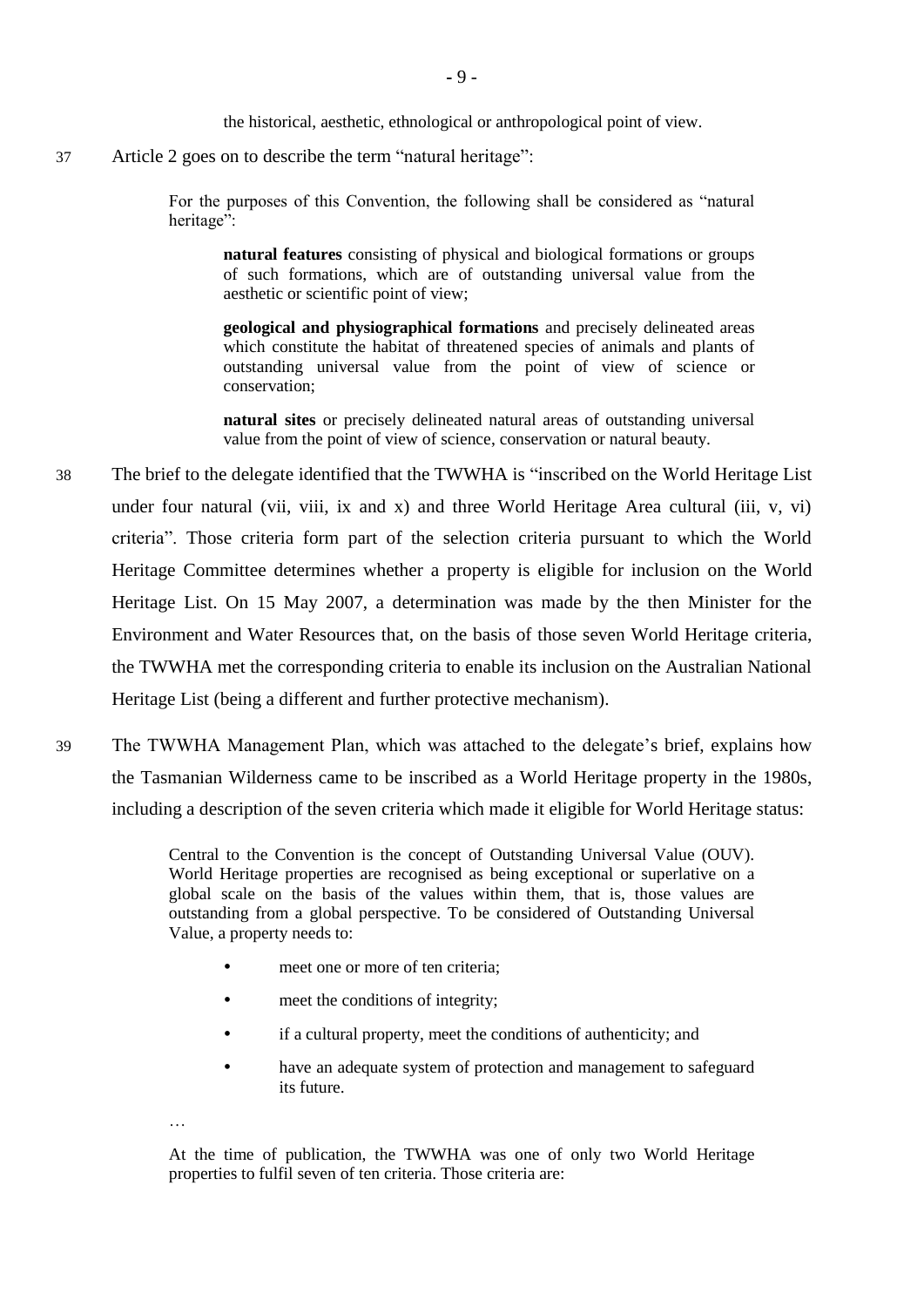the historical, aesthetic, ethnological or anthropological point of view.

37 Article 2 goes on to describe the term "natural heritage":

> For the purposes of this Convention, the following shall be considered as "natural heritage":
>
> > **natural features** consisting of physical and biological formations or groups of such formations, which are of outstanding universal value from the aesthetic or scientific point of view;
> >
> > **geological and physiographical formations** and precisely delineated areas which constitute the habitat of threatened species of animals and plants of outstanding universal value from the point of view of science or conservation;
> >
> > **natural sites** or precisely delineated natural areas of outstanding universal value from the point of view of science, conservation or natural beauty.

38 The brief to the delegate identified that the TWWHA is "inscribed on the World Heritage List under four natural (vii, viii, ix and x) and three World Heritage Area cultural (iii, v, vi) criteria". Those criteria form part of the selection criteria pursuant to which the World Heritage Committee determines whether a property is eligible for inclusion on the World Heritage List. On 15 May 2007, a determination was made by the then Minister for the Environment and Water Resources that, on the basis of those seven World Heritage criteria, the TWWHA met the corresponding criteria to enable its inclusion on the Australian National Heritage List (being a different and further protective mechanism).

39 The TWWHA Management Plan, which was attached to the delegate's brief, explains how the Tasmanian Wilderness came to be inscribed as a World Heritage property in the 1980s, including a description of the seven criteria which made it eligible for World Heritage status:

> Central to the Convention is the concept of Outstanding Universal Value (OUV). World Heritage properties are recognised as being exceptional or superlative on a global scale on the basis of the values within them, that is, those values are outstanding from a global perspective. To be considered of Outstanding Universal Value, a property needs to:
>
> - meet one or more of ten criteria;
> - meet the conditions of integrity;
> - if a cultural property, meet the conditions of authenticity; and
> - have an adequate system of protection and management to safeguard its future.
>
> …
>
> At the time of publication, the TWWHA was one of only two World Heritage properties to fulfil seven of ten criteria. Those criteria are: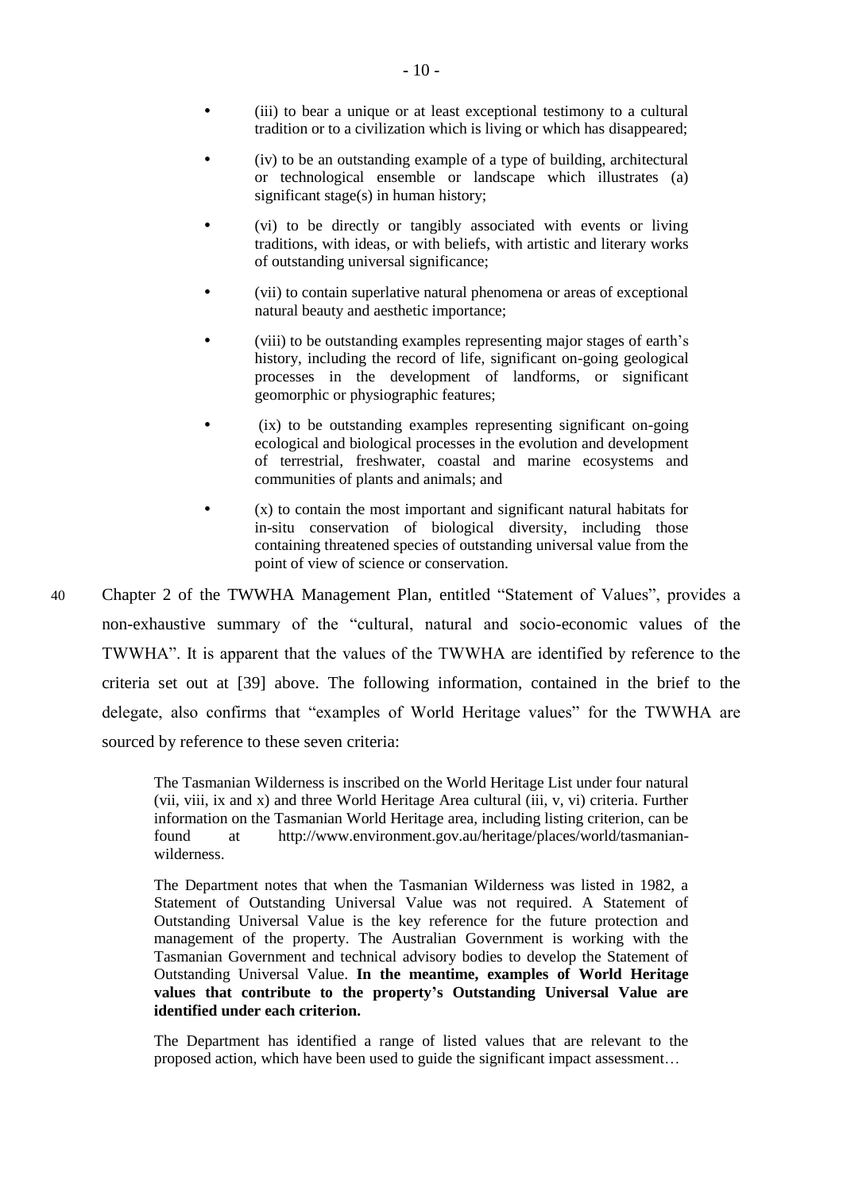- (iii) to bear a unique or at least exceptional testimony to a cultural tradition or to a civilization which is living or which has disappeared;
- (iv) to be an outstanding example of a type of building, architectural or technological ensemble or landscape which illustrates (a) significant stage(s) in human history;
- (vi) to be directly or tangibly associated with events or living traditions, with ideas, or with beliefs, with artistic and literary works of outstanding universal significance;
- (vii) to contain superlative natural phenomena or areas of exceptional natural beauty and aesthetic importance;
- (viii) to be outstanding examples representing major stages of earth's history, including the record of life, significant on-going geological processes in the development of landforms, or significant geomorphic or physiographic features;
- (ix) to be outstanding examples representing significant on-going ecological and biological processes in the evolution and development of terrestrial, freshwater, coastal and marine ecosystems and communities of plants and animals; and
- (x) to contain the most important and significant natural habitats for in-situ conservation of biological diversity, including those containing threatened species of outstanding universal value from the point of view of science or conservation.

40 Chapter 2 of the TWWHA Management Plan, entitled "Statement of Values", provides a non-exhaustive summary of the "cultural, natural and socio-economic values of the TWWHA". It is apparent that the values of the TWWHA are identified by reference to the criteria set out at [39] above. The following information, contained in the brief to the delegate, also confirms that "examples of World Heritage values" for the TWWHA are sourced by reference to these seven criteria:

> The Tasmanian Wilderness is inscribed on the World Heritage List under four natural (vii, viii, ix and x) and three World Heritage Area cultural (iii, v, vi) criteria. Further information on the Tasmanian World Heritage area, including listing criterion, can be found at http://www.environment.gov.au/heritage/places/world/tasmanian-wilderness.
>
> The Department notes that when the Tasmanian Wilderness was listed in 1982, a Statement of Outstanding Universal Value was not required. A Statement of Outstanding Universal Value is the key reference for the future protection and management of the property. The Australian Government is working with the Tasmanian Government and technical advisory bodies to develop the Statement of Outstanding Universal Value. **In the meantime, examples of World Heritage values that contribute to the property's Outstanding Universal Value are identified under each criterion.**
>
> The Department has identified a range of listed values that are relevant to the proposed action, which have been used to guide the significant impact assessment…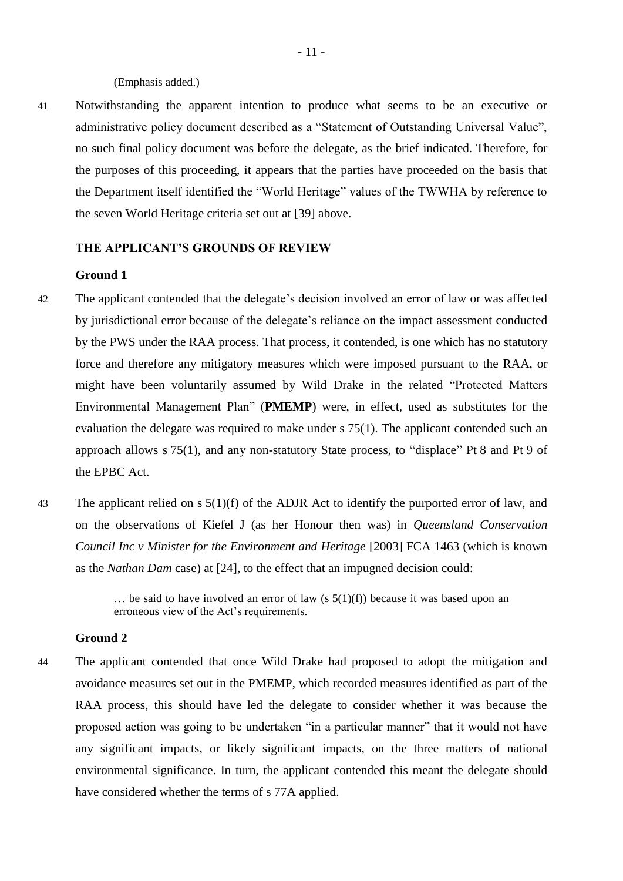(Emphasis added.)

41 Notwithstanding the apparent intention to produce what seems to be an executive or administrative policy document described as a "Statement of Outstanding Universal Value", no such final policy document was before the delegate, as the brief indicated. Therefore, for the purposes of this proceeding, it appears that the parties have proceeded on the basis that the Department itself identified the "World Heritage" values of the TWWHA by reference to the seven World Heritage criteria set out at [39] above.

## THE APPLICANT'S GROUNDS OF REVIEW

### Ground 1

42 The applicant contended that the delegate's decision involved an error of law or was affected by jurisdictional error because of the delegate's reliance on the impact assessment conducted by the PWS under the RAA process. That process, it contended, is one which has no statutory force and therefore any mitigatory measures which were imposed pursuant to the RAA, or might have been voluntarily assumed by Wild Drake in the related "Protected Matters Environmental Management Plan" (**PMEMP**) were, in effect, used as substitutes for the evaluation the delegate was required to make under s 75(1). The applicant contended such an approach allows s 75(1), and any non-statutory State process, to "displace" Pt 8 and Pt 9 of the EPBC Act.

43 The applicant relied on s 5(1)(f) of the ADJR Act to identify the purported error of law, and on the observations of Kiefel J (as her Honour then was) in *Queensland Conservation Council Inc v Minister for the Environment and Heritage* [2003] FCA 1463 (which is known as the *Nathan Dam* case) at [24], to the effect that an impugned decision could:

> … be said to have involved an error of law (s 5(1)(f)) because it was based upon an erroneous view of the Act's requirements.

### Ground 2

44 The applicant contended that once Wild Drake had proposed to adopt the mitigation and avoidance measures set out in the PMEMP, which recorded measures identified as part of the RAA process, this should have led the delegate to consider whether it was because the proposed action was going to be undertaken "in a particular manner" that it would not have any significant impacts, or likely significant impacts, on the three matters of national environmental significance. In turn, the applicant contended this meant the delegate should have considered whether the terms of s 77A applied.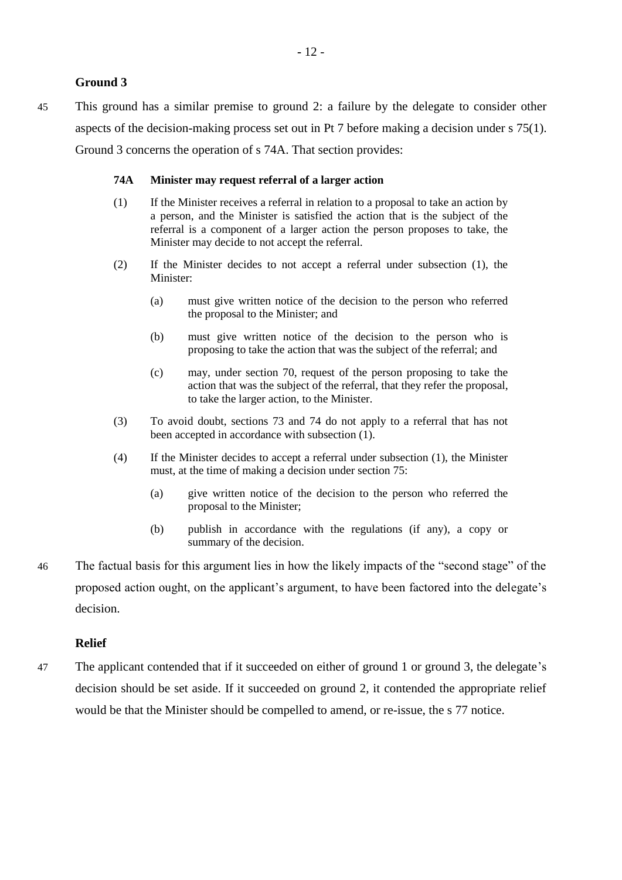**Ground 3**

45 This ground has a similar premise to ground 2: a failure by the delegate to consider other aspects of the decision-making process set out in Pt 7 before making a decision under s 75(1). Ground 3 concerns the operation of s 74A. That section provides:

> **74A Minister may request referral of a larger action**
>
> (1) If the Minister receives a referral in relation to a proposal to take an action by a person, and the Minister is satisfied the action that is the subject of the referral is a component of a larger action the person proposes to take, the Minister may decide to not accept the referral.
>
> (2) If the Minister decides to not accept a referral under subsection (1), the Minister:
>
> > (a) must give written notice of the decision to the person who referred the proposal to the Minister; and
> >
> > (b) must give written notice of the decision to the person who is proposing to take the action that was the subject of the referral; and
> >
> > (c) may, under section 70, request of the person proposing to take the action that was the subject of the referral, that they refer the proposal, to take the larger action, to the Minister.
>
> (3) To avoid doubt, sections 73 and 74 do not apply to a referral that has not been accepted in accordance with subsection (1).
>
> (4) If the Minister decides to accept a referral under subsection (1), the Minister must, at the time of making a decision under section 75:
>
> > (a) give written notice of the decision to the person who referred the proposal to the Minister;
> >
> > (b) publish in accordance with the regulations (if any), a copy or summary of the decision.

46 The factual basis for this argument lies in how the likely impacts of the "second stage" of the proposed action ought, on the applicant's argument, to have been factored into the delegate's decision.

**Relief**

47 The applicant contended that if it succeeded on either of ground 1 or ground 3, the delegate's decision should be set aside. If it succeeded on ground 2, it contended the appropriate relief would be that the Minister should be compelled to amend, or re-issue, the s 77 notice.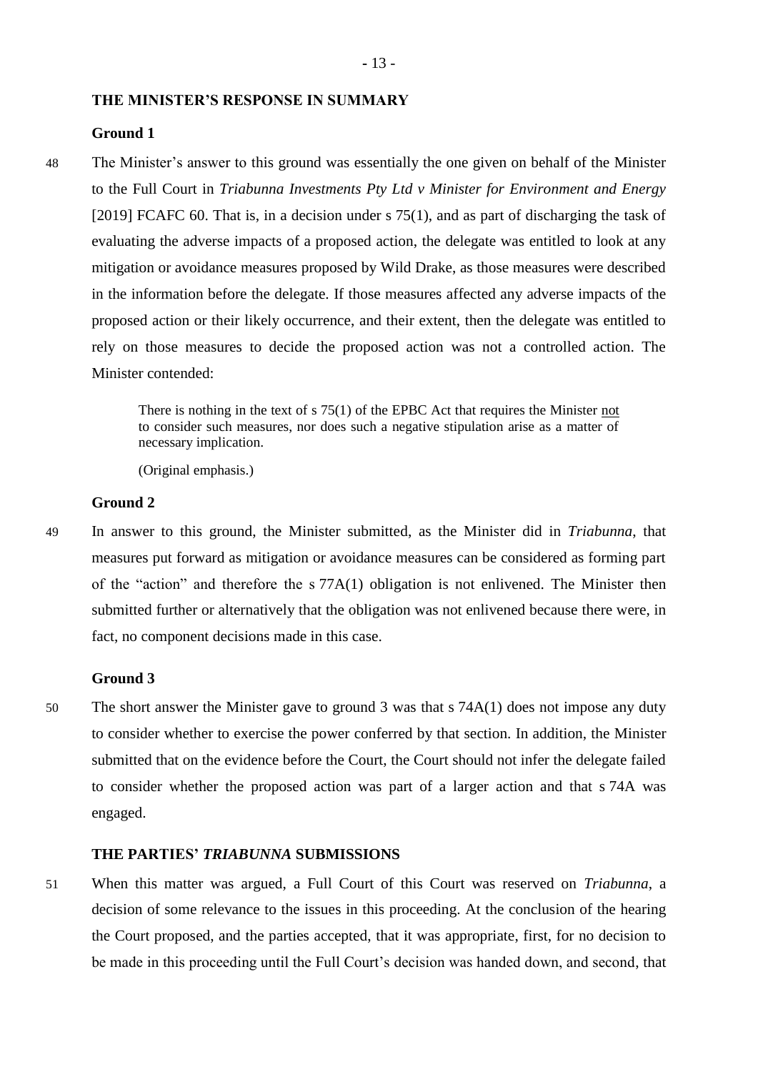## THE MINISTER'S RESPONSE IN SUMMARY

### Ground 1

48 The Minister's answer to this ground was essentially the one given on behalf of the Minister to the Full Court in *Triabunna Investments Pty Ltd v Minister for Environment and Energy* [2019] FCAFC 60. That is, in a decision under s 75(1), and as part of discharging the task of evaluating the adverse impacts of a proposed action, the delegate was entitled to look at any mitigation or avoidance measures proposed by Wild Drake, as those measures were described in the information before the delegate. If those measures affected any adverse impacts of the proposed action or their likely occurrence, and their extent, then the delegate was entitled to rely on those measures to decide the proposed action was not a controlled action. The Minister contended:

> There is nothing in the text of s 75(1) of the EPBC Act that requires the Minister <u>not</u> to consider such measures, nor does such a negative stipulation arise as a matter of necessary implication.
>
> (Original emphasis.)

### Ground 2

49 In answer to this ground, the Minister submitted, as the Minister did in *Triabunna*, that measures put forward as mitigation or avoidance measures can be considered as forming part of the "action" and therefore the s 77A(1) obligation is not enlivened. The Minister then submitted further or alternatively that the obligation was not enlivened because there were, in fact, no component decisions made in this case.

### Ground 3

50 The short answer the Minister gave to ground 3 was that s 74A(1) does not impose any duty to consider whether to exercise the power conferred by that section. In addition, the Minister submitted that on the evidence before the Court, the Court should not infer the delegate failed to consider whether the proposed action was part of a larger action and that s 74A was engaged.

## THE PARTIES' *TRIABUNNA* SUBMISSIONS

51 When this matter was argued, a Full Court of this Court was reserved on *Triabunna*, a decision of some relevance to the issues in this proceeding. At the conclusion of the hearing the Court proposed, and the parties accepted, that it was appropriate, first, for no decision to be made in this proceeding until the Full Court's decision was handed down, and second, that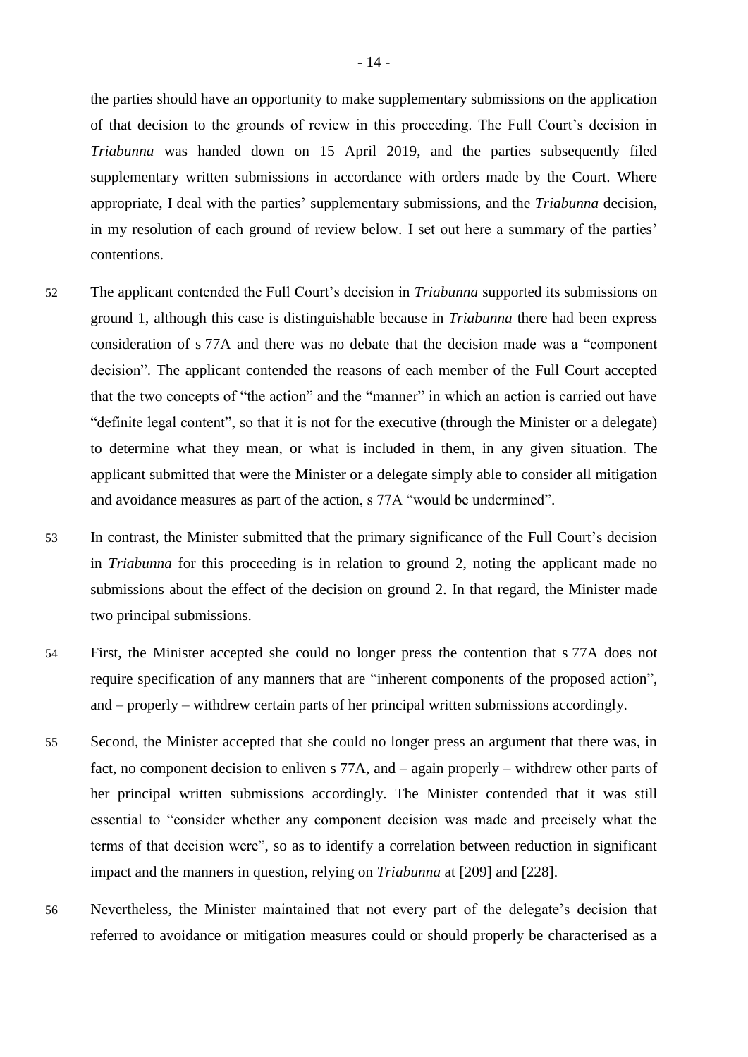the parties should have an opportunity to make supplementary submissions on the application of that decision to the grounds of review in this proceeding. The Full Court's decision in *Triabunna* was handed down on 15 April 2019, and the parties subsequently filed supplementary written submissions in accordance with orders made by the Court. Where appropriate, I deal with the parties' supplementary submissions, and the *Triabunna* decision, in my resolution of each ground of review below. I set out here a summary of the parties' contentions.

52 The applicant contended the Full Court's decision in *Triabunna* supported its submissions on ground 1, although this case is distinguishable because in *Triabunna* there had been express consideration of s 77A and there was no debate that the decision made was a "component decision". The applicant contended the reasons of each member of the Full Court accepted that the two concepts of "the action" and the "manner" in which an action is carried out have "definite legal content", so that it is not for the executive (through the Minister or a delegate) to determine what they mean, or what is included in them, in any given situation. The applicant submitted that were the Minister or a delegate simply able to consider all mitigation and avoidance measures as part of the action, s 77A "would be undermined".

53 In contrast, the Minister submitted that the primary significance of the Full Court's decision in *Triabunna* for this proceeding is in relation to ground 2, noting the applicant made no submissions about the effect of the decision on ground 2. In that regard, the Minister made two principal submissions.

54 First, the Minister accepted she could no longer press the contention that s 77A does not require specification of any manners that are "inherent components of the proposed action", and – properly – withdrew certain parts of her principal written submissions accordingly.

55 Second, the Minister accepted that she could no longer press an argument that there was, in fact, no component decision to enliven s 77A, and – again properly – withdrew other parts of her principal written submissions accordingly. The Minister contended that it was still essential to "consider whether any component decision was made and precisely what the terms of that decision were", so as to identify a correlation between reduction in significant impact and the manners in question, relying on *Triabunna* at [209] and [228].

56 Nevertheless, the Minister maintained that not every part of the delegate's decision that referred to avoidance or mitigation measures could or should properly be characterised as a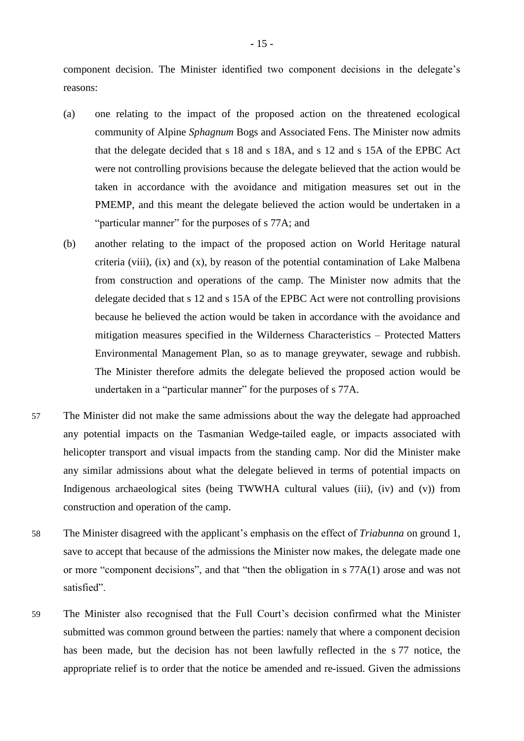component decision. The Minister identified two component decisions in the delegate's reasons:

(a) one relating to the impact of the proposed action on the threatened ecological community of Alpine *Sphagnum* Bogs and Associated Fens. The Minister now admits that the delegate decided that s 18 and s 18A, and s 12 and s 15A of the EPBC Act were not controlling provisions because the delegate believed that the action would be taken in accordance with the avoidance and mitigation measures set out in the PMEMP, and this meant the delegate believed the action would be undertaken in a "particular manner" for the purposes of s 77A; and

(b) another relating to the impact of the proposed action on World Heritage natural criteria (viii), (ix) and (x), by reason of the potential contamination of Lake Malbena from construction and operations of the camp. The Minister now admits that the delegate decided that s 12 and s 15A of the EPBC Act were not controlling provisions because he believed the action would be taken in accordance with the avoidance and mitigation measures specified in the Wilderness Characteristics – Protected Matters Environmental Management Plan, so as to manage greywater, sewage and rubbish. The Minister therefore admits the delegate believed the proposed action would be undertaken in a "particular manner" for the purposes of s 77A.

57 The Minister did not make the same admissions about the way the delegate had approached any potential impacts on the Tasmanian Wedge-tailed eagle, or impacts associated with helicopter transport and visual impacts from the standing camp. Nor did the Minister make any similar admissions about what the delegate believed in terms of potential impacts on Indigenous archaeological sites (being TWWHA cultural values (iii), (iv) and (v)) from construction and operation of the camp.

58 The Minister disagreed with the applicant's emphasis on the effect of *Triabunna* on ground 1, save to accept that because of the admissions the Minister now makes, the delegate made one or more "component decisions", and that "then the obligation in s 77A(1) arose and was not satisfied".

59 The Minister also recognised that the Full Court's decision confirmed what the Minister submitted was common ground between the parties: namely that where a component decision has been made, but the decision has not been lawfully reflected in the s 77 notice, the appropriate relief is to order that the notice be amended and re-issued. Given the admissions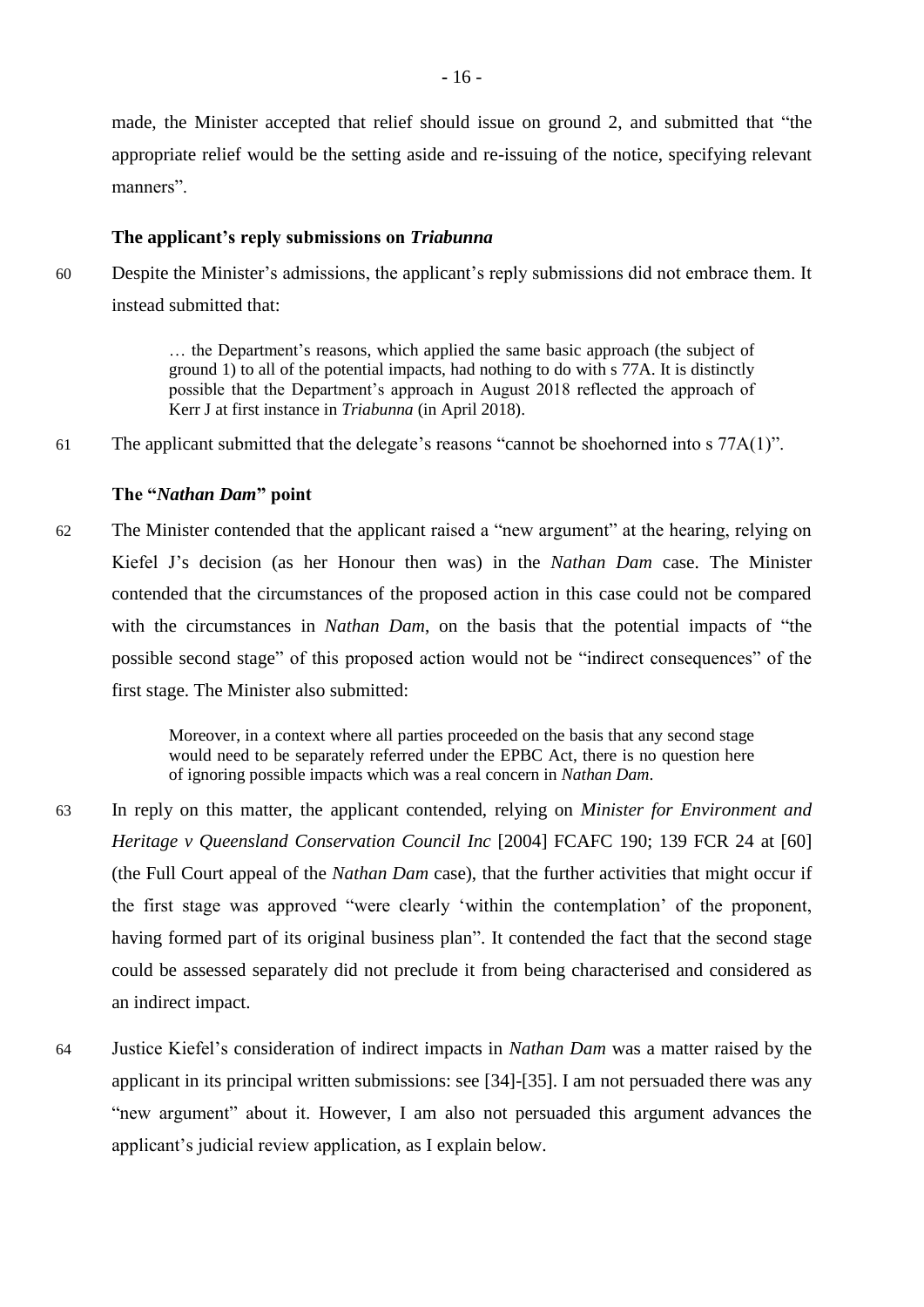made, the Minister accepted that relief should issue on ground 2, and submitted that "the appropriate relief would be the setting aside and re-issuing of the notice, specifying relevant manners".

### The applicant's reply submissions on *Triabunna*

60 Despite the Minister's admissions, the applicant's reply submissions did not embrace them. It instead submitted that:

> … the Department's reasons, which applied the same basic approach (the subject of ground 1) to all of the potential impacts, had nothing to do with s 77A. It is distinctly possible that the Department's approach in August 2018 reflected the approach of Kerr J at first instance in *Triabunna* (in April 2018).

61 The applicant submitted that the delegate's reasons "cannot be shoehorned into s 77A(1)".

### The "*Nathan Dam*" point

62 The Minister contended that the applicant raised a "new argument" at the hearing, relying on Kiefel J's decision (as her Honour then was) in the *Nathan Dam* case. The Minister contended that the circumstances of the proposed action in this case could not be compared with the circumstances in *Nathan Dam*, on the basis that the potential impacts of "the possible second stage" of this proposed action would not be "indirect consequences" of the first stage. The Minister also submitted:

> Moreover, in a context where all parties proceeded on the basis that any second stage would need to be separately referred under the EPBC Act, there is no question here of ignoring possible impacts which was a real concern in *Nathan Dam*.

63 In reply on this matter, the applicant contended, relying on *Minister for Environment and Heritage v Queensland Conservation Council Inc* [2004] FCAFC 190; 139 FCR 24 at [60] (the Full Court appeal of the *Nathan Dam* case), that the further activities that might occur if the first stage was approved "were clearly 'within the contemplation' of the proponent, having formed part of its original business plan". It contended the fact that the second stage could be assessed separately did not preclude it from being characterised and considered as an indirect impact.

64 Justice Kiefel's consideration of indirect impacts in *Nathan Dam* was a matter raised by the applicant in its principal written submissions: see [34]-[35]. I am not persuaded there was any "new argument" about it. However, I am also not persuaded this argument advances the applicant's judicial review application, as I explain below.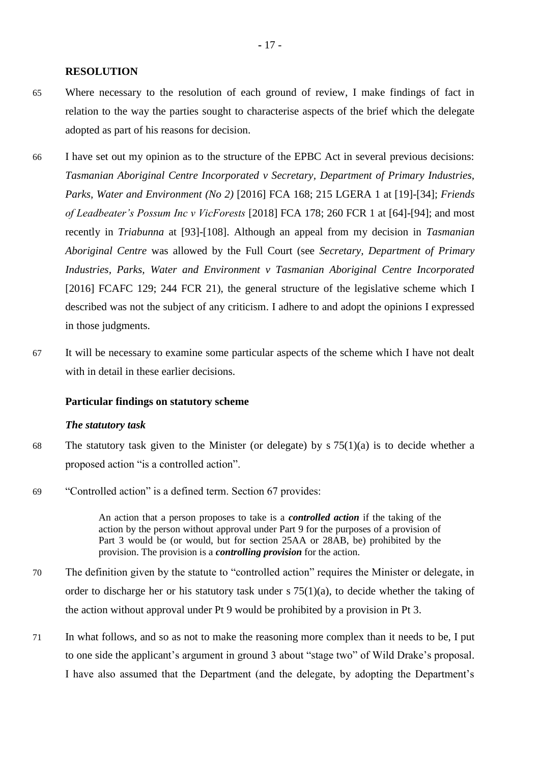**RESOLUTION**

65 Where necessary to the resolution of each ground of review, I make findings of fact in relation to the way the parties sought to characterise aspects of the brief which the delegate adopted as part of his reasons for decision.

66 I have set out my opinion as to the structure of the EPBC Act in several previous decisions: *Tasmanian Aboriginal Centre Incorporated v Secretary, Department of Primary Industries, Parks, Water and Environment (No 2)* [2016] FCA 168; 215 LGERA 1 at [19]-[34]; *Friends of Leadbeater's Possum Inc v VicForests* [2018] FCA 178; 260 FCR 1 at [64]-[94]; and most recently in *Triabunna* at [93]-[108]. Although an appeal from my decision in *Tasmanian Aboriginal Centre* was allowed by the Full Court (see *Secretary, Department of Primary Industries, Parks, Water and Environment v Tasmanian Aboriginal Centre Incorporated* [2016] FCAFC 129; 244 FCR 21), the general structure of the legislative scheme which I described was not the subject of any criticism. I adhere to and adopt the opinions I expressed in those judgments.

67 It will be necessary to examine some particular aspects of the scheme which I have not dealt with in detail in these earlier decisions.

**Particular findings on statutory scheme**

***The statutory task***

68 The statutory task given to the Minister (or delegate) by s 75(1)(a) is to decide whether a proposed action "is a controlled action".

69 "Controlled action" is a defined term. Section 67 provides:

> An action that a person proposes to take is a ***controlled action*** if the taking of the action by the person without approval under Part 9 for the purposes of a provision of Part 3 would be (or would, but for section 25AA or 28AB, be) prohibited by the provision. The provision is a ***controlling provision*** for the action.

70 The definition given by the statute to "controlled action" requires the Minister or delegate, in order to discharge her or his statutory task under s 75(1)(a), to decide whether the taking of the action without approval under Pt 9 would be prohibited by a provision in Pt 3.

71 In what follows, and so as not to make the reasoning more complex than it needs to be, I put to one side the applicant's argument in ground 3 about "stage two" of Wild Drake's proposal. I have also assumed that the Department (and the delegate, by adopting the Department's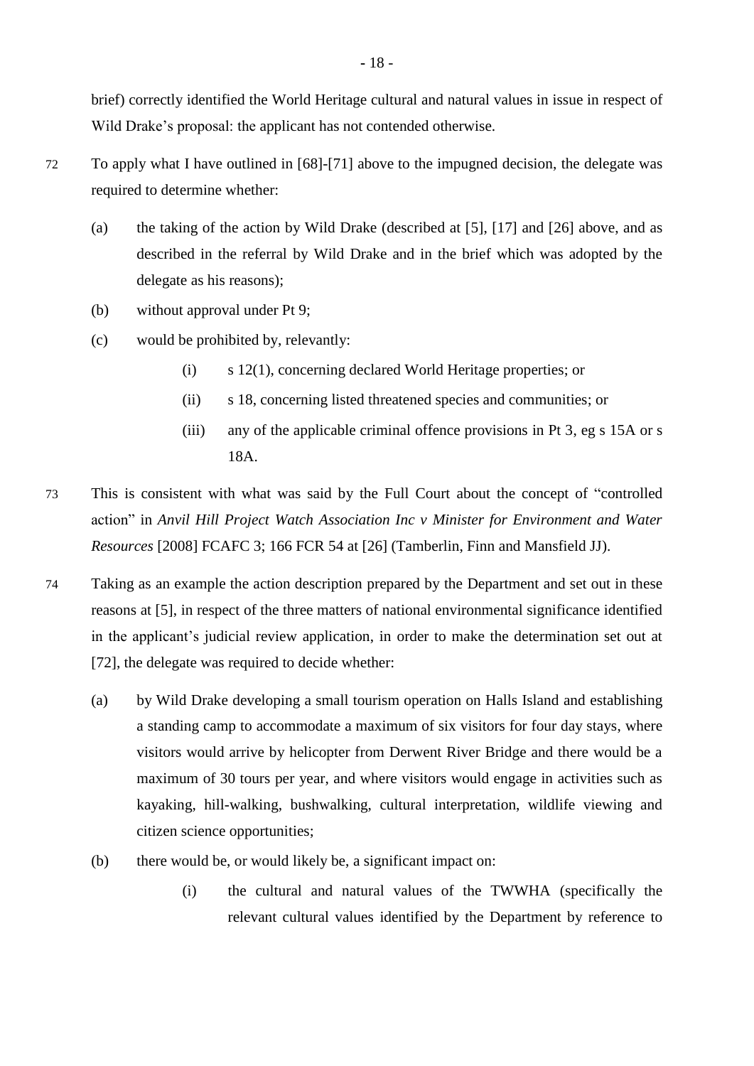brief) correctly identified the World Heritage cultural and natural values in issue in respect of Wild Drake's proposal: the applicant has not contended otherwise.

72 To apply what I have outlined in [68]-[71] above to the impugned decision, the delegate was required to determine whether:

(a) the taking of the action by Wild Drake (described at [5], [17] and [26] above, and as described in the referral by Wild Drake and in the brief which was adopted by the delegate as his reasons);

(b) without approval under Pt 9;

(c) would be prohibited by, relevantly:

  (i) s 12(1), concerning declared World Heritage properties; or

  (ii) s 18, concerning listed threatened species and communities; or

  (iii) any of the applicable criminal offence provisions in Pt 3, eg s 15A or s 18A.

73 This is consistent with what was said by the Full Court about the concept of "controlled action" in *Anvil Hill Project Watch Association Inc v Minister for Environment and Water Resources* [2008] FCAFC 3; 166 FCR 54 at [26] (Tamberlin, Finn and Mansfield JJ).

74 Taking as an example the action description prepared by the Department and set out in these reasons at [5], in respect of the three matters of national environmental significance identified in the applicant's judicial review application, in order to make the determination set out at [72], the delegate was required to decide whether:

(a) by Wild Drake developing a small tourism operation on Halls Island and establishing a standing camp to accommodate a maximum of six visitors for four day stays, where visitors would arrive by helicopter from Derwent River Bridge and there would be a maximum of 30 tours per year, and where visitors would engage in activities such as kayaking, hill-walking, bushwalking, cultural interpretation, wildlife viewing and citizen science opportunities;

(b) there would be, or would likely be, a significant impact on:

  (i) the cultural and natural values of the TWWHA (specifically the relevant cultural values identified by the Department by reference to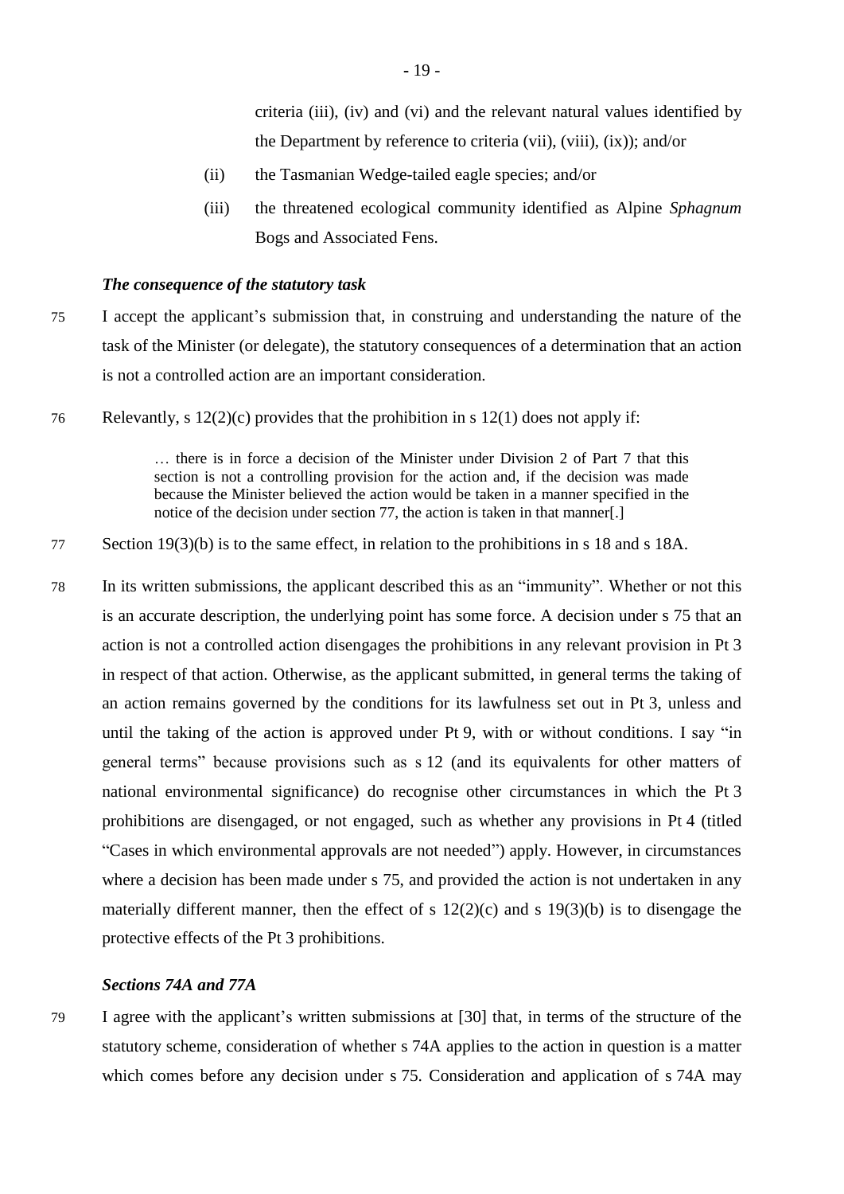criteria (iii), (iv) and (vi) and the relevant natural values identified by the Department by reference to criteria (vii), (viii), (ix)); and/or

(ii) the Tasmanian Wedge-tailed eagle species; and/or

(iii) the threatened ecological community identified as Alpine *Sphagnum* Bogs and Associated Fens.

### *The consequence of the statutory task*

75 I accept the applicant's submission that, in construing and understanding the nature of the task of the Minister (or delegate), the statutory consequences of a determination that an action is not a controlled action are an important consideration.

76 Relevantly, s 12(2)(c) provides that the prohibition in s 12(1) does not apply if:

> … there is in force a decision of the Minister under Division 2 of Part 7 that this section is not a controlling provision for the action and, if the decision was made because the Minister believed the action would be taken in a manner specified in the notice of the decision under section 77, the action is taken in that manner[.]

77 Section 19(3)(b) is to the same effect, in relation to the prohibitions in s 18 and s 18A.

78 In its written submissions, the applicant described this as an "immunity". Whether or not this is an accurate description, the underlying point has some force. A decision under s 75 that an action is not a controlled action disengages the prohibitions in any relevant provision in Pt 3 in respect of that action. Otherwise, as the applicant submitted, in general terms the taking of an action remains governed by the conditions for its lawfulness set out in Pt 3, unless and until the taking of the action is approved under Pt 9, with or without conditions. I say "in general terms" because provisions such as s 12 (and its equivalents for other matters of national environmental significance) do recognise other circumstances in which the Pt 3 prohibitions are disengaged, or not engaged, such as whether any provisions in Pt 4 (titled "Cases in which environmental approvals are not needed") apply. However, in circumstances where a decision has been made under s 75, and provided the action is not undertaken in any materially different manner, then the effect of s 12(2)(c) and s 19(3)(b) is to disengage the protective effects of the Pt 3 prohibitions.

### *Sections 74A and 77A*

79 I agree with the applicant's written submissions at [30] that, in terms of the structure of the statutory scheme, consideration of whether s 74A applies to the action in question is a matter which comes before any decision under s 75. Consideration and application of s 74A may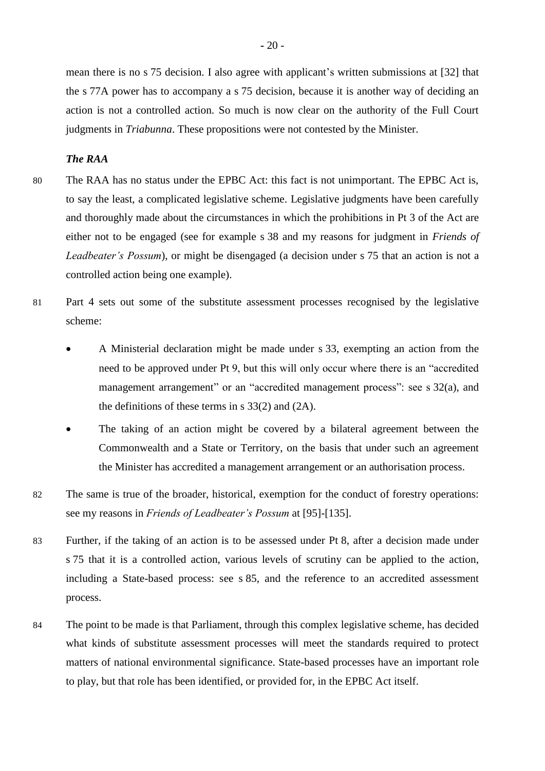mean there is no s 75 decision. I also agree with applicant's written submissions at [32] that the s 77A power has to accompany a s 75 decision, because it is another way of deciding an action is not a controlled action. So much is now clear on the authority of the Full Court judgments in *Triabunna*. These propositions were not contested by the Minister.

### *The RAA*

80 The RAA has no status under the EPBC Act: this fact is not unimportant. The EPBC Act is, to say the least, a complicated legislative scheme. Legislative judgments have been carefully and thoroughly made about the circumstances in which the prohibitions in Pt 3 of the Act are either not to be engaged (see for example s 38 and my reasons for judgment in *Friends of Leadbeater's Possum*), or might be disengaged (a decision under s 75 that an action is not a controlled action being one example).

81 Part 4 sets out some of the substitute assessment processes recognised by the legislative scheme:

- A Ministerial declaration might be made under s 33, exempting an action from the need to be approved under Pt 9, but this will only occur where there is an "accredited management arrangement" or an "accredited management process": see s 32(a), and the definitions of these terms in s 33(2) and (2A).
- The taking of an action might be covered by a bilateral agreement between the Commonwealth and a State or Territory, on the basis that under such an agreement the Minister has accredited a management arrangement or an authorisation process.

82 The same is true of the broader, historical, exemption for the conduct of forestry operations: see my reasons in *Friends of Leadbeater's Possum* at [95]-[135].

83 Further, if the taking of an action is to be assessed under Pt 8, after a decision made under s 75 that it is a controlled action, various levels of scrutiny can be applied to the action, including a State-based process: see s 85, and the reference to an accredited assessment process.

84 The point to be made is that Parliament, through this complex legislative scheme, has decided what kinds of substitute assessment processes will meet the standards required to protect matters of national environmental significance. State-based processes have an important role to play, but that role has been identified, or provided for, in the EPBC Act itself.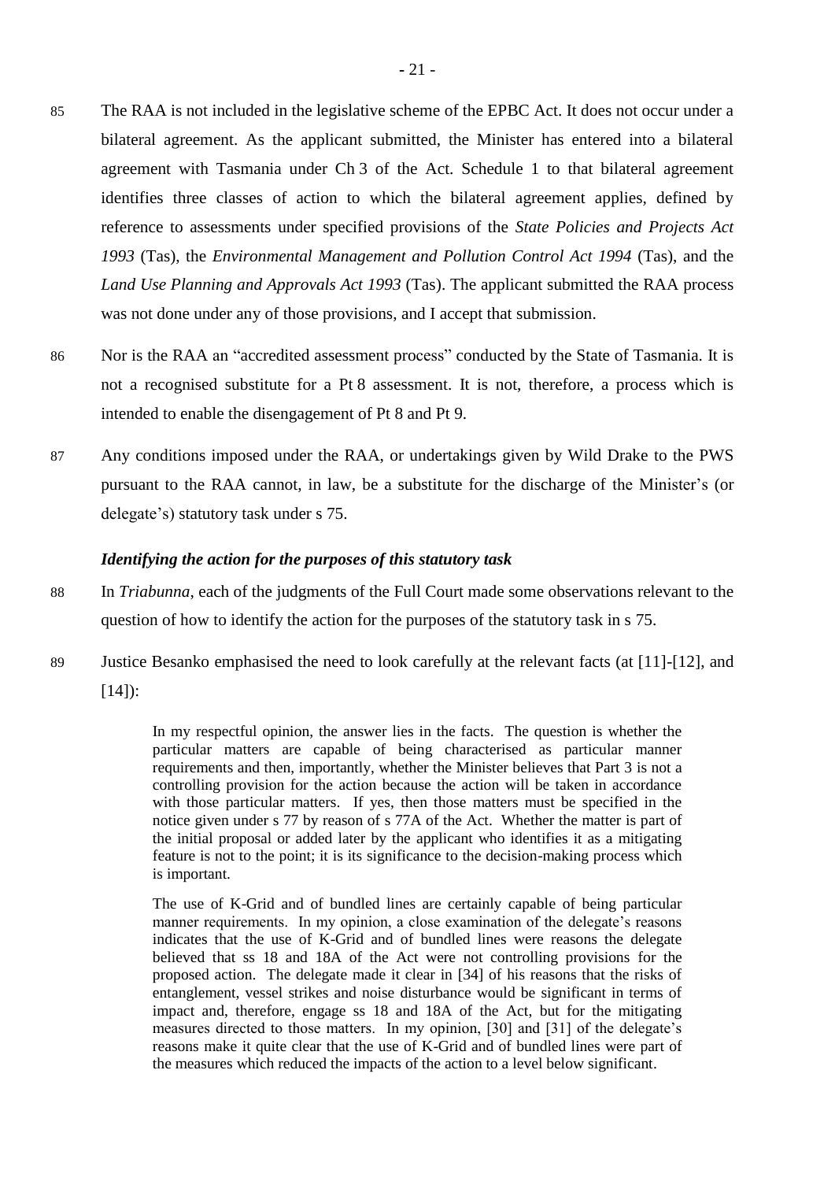85 The RAA is not included in the legislative scheme of the EPBC Act. It does not occur under a bilateral agreement. As the applicant submitted, the Minister has entered into a bilateral agreement with Tasmania under Ch 3 of the Act. Schedule 1 to that bilateral agreement identifies three classes of action to which the bilateral agreement applies, defined by reference to assessments under specified provisions of the *State Policies and Projects Act 1993* (Tas), the *Environmental Management and Pollution Control Act 1994* (Tas), and the *Land Use Planning and Approvals Act 1993* (Tas). The applicant submitted the RAA process was not done under any of those provisions, and I accept that submission.

86 Nor is the RAA an "accredited assessment process" conducted by the State of Tasmania. It is not a recognised substitute for a Pt 8 assessment. It is not, therefore, a process which is intended to enable the disengagement of Pt 8 and Pt 9.

87 Any conditions imposed under the RAA, or undertakings given by Wild Drake to the PWS pursuant to the RAA cannot, in law, be a substitute for the discharge of the Minister's (or delegate's) statutory task under s 75.

### *Identifying the action for the purposes of this statutory task*

88 In *Triabunna*, each of the judgments of the Full Court made some observations relevant to the question of how to identify the action for the purposes of the statutory task in s 75.

89 Justice Besanko emphasised the need to look carefully at the relevant facts (at [11]-[12], and [14]):

> In my respectful opinion, the answer lies in the facts. The question is whether the particular matters are capable of being characterised as particular manner requirements and then, importantly, whether the Minister believes that Part 3 is not a controlling provision for the action because the action will be taken in accordance with those particular matters. If yes, then those matters must be specified in the notice given under s 77 by reason of s 77A of the Act. Whether the matter is part of the initial proposal or added later by the applicant who identifies it as a mitigating feature is not to the point; it is its significance to the decision-making process which is important.
>
> The use of K-Grid and of bundled lines are certainly capable of being particular manner requirements. In my opinion, a close examination of the delegate's reasons indicates that the use of K-Grid and of bundled lines were reasons the delegate believed that ss 18 and 18A of the Act were not controlling provisions for the proposed action. The delegate made it clear in [34] of his reasons that the risks of entanglement, vessel strikes and noise disturbance would be significant in terms of impact and, therefore, engage ss 18 and 18A of the Act, but for the mitigating measures directed to those matters. In my opinion, [30] and [31] of the delegate's reasons make it quite clear that the use of K-Grid and of bundled lines were part of the measures which reduced the impacts of the action to a level below significant.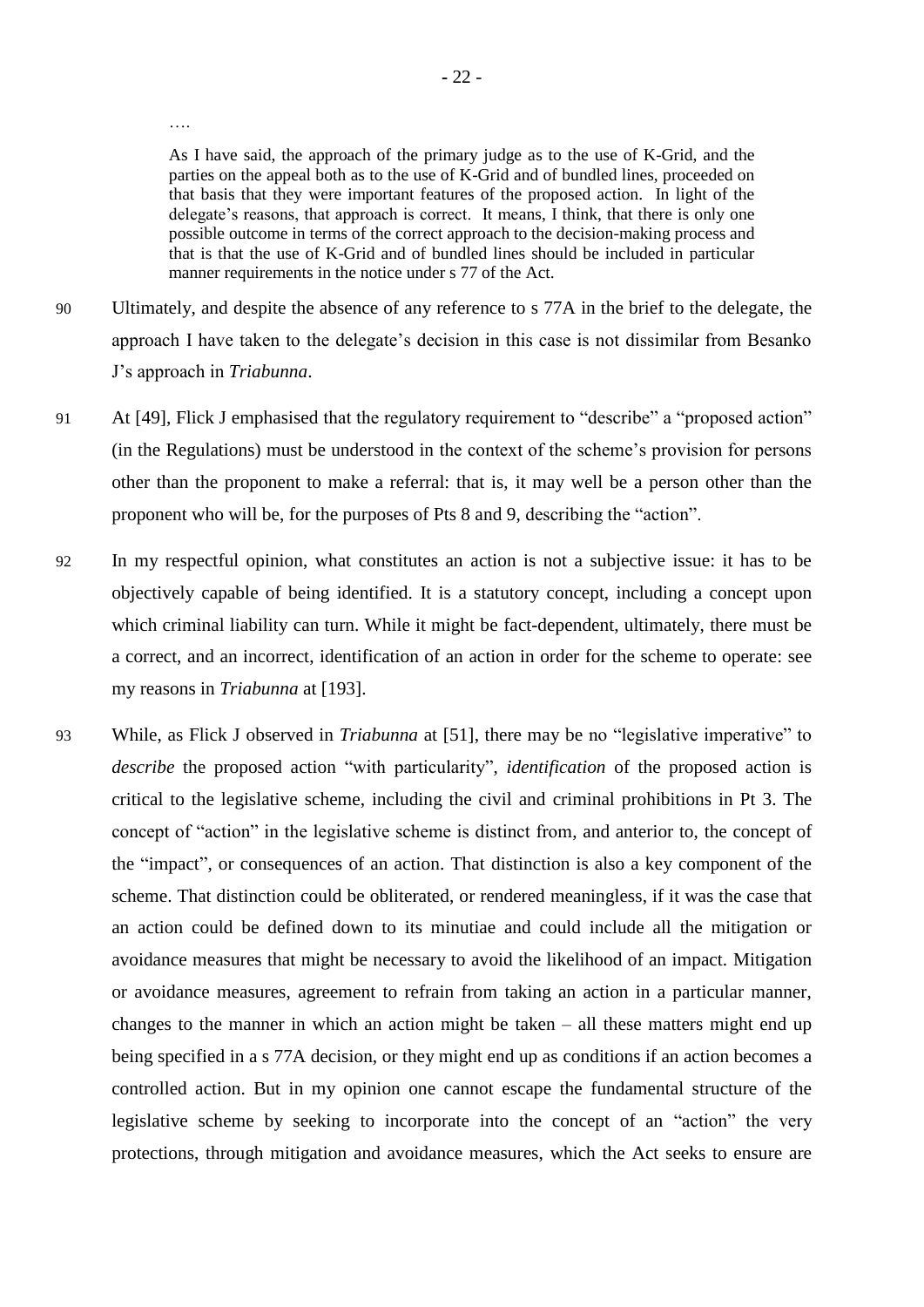> ….
>
> As I have said, the approach of the primary judge as to the use of K-Grid, and the parties on the appeal both as to the use of K-Grid and of bundled lines, proceeded on that basis that they were important features of the proposed action. In light of the delegate's reasons, that approach is correct. It means, I think, that there is only one possible outcome in terms of the correct approach to the decision-making process and that is that the use of K-Grid and of bundled lines should be included in particular manner requirements in the notice under s 77 of the Act.

90 Ultimately, and despite the absence of any reference to s 77A in the brief to the delegate, the approach I have taken to the delegate's decision in this case is not dissimilar from Besanko J's approach in *Triabunna*.

91 At [49], Flick J emphasised that the regulatory requirement to "describe" a "proposed action" (in the Regulations) must be understood in the context of the scheme's provision for persons other than the proponent to make a referral: that is, it may well be a person other than the proponent who will be, for the purposes of Pts 8 and 9, describing the "action".

92 In my respectful opinion, what constitutes an action is not a subjective issue: it has to be objectively capable of being identified. It is a statutory concept, including a concept upon which criminal liability can turn. While it might be fact-dependent, ultimately, there must be a correct, and an incorrect, identification of an action in order for the scheme to operate: see my reasons in *Triabunna* at [193].

93 While, as Flick J observed in *Triabunna* at [51], there may be no "legislative imperative" to *describe* the proposed action "with particularity", *identification* of the proposed action is critical to the legislative scheme, including the civil and criminal prohibitions in Pt 3. The concept of "action" in the legislative scheme is distinct from, and anterior to, the concept of the "impact", or consequences of an action. That distinction is also a key component of the scheme. That distinction could be obliterated, or rendered meaningless, if it was the case that an action could be defined down to its minutiae and could include all the mitigation or avoidance measures that might be necessary to avoid the likelihood of an impact. Mitigation or avoidance measures, agreement to refrain from taking an action in a particular manner, changes to the manner in which an action might be taken – all these matters might end up being specified in a s 77A decision, or they might end up as conditions if an action becomes a controlled action. But in my opinion one cannot escape the fundamental structure of the legislative scheme by seeking to incorporate into the concept of an "action" the very protections, through mitigation and avoidance measures, which the Act seeks to ensure are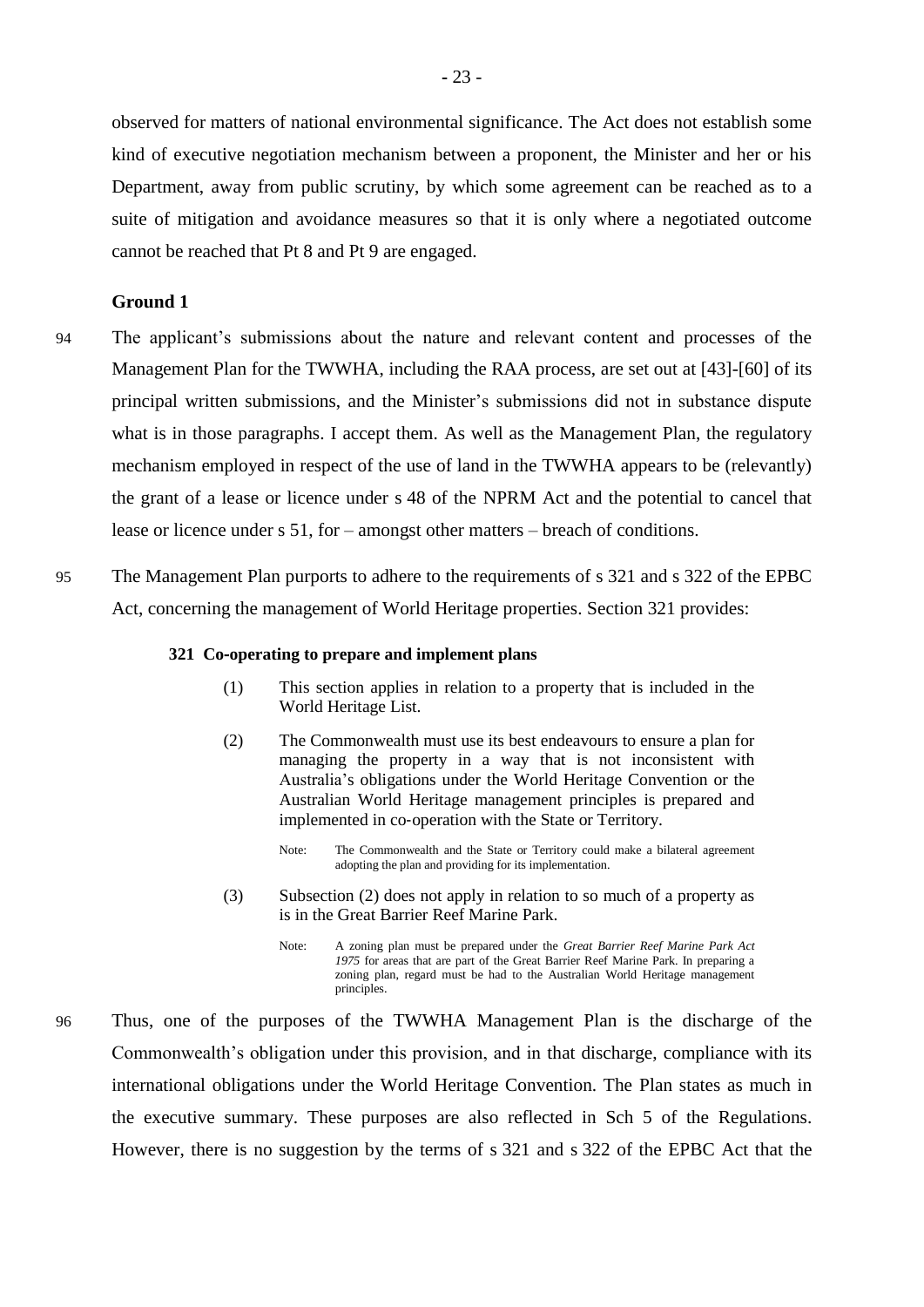observed for matters of national environmental significance. The Act does not establish some kind of executive negotiation mechanism between a proponent, the Minister and her or his Department, away from public scrutiny, by which some agreement can be reached as to a suite of mitigation and avoidance measures so that it is only where a negotiated outcome cannot be reached that Pt 8 and Pt 9 are engaged.

### Ground 1

94 The applicant's submissions about the nature and relevant content and processes of the Management Plan for the TWWHA, including the RAA process, are set out at [43]-[60] of its principal written submissions, and the Minister's submissions did not in substance dispute what is in those paragraphs. I accept them. As well as the Management Plan, the regulatory mechanism employed in respect of the use of land in the TWWHA appears to be (relevantly) the grant of a lease or licence under s 48 of the NPRM Act and the potential to cancel that lease or licence under s 51, for – amongst other matters – breach of conditions.

95 The Management Plan purports to adhere to the requirements of s 321 and s 322 of the EPBC Act, concerning the management of World Heritage properties. Section 321 provides:

> **321 Co-operating to prepare and implement plans**
>
> (1) This section applies in relation to a property that is included in the World Heritage List.
>
> (2) The Commonwealth must use its best endeavours to ensure a plan for managing the property in a way that is not inconsistent with Australia's obligations under the World Heritage Convention or the Australian World Heritage management principles is prepared and implemented in co-operation with the State or Territory.
>
> Note: The Commonwealth and the State or Territory could make a bilateral agreement adopting the plan and providing for its implementation.
>
> (3) Subsection (2) does not apply in relation to so much of a property as is in the Great Barrier Reef Marine Park.
>
> Note: A zoning plan must be prepared under the *Great Barrier Reef Marine Park Act 1975* for areas that are part of the Great Barrier Reef Marine Park. In preparing a zoning plan, regard must be had to the Australian World Heritage management principles.

96 Thus, one of the purposes of the TWWHA Management Plan is the discharge of the Commonwealth's obligation under this provision, and in that discharge, compliance with its international obligations under the World Heritage Convention. The Plan states as much in the executive summary. These purposes are also reflected in Sch 5 of the Regulations. However, there is no suggestion by the terms of s 321 and s 322 of the EPBC Act that the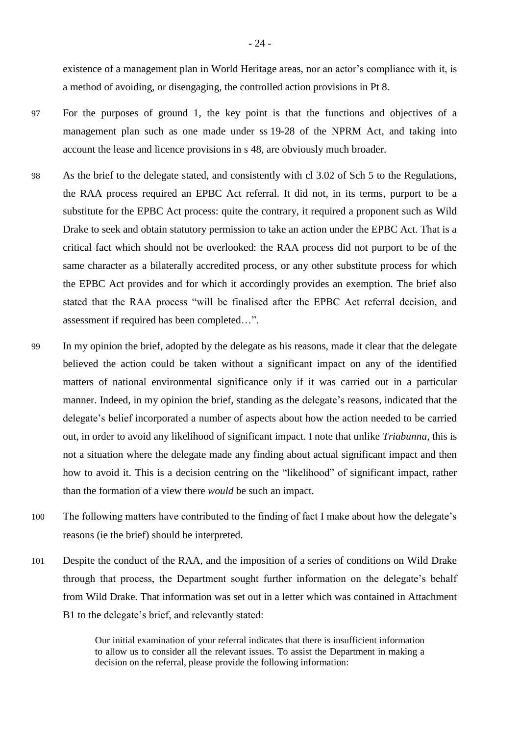existence of a management plan in World Heritage areas, nor an actor's compliance with it, is a method of avoiding, or disengaging, the controlled action provisions in Pt 8.

97 For the purposes of ground 1, the key point is that the functions and objectives of a management plan such as one made under ss 19-28 of the NPRM Act, and taking into account the lease and licence provisions in s 48, are obviously much broader.

98 As the brief to the delegate stated, and consistently with cl 3.02 of Sch 5 to the Regulations, the RAA process required an EPBC Act referral. It did not, in its terms, purport to be a substitute for the EPBC Act process: quite the contrary, it required a proponent such as Wild Drake to seek and obtain statutory permission to take an action under the EPBC Act. That is a critical fact which should not be overlooked: the RAA process did not purport to be of the same character as a bilaterally accredited process, or any other substitute process for which the EPBC Act provides and for which it accordingly provides an exemption. The brief also stated that the RAA process "will be finalised after the EPBC Act referral decision, and assessment if required has been completed…".

99 In my opinion the brief, adopted by the delegate as his reasons, made it clear that the delegate believed the action could be taken without a significant impact on any of the identified matters of national environmental significance only if it was carried out in a particular manner. Indeed, in my opinion the brief, standing as the delegate's reasons, indicated that the delegate's belief incorporated a number of aspects about how the action needed to be carried out, in order to avoid any likelihood of significant impact. I note that unlike *Triabunna*, this is not a situation where the delegate made any finding about actual significant impact and then how to avoid it. This is a decision centring on the "likelihood" of significant impact, rather than the formation of a view there *would* be such an impact.

100 The following matters have contributed to the finding of fact I make about how the delegate's reasons (ie the brief) should be interpreted.

101 Despite the conduct of the RAA, and the imposition of a series of conditions on Wild Drake through that process, the Department sought further information on the delegate's behalf from Wild Drake. That information was set out in a letter which was contained in Attachment B1 to the delegate's brief, and relevantly stated:

> Our initial examination of your referral indicates that there is insufficient information to allow us to consider all the relevant issues. To assist the Department in making a decision on the referral, please provide the following information: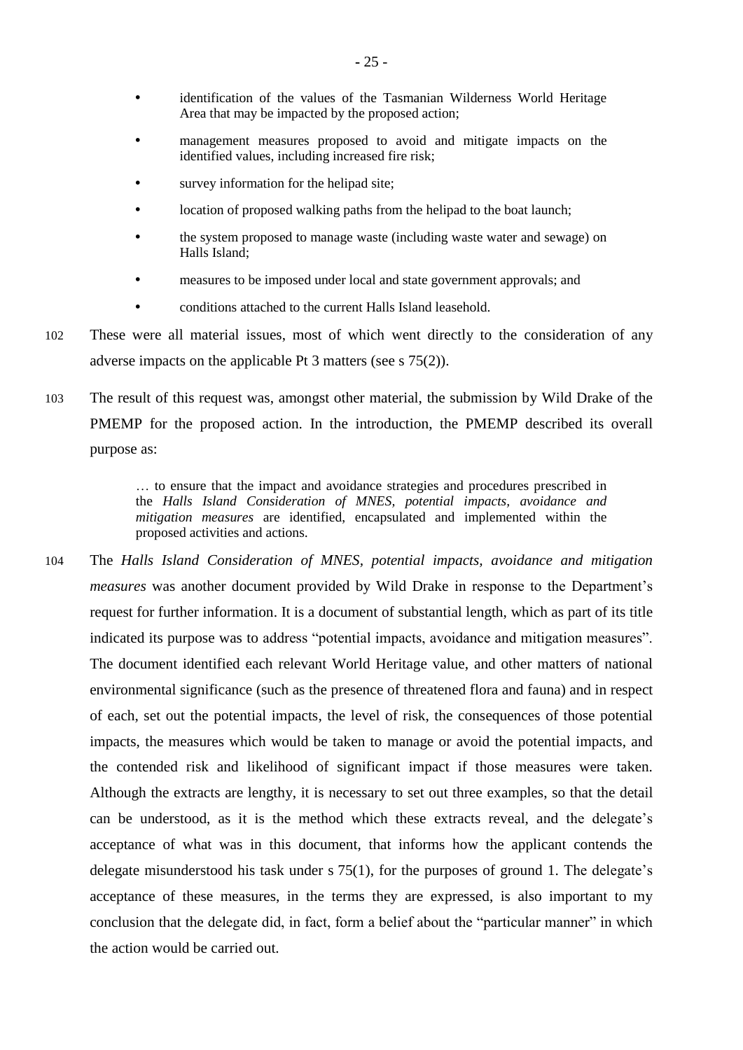- identification of the values of the Tasmanian Wilderness World Heritage Area that may be impacted by the proposed action;
- management measures proposed to avoid and mitigate impacts on the identified values, including increased fire risk;
- survey information for the helipad site;
- location of proposed walking paths from the helipad to the boat launch;
- the system proposed to manage waste (including waste water and sewage) on Halls Island;
- measures to be imposed under local and state government approvals; and
- conditions attached to the current Halls Island leasehold.

102 These were all material issues, most of which went directly to the consideration of any adverse impacts on the applicable Pt 3 matters (see s 75(2)).

103 The result of this request was, amongst other material, the submission by Wild Drake of the PMEMP for the proposed action. In the introduction, the PMEMP described its overall purpose as:

> … to ensure that the impact and avoidance strategies and procedures prescribed in the *Halls Island Consideration of MNES, potential impacts, avoidance and mitigation measures* are identified, encapsulated and implemented within the proposed activities and actions.

104 The *Halls Island Consideration of MNES, potential impacts, avoidance and mitigation measures* was another document provided by Wild Drake in response to the Department's request for further information. It is a document of substantial length, which as part of its title indicated its purpose was to address "potential impacts, avoidance and mitigation measures". The document identified each relevant World Heritage value, and other matters of national environmental significance (such as the presence of threatened flora and fauna) and in respect of each, set out the potential impacts, the level of risk, the consequences of those potential impacts, the measures which would be taken to manage or avoid the potential impacts, and the contended risk and likelihood of significant impact if those measures were taken. Although the extracts are lengthy, it is necessary to set out three examples, so that the detail can be understood, as it is the method which these extracts reveal, and the delegate's acceptance of what was in this document, that informs how the applicant contends the delegate misunderstood his task under s 75(1), for the purposes of ground 1. The delegate's acceptance of these measures, in the terms they are expressed, is also important to my conclusion that the delegate did, in fact, form a belief about the "particular manner" in which the action would be carried out.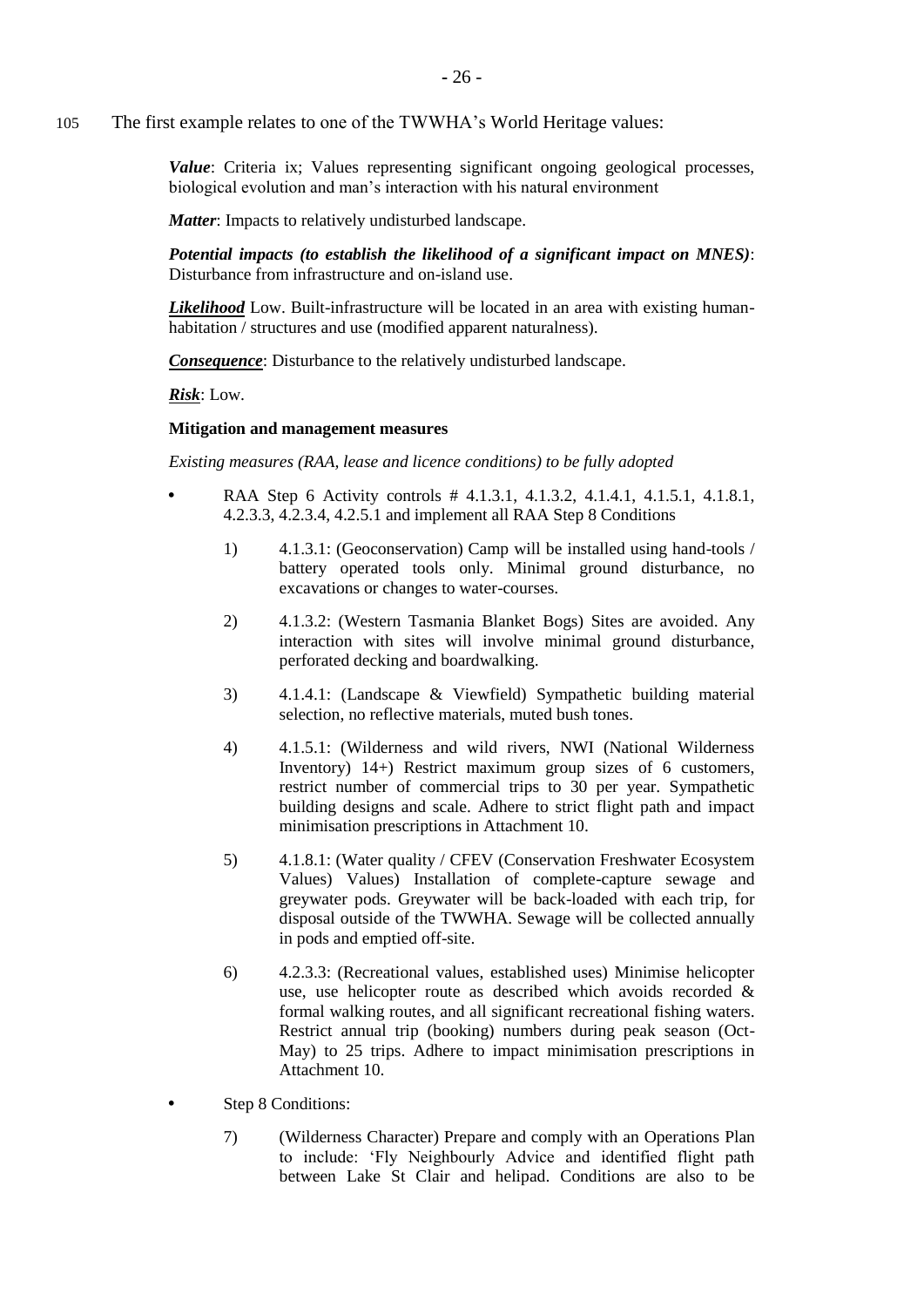105 The first example relates to one of the TWWHA's World Heritage values:

***Value***: Criteria ix; Values representing significant ongoing geological processes, biological evolution and man's interaction with his natural environment

***Matter***: Impacts to relatively undisturbed landscape.

***Potential impacts (to establish the likelihood of a significant impact on MNES)***: Disturbance from infrastructure and on-island use.

***Likelihood*** Low. Built-infrastructure will be located in an area with existing human-habitation / structures and use (modified apparent naturalness).

***Consequence***: Disturbance to the relatively undisturbed landscape.

***Risk***: Low.

**Mitigation and management measures**

*Existing measures (RAA, lease and licence conditions) to be fully adopted*

- RAA Step 6 Activity controls # 4.1.3.1, 4.1.3.2, 4.1.4.1, 4.1.5.1, 4.1.8.1, 4.2.3.3, 4.2.3.4, 4.2.5.1 and implement all RAA Step 8 Conditions

  1) 4.1.3.1: (Geoconservation) Camp will be installed using hand-tools / battery operated tools only. Minimal ground disturbance, no excavations or changes to water-courses.

  2) 4.1.3.2: (Western Tasmania Blanket Bogs) Sites are avoided. Any interaction with sites will involve minimal ground disturbance, perforated decking and boardwalking.

  3) 4.1.4.1: (Landscape & Viewfield) Sympathetic building material selection, no reflective materials, muted bush tones.

  4) 4.1.5.1: (Wilderness and wild rivers, NWI (National Wilderness Inventory) 14+) Restrict maximum group sizes of 6 customers, restrict number of commercial trips to 30 per year. Sympathetic building designs and scale. Adhere to strict flight path and impact minimisation prescriptions in Attachment 10.

  5) 4.1.8.1: (Water quality / CFEV (Conservation Freshwater Ecosystem Values) Values) Installation of complete-capture sewage and greywater pods. Greywater will be back-loaded with each trip, for disposal outside of the TWWHA. Sewage will be collected annually in pods and emptied off-site.

  6) 4.2.3.3: (Recreational values, established uses) Minimise helicopter use, use helicopter route as described which avoids recorded & formal walking routes, and all significant recreational fishing waters. Restrict annual trip (booking) numbers during peak season (Oct-May) to 25 trips. Adhere to impact minimisation prescriptions in Attachment 10.

- Step 8 Conditions:

  7) (Wilderness Character) Prepare and comply with an Operations Plan to include: 'Fly Neighbourly Advice and identified flight path between Lake St Clair and helipad. Conditions are also to be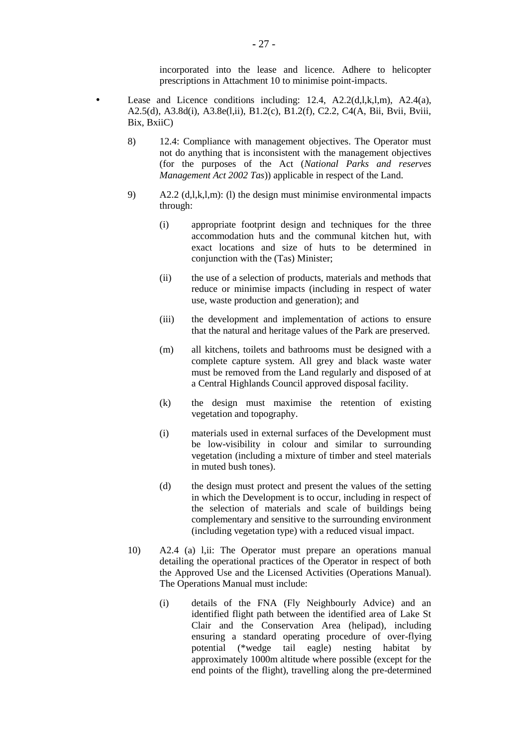incorporated into the lease and licence. Adhere to helicopter prescriptions in Attachment 10 to minimise point-impacts.

- Lease and Licence conditions including: 12.4, A2.2(d,l,k,l,m), A2.4(a), A2.5(d), A3.8d(i), A3.8e(l,ii), B1.2(c), B1.2(f), C2.2, C4(A, Bii, Bvii, Bviii, Bix, BxiiC)

  8) 12.4: Compliance with management objectives. The Operator must not do anything that is inconsistent with the management objectives (for the purposes of the Act (*National Parks and reserves Management Act 2002 Tas*)) applicable in respect of the Land.

  9) A2.2 (d,l,k,l,m): (l) the design must minimise environmental impacts through:

     (i) appropriate footprint design and techniques for the three accommodation huts and the communal kitchen hut, with exact locations and size of huts to be determined in conjunction with the (Tas) Minister;

     (ii) the use of a selection of products, materials and methods that reduce or minimise impacts (including in respect of water use, waste production and generation); and

     (iii) the development and implementation of actions to ensure that the natural and heritage values of the Park are preserved.

     (m) all kitchens, toilets and bathrooms must be designed with a complete capture system. All grey and black waste water must be removed from the Land regularly and disposed of at a Central Highlands Council approved disposal facility.

     (k) the design must maximise the retention of existing vegetation and topography.

     (i) materials used in external surfaces of the Development must be low-visibility in colour and similar to surrounding vegetation (including a mixture of timber and steel materials in muted bush tones).

     (d) the design must protect and present the values of the setting in which the Development is to occur, including in respect of the selection of materials and scale of buildings being complementary and sensitive to the surrounding environment (including vegetation type) with a reduced visual impact.

  10) A2.4 (a) l,ii: The Operator must prepare an operations manual detailing the operational practices of the Operator in respect of both the Approved Use and the Licensed Activities (Operations Manual). The Operations Manual must include:

      (i) details of the FNA (Fly Neighbourly Advice) and an identified flight path between the identified area of Lake St Clair and the Conservation Area (helipad), including ensuring a standard operating procedure of over-flying potential (*wedge tail eagle) nesting habitat by approximately 1000m altitude where possible (except for the end points of the flight), travelling along the pre-determined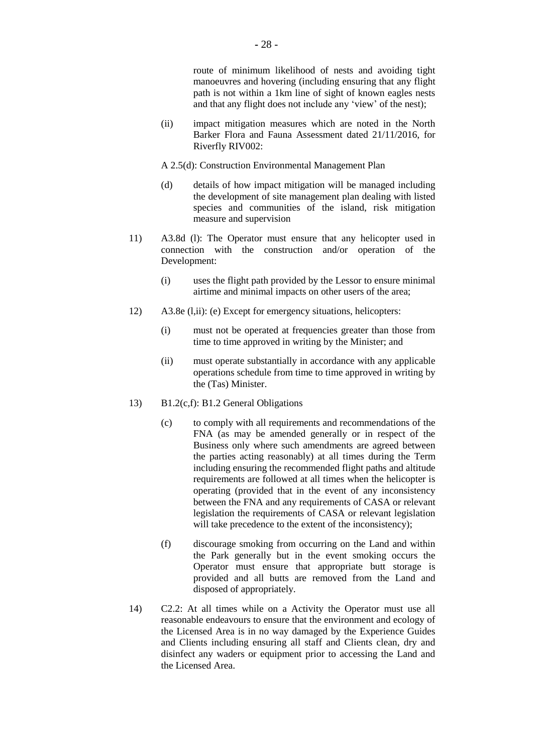route of minimum likelihood of nests and avoiding tight manoeuvres and hovering (including ensuring that any flight path is not within a 1km line of sight of known eagles nests and that any flight does not include any 'view' of the nest);

(ii) impact mitigation measures which are noted in the North Barker Flora and Fauna Assessment dated 21/11/2016, for Riverfly RIV002:

A 2.5(d): Construction Environmental Management Plan

(d) details of how impact mitigation will be managed including the development of site management plan dealing with listed species and communities of the island, risk mitigation measure and supervision

11) A3.8d (l): The Operator must ensure that any helicopter used in connection with the construction and/or operation of the Development:

(i) uses the flight path provided by the Lessor to ensure minimal airtime and minimal impacts on other users of the area;

12) A3.8e (l,ii): (e) Except for emergency situations, helicopters:

(i) must not be operated at frequencies greater than those from time to time approved in writing by the Minister; and

(ii) must operate substantially in accordance with any applicable operations schedule from time to time approved in writing by the (Tas) Minister.

13) B1.2(c,f): B1.2 General Obligations

(c) to comply with all requirements and recommendations of the FNA (as may be amended generally or in respect of the Business only where such amendments are agreed between the parties acting reasonably) at all times during the Term including ensuring the recommended flight paths and altitude requirements are followed at all times when the helicopter is operating (provided that in the event of any inconsistency between the FNA and any requirements of CASA or relevant legislation the requirements of CASA or relevant legislation will take precedence to the extent of the inconsistency);

(f) discourage smoking from occurring on the Land and within the Park generally but in the event smoking occurs the Operator must ensure that appropriate butt storage is provided and all butts are removed from the Land and disposed of appropriately.

14) C2.2: At all times while on a Activity the Operator must use all reasonable endeavours to ensure that the environment and ecology of the Licensed Area is in no way damaged by the Experience Guides and Clients including ensuring all staff and Clients clean, dry and disinfect any waders or equipment prior to accessing the Land and the Licensed Area.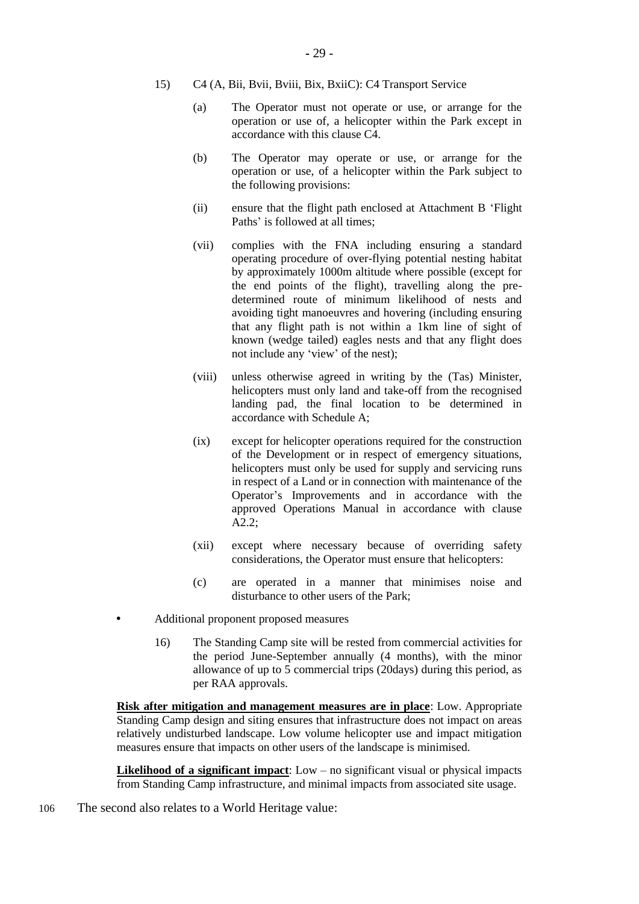15) C4 (A, Bii, Bvii, Bviii, Bix, BxiiC): C4 Transport Service

(a) The Operator must not operate or use, or arrange for the operation or use of, a helicopter within the Park except in accordance with this clause C4.

(b) The Operator may operate or use, or arrange for the operation or use, of a helicopter within the Park subject to the following provisions:

(ii) ensure that the flight path enclosed at Attachment B 'Flight Paths' is followed at all times;

(vii) complies with the FNA including ensuring a standard operating procedure of over-flying potential nesting habitat by approximately 1000m altitude where possible (except for the end points of the flight), travelling along the pre-determined route of minimum likelihood of nests and avoiding tight manoeuvres and hovering (including ensuring that any flight path is not within a 1km line of sight of known (wedge tailed) eagles nests and that any flight does not include any 'view' of the nest);

(viii) unless otherwise agreed in writing by the (Tas) Minister, helicopters must only land and take-off from the recognised landing pad, the final location to be determined in accordance with Schedule A;

(ix) except for helicopter operations required for the construction of the Development or in respect of emergency situations, helicopters must only be used for supply and servicing runs in respect of a Land or in connection with maintenance of the Operator's Improvements and in accordance with the approved Operations Manual in accordance with clause A2.2;

(xii) except where necessary because of overriding safety considerations, the Operator must ensure that helicopters:

(c) are operated in a manner that minimises noise and disturbance to other users of the Park;

- Additional proponent proposed measures

16) The Standing Camp site will be rested from commercial activities for the period June-September annually (4 months), with the minor allowance of up to 5 commercial trips (20days) during this period, as per RAA approvals.

**Risk after mitigation and management measures are in place**: Low. Appropriate Standing Camp design and siting ensures that infrastructure does not impact on areas relatively undisturbed landscape. Low volume helicopter use and impact mitigation measures ensure that impacts on other users of the landscape is minimised.

**Likelihood of a significant impact**: Low – no significant visual or physical impacts from Standing Camp infrastructure, and minimal impacts from associated site usage.

106 The second also relates to a World Heritage value: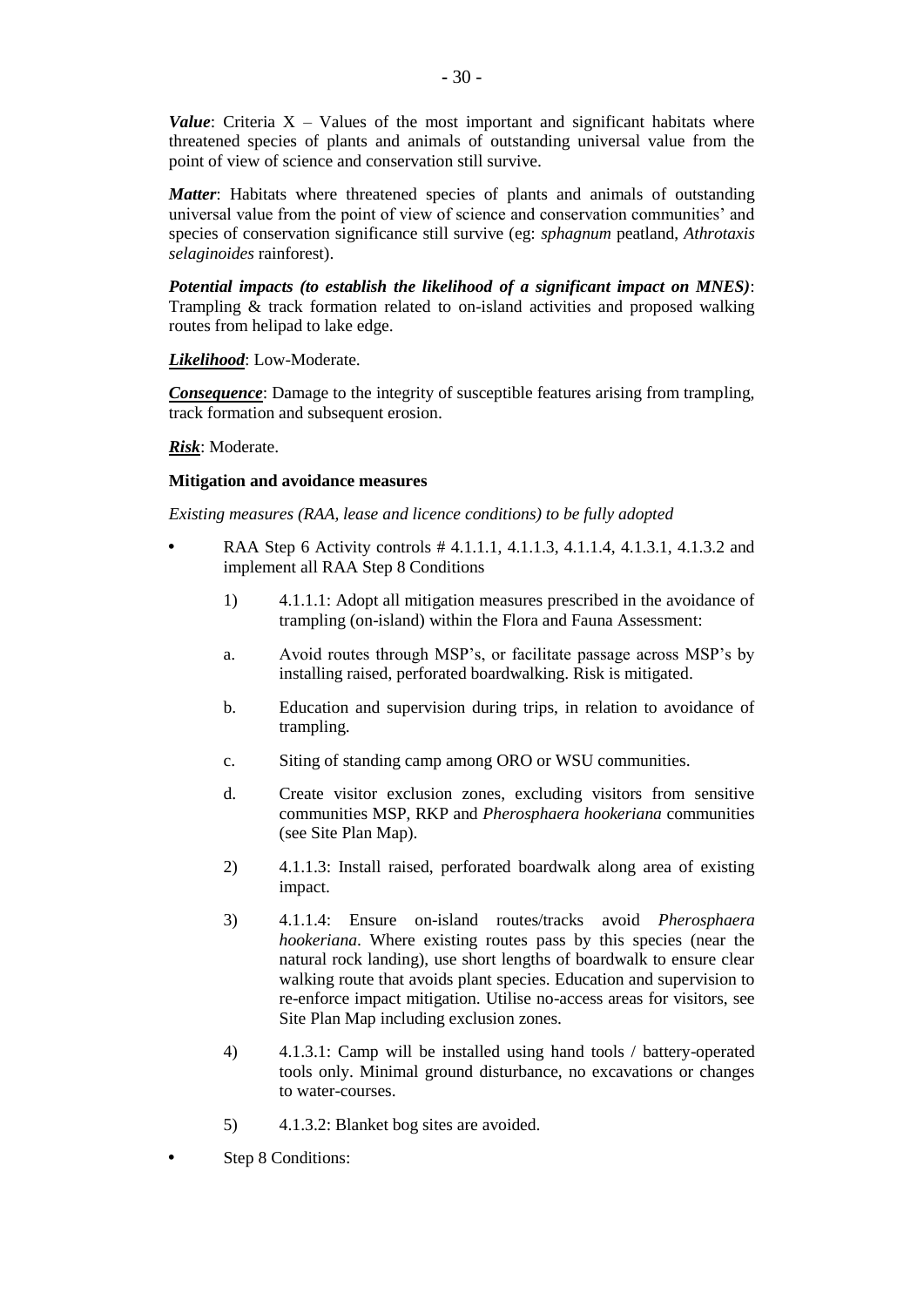***Value***: Criteria X – Values of the most important and significant habitats where threatened species of plants and animals of outstanding universal value from the point of view of science and conservation still survive.

***Matter***: Habitats where threatened species of plants and animals of outstanding universal value from the point of view of science and conservation communities' and species of conservation significance still survive (eg: *sphagnum* peatland, *Athrotaxis selaginoides* rainforest).

***Potential impacts (to establish the likelihood of a significant impact on MNES)***: Trampling & track formation related to on-island activities and proposed walking routes from helipad to lake edge.

***<u>Likelihood</u>***: Low-Moderate.

***<u>Consequence</u>***: Damage to the integrity of susceptible features arising from trampling, track formation and subsequent erosion.

***<u>Risk</u>***: Moderate.

**Mitigation and avoidance measures**

*Existing measures (RAA, lease and licence conditions) to be fully adopted*

- RAA Step 6 Activity controls # 4.1.1.1, 4.1.1.3, 4.1.1.4, 4.1.3.1, 4.1.3.2 and implement all RAA Step 8 Conditions

  1) 4.1.1.1: Adopt all mitigation measures prescribed in the avoidance of trampling (on-island) within the Flora and Fauna Assessment:

     a. Avoid routes through MSP's, or facilitate passage across MSP's by installing raised, perforated boardwalking. Risk is mitigated.

     b. Education and supervision during trips, in relation to avoidance of trampling.

     c. Siting of standing camp among ORO or WSU communities.

     d. Create visitor exclusion zones, excluding visitors from sensitive communities MSP, RKP and *Pherosphaera hookeriana* communities (see Site Plan Map).

  2) 4.1.1.3: Install raised, perforated boardwalk along area of existing impact.

  3) 4.1.1.4: Ensure on-island routes/tracks avoid *Pherosphaera hookeriana*. Where existing routes pass by this species (near the natural rock landing), use short lengths of boardwalk to ensure clear walking route that avoids plant species. Education and supervision to re-enforce impact mitigation. Utilise no-access areas for visitors, see Site Plan Map including exclusion zones.

  4) 4.1.3.1: Camp will be installed using hand tools / battery-operated tools only. Minimal ground disturbance, no excavations or changes to water-courses.

  5) 4.1.3.2: Blanket bog sites are avoided.

- Step 8 Conditions: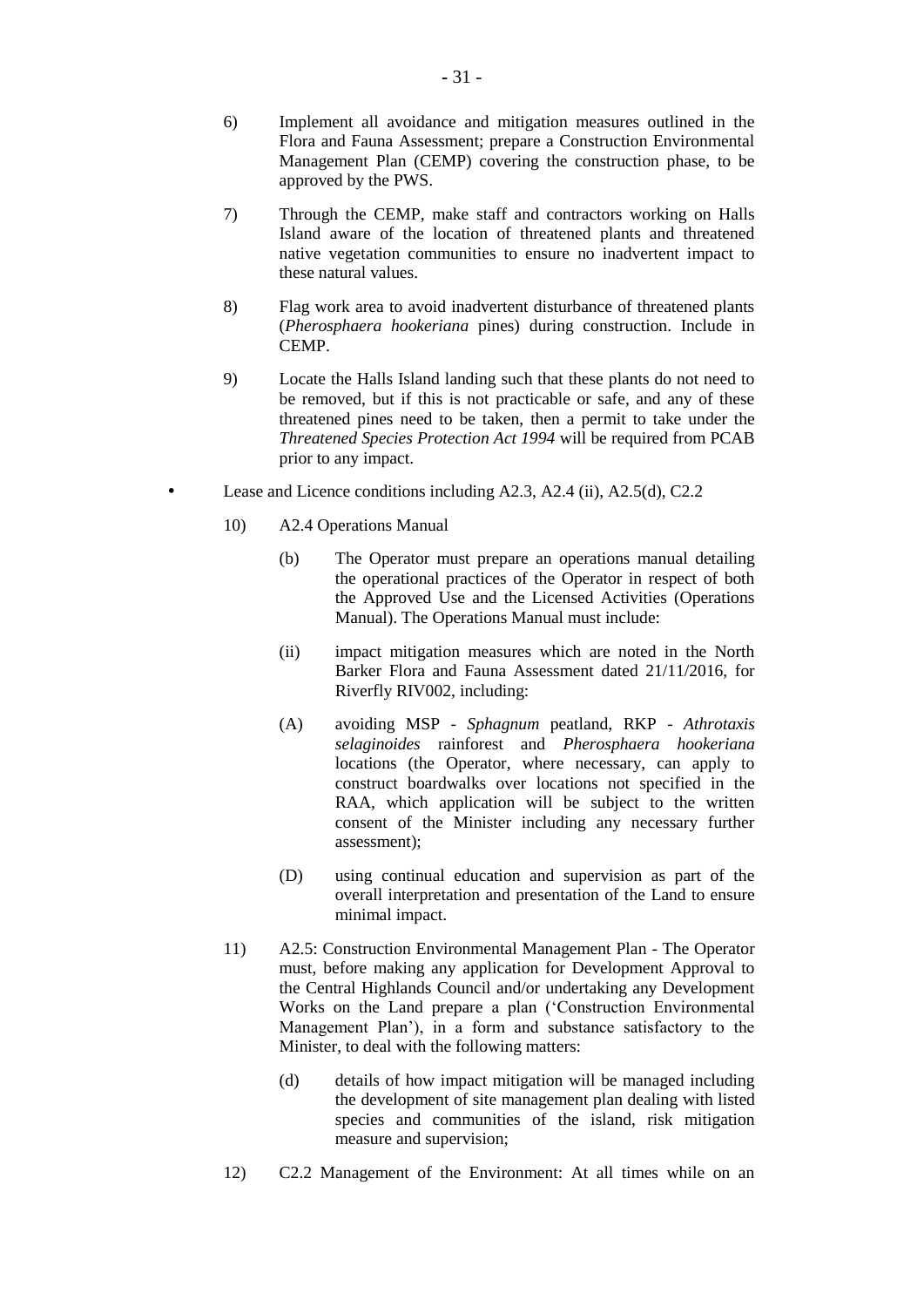6) Implement all avoidance and mitigation measures outlined in the Flora and Fauna Assessment; prepare a Construction Environmental Management Plan (CEMP) covering the construction phase, to be approved by the PWS.

7) Through the CEMP, make staff and contractors working on Halls Island aware of the location of threatened plants and threatened native vegetation communities to ensure no inadvertent impact to these natural values.

8) Flag work area to avoid inadvertent disturbance of threatened plants (*Pherosphaera hookeriana* pines) during construction. Include in CEMP.

9) Locate the Halls Island landing such that these plants do not need to be removed, but if this is not practicable or safe, and any of these threatened pines need to be taken, then a permit to take under the *Threatened Species Protection Act 1994* will be required from PCAB prior to any impact.

- Lease and Licence conditions including A2.3, A2.4 (ii), A2.5(d), C2.2

10) A2.4 Operations Manual

    (b) The Operator must prepare an operations manual detailing the operational practices of the Operator in respect of both the Approved Use and the Licensed Activities (Operations Manual). The Operations Manual must include:

    (ii) impact mitigation measures which are noted in the North Barker Flora and Fauna Assessment dated 21/11/2016, for Riverfly RIV002, including:

    (A) avoiding MSP - *Sphagnum* peatland, RKP - *Athrotaxis selaginoides* rainforest and *Pherosphaera hookeriana* locations (the Operator, where necessary, can apply to construct boardwalks over locations not specified in the RAA, which application will be subject to the written consent of the Minister including any necessary further assessment);

    (D) using continual education and supervision as part of the overall interpretation and presentation of the Land to ensure minimal impact.

11) A2.5: Construction Environmental Management Plan - The Operator must, before making any application for Development Approval to the Central Highlands Council and/or undertaking any Development Works on the Land prepare a plan ('Construction Environmental Management Plan'), in a form and substance satisfactory to the Minister, to deal with the following matters:

    (d) details of how impact mitigation will be managed including the development of site management plan dealing with listed species and communities of the island, risk mitigation measure and supervision;

12) C2.2 Management of the Environment: At all times while on an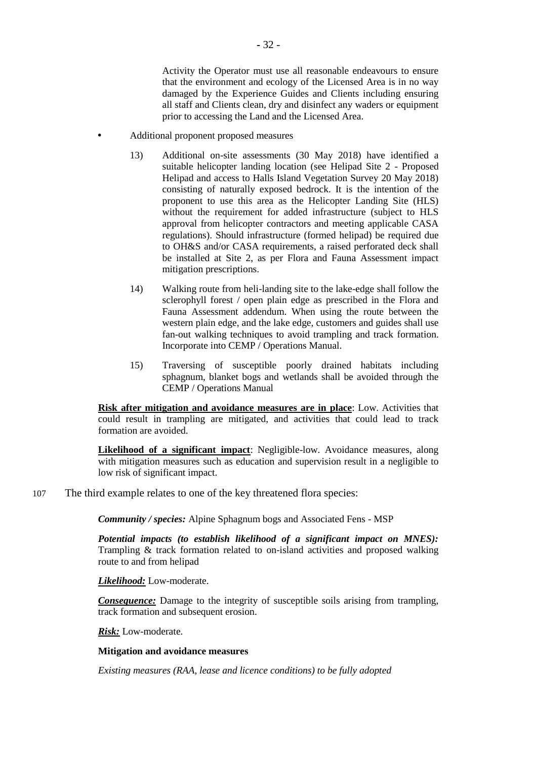Activity the Operator must use all reasonable endeavours to ensure that the environment and ecology of the Licensed Area is in no way damaged by the Experience Guides and Clients including ensuring all staff and Clients clean, dry and disinfect any waders or equipment prior to accessing the Land and the Licensed Area.

- Additional proponent proposed measures

  13) Additional on-site assessments (30 May 2018) have identified a suitable helicopter landing location (see Helipad Site 2 - Proposed Helipad and access to Halls Island Vegetation Survey 20 May 2018) consisting of naturally exposed bedrock. It is the intention of the proponent to use this area as the Helicopter Landing Site (HLS) without the requirement for added infrastructure (subject to HLS approval from helicopter contractors and meeting applicable CASA regulations). Should infrastructure (formed helipad) be required due to OH&S and/or CASA requirements, a raised perforated deck shall be installed at Site 2, as per Flora and Fauna Assessment impact mitigation prescriptions.

  14) Walking route from heli-landing site to the lake-edge shall follow the sclerophyll forest / open plain edge as prescribed in the Flora and Fauna Assessment addendum. When using the route between the western plain edge, and the lake edge, customers and guides shall use fan-out walking techniques to avoid trampling and track formation. Incorporate into CEMP / Operations Manual.

  15) Traversing of susceptible poorly drained habitats including sphagnum, blanket bogs and wetlands shall be avoided through the CEMP / Operations Manual

**Risk after mitigation and avoidance measures are in place**: Low. Activities that could result in trampling are mitigated, and activities that could lead to track formation are avoided.

**Likelihood of a significant impact**: Negligible-low. Avoidance measures, along with mitigation measures such as education and supervision result in a negligible to low risk of significant impact.

107 The third example relates to one of the key threatened flora species:

***Community / species:*** Alpine Sphagnum bogs and Associated Fens - MSP

***Potential impacts (to establish likelihood of a significant impact on MNES):*** Trampling & track formation related to on-island activities and proposed walking route to and from helipad

***Likelihood:*** Low-moderate.

***Consequence:*** Damage to the integrity of susceptible soils arising from trampling, track formation and subsequent erosion.

***Risk:*** Low-moderate.

**Mitigation and avoidance measures**

*Existing measures (RAA, lease and licence conditions) to be fully adopted*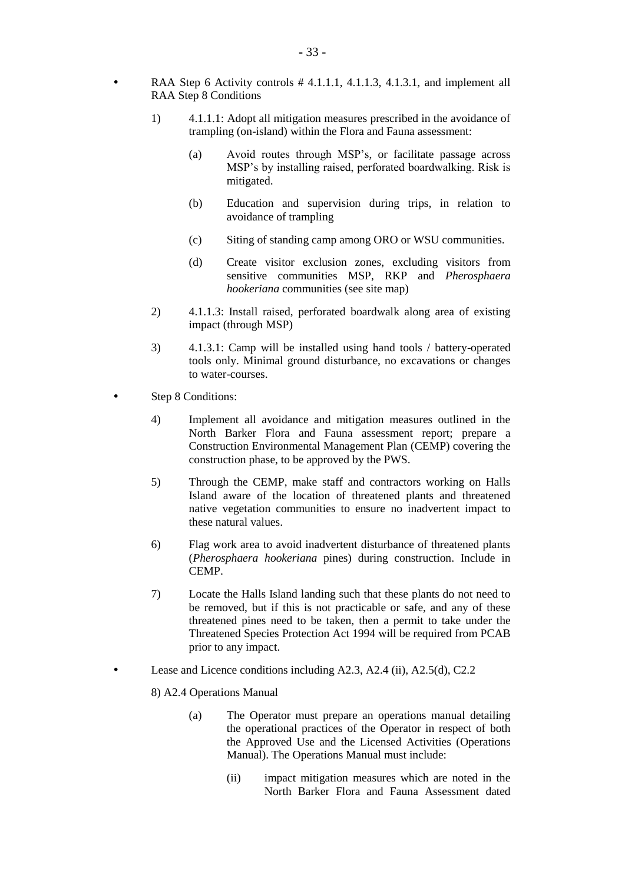- RAA Step 6 Activity controls # 4.1.1.1, 4.1.1.3, 4.1.3.1, and implement all RAA Step 8 Conditions

  1) 4.1.1.1: Adopt all mitigation measures prescribed in the avoidance of trampling (on-island) within the Flora and Fauna assessment:

     (a) Avoid routes through MSP's, or facilitate passage across MSP's by installing raised, perforated boardwalking. Risk is mitigated.

     (b) Education and supervision during trips, in relation to avoidance of trampling

     (c) Siting of standing camp among ORO or WSU communities.

     (d) Create visitor exclusion zones, excluding visitors from sensitive communities MSP, RKP and *Pherosphaera hookeriana* communities (see site map)

  2) 4.1.1.3: Install raised, perforated boardwalk along area of existing impact (through MSP)

  3) 4.1.3.1: Camp will be installed using hand tools / battery-operated tools only. Minimal ground disturbance, no excavations or changes to water-courses.

- Step 8 Conditions:

  4) Implement all avoidance and mitigation measures outlined in the North Barker Flora and Fauna assessment report; prepare a Construction Environmental Management Plan (CEMP) covering the construction phase, to be approved by the PWS.

  5) Through the CEMP, make staff and contractors working on Halls Island aware of the location of threatened plants and threatened native vegetation communities to ensure no inadvertent impact to these natural values.

  6) Flag work area to avoid inadvertent disturbance of threatened plants (*Pherosphaera hookeriana* pines) during construction. Include in CEMP.

  7) Locate the Halls Island landing such that these plants do not need to be removed, but if this is not practicable or safe, and any of these threatened pines need to be taken, then a permit to take under the Threatened Species Protection Act 1994 will be required from PCAB prior to any impact.

- Lease and Licence conditions including A2.3, A2.4 (ii), A2.5(d), C2.2

  8) A2.4 Operations Manual

     (a) The Operator must prepare an operations manual detailing the operational practices of the Operator in respect of both the Approved Use and the Licensed Activities (Operations Manual). The Operations Manual must include:

        (ii) impact mitigation measures which are noted in the North Barker Flora and Fauna Assessment dated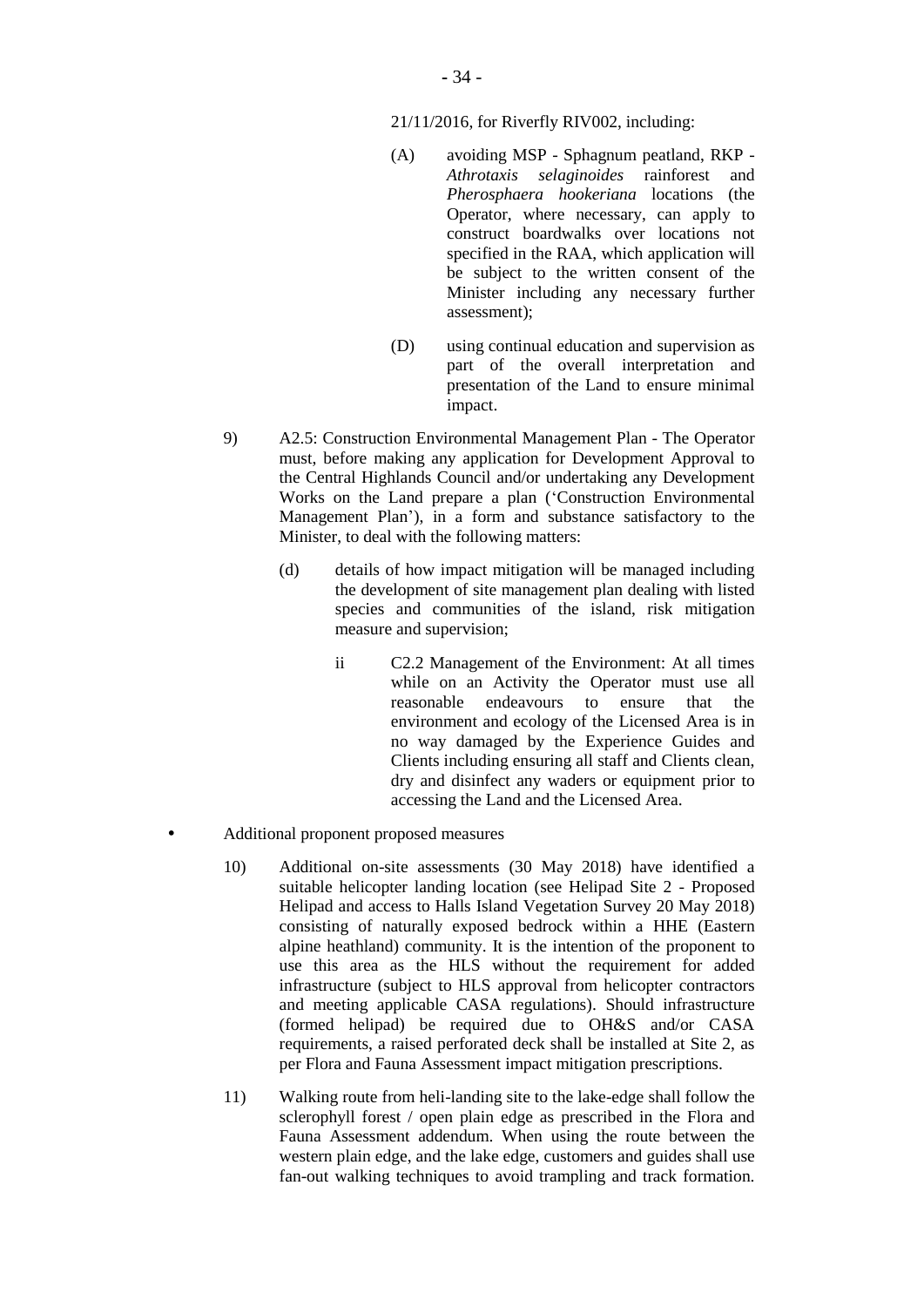21/11/2016, for Riverfly RIV002, including:

(A) avoiding MSP - Sphagnum peatland, RKP - *Athrotaxis selaginoides* rainforest and *Pherosphaera hookeriana* locations (the Operator, where necessary, can apply to construct boardwalks over locations not specified in the RAA, which application will be subject to the written consent of the Minister including any necessary further assessment);

(D) using continual education and supervision as part of the overall interpretation and presentation of the Land to ensure minimal impact.

9) A2.5: Construction Environmental Management Plan - The Operator must, before making any application for Development Approval to the Central Highlands Council and/or undertaking any Development Works on the Land prepare a plan ('Construction Environmental Management Plan'), in a form and substance satisfactory to the Minister, to deal with the following matters:

   (d) details of how impact mitigation will be managed including the development of site management plan dealing with listed species and communities of the island, risk mitigation measure and supervision;

      ii C2.2 Management of the Environment: At all times while on an Activity the Operator must use all reasonable endeavours to ensure that the environment and ecology of the Licensed Area is in no way damaged by the Experience Guides and Clients including ensuring all staff and Clients clean, dry and disinfect any waders or equipment prior to accessing the Land and the Licensed Area.

- Additional proponent proposed measures

10) Additional on-site assessments (30 May 2018) have identified a suitable helicopter landing location (see Helipad Site 2 - Proposed Helipad and access to Halls Island Vegetation Survey 20 May 2018) consisting of naturally exposed bedrock within a HHE (Eastern alpine heathland) community. It is the intention of the proponent to use this area as the HLS without the requirement for added infrastructure (subject to HLS approval from helicopter contractors and meeting applicable CASA regulations). Should infrastructure (formed helipad) be required due to OH&S and/or CASA requirements, a raised perforated deck shall be installed at Site 2, as per Flora and Fauna Assessment impact mitigation prescriptions.

11) Walking route from heli-landing site to the lake-edge shall follow the sclerophyll forest / open plain edge as prescribed in the Flora and Fauna Assessment addendum. When using the route between the western plain edge, and the lake edge, customers and guides shall use fan-out walking techniques to avoid trampling and track formation.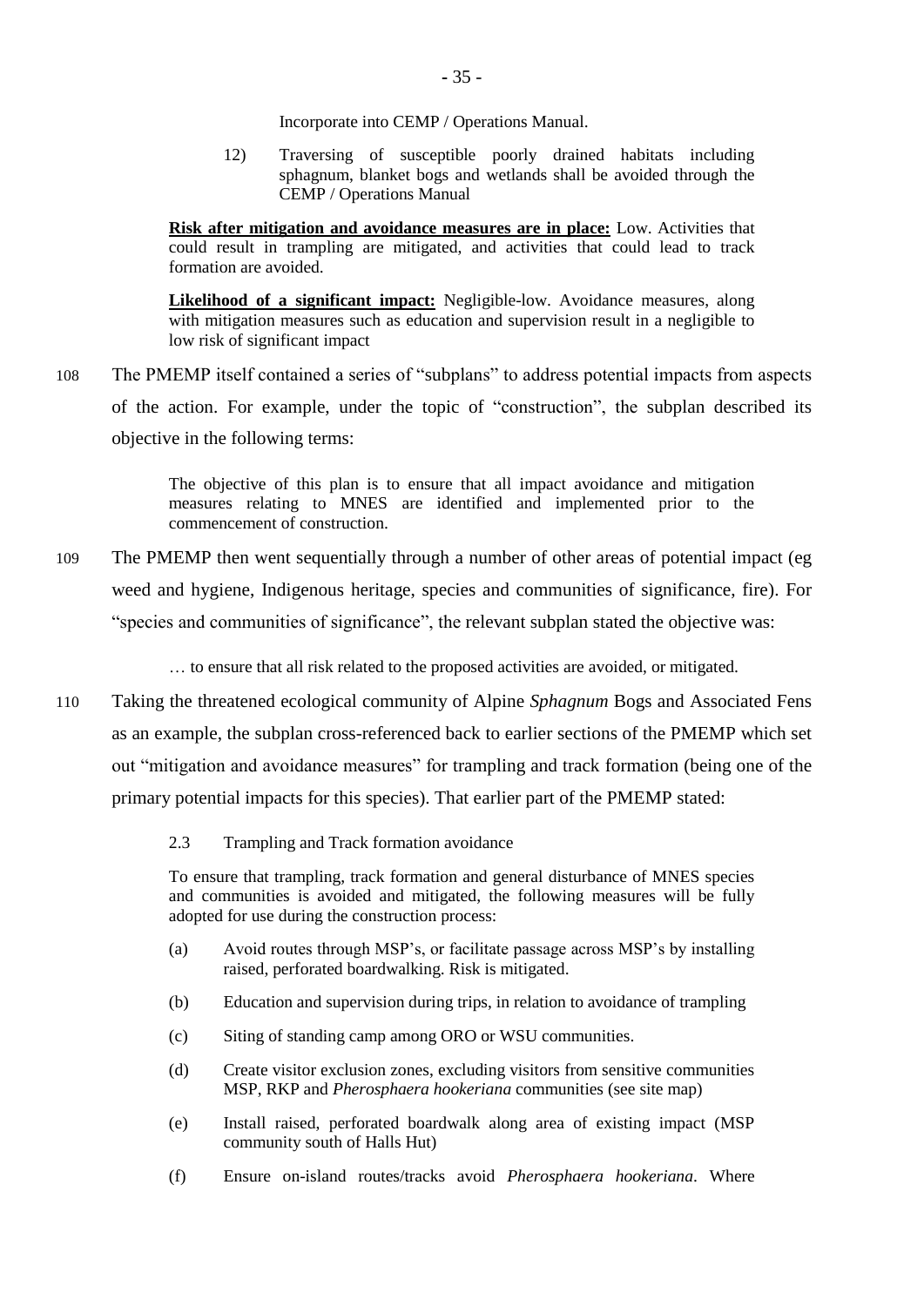Incorporate into CEMP / Operations Manual.

12) Traversing of susceptible poorly drained habitats including sphagnum, blanket bogs and wetlands shall be avoided through the CEMP / Operations Manual

**Risk after mitigation and avoidance measures are in place:** Low. Activities that could result in trampling are mitigated, and activities that could lead to track formation are avoided.

**Likelihood of a significant impact:** Negligible-low. Avoidance measures, along with mitigation measures such as education and supervision result in a negligible to low risk of significant impact

108 The PMEMP itself contained a series of "subplans" to address potential impacts from aspects of the action. For example, under the topic of "construction", the subplan described its objective in the following terms:

> The objective of this plan is to ensure that all impact avoidance and mitigation measures relating to MNES are identified and implemented prior to the commencement of construction.

109 The PMEMP then went sequentially through a number of other areas of potential impact (eg weed and hygiene, Indigenous heritage, species and communities of significance, fire). For "species and communities of significance", the relevant subplan stated the objective was:

> … to ensure that all risk related to the proposed activities are avoided, or mitigated.

110 Taking the threatened ecological community of Alpine *Sphagnum* Bogs and Associated Fens as an example, the subplan cross-referenced back to earlier sections of the PMEMP which set out "mitigation and avoidance measures" for trampling and track formation (being one of the primary potential impacts for this species). That earlier part of the PMEMP stated:

> 2.3 Trampling and Track formation avoidance
>
> To ensure that trampling, track formation and general disturbance of MNES species and communities is avoided and mitigated, the following measures will be fully adopted for use during the construction process:
>
> (a) Avoid routes through MSP's, or facilitate passage across MSP's by installing raised, perforated boardwalking. Risk is mitigated.
>
> (b) Education and supervision during trips, in relation to avoidance of trampling
>
> (c) Siting of standing camp among ORO or WSU communities.
>
> (d) Create visitor exclusion zones, excluding visitors from sensitive communities MSP, RKP and *Pherosphaera hookeriana* communities (see site map)
>
> (e) Install raised, perforated boardwalk along area of existing impact (MSP community south of Halls Hut)
>
> (f) Ensure on-island routes/tracks avoid *Pherosphaera hookeriana*. Where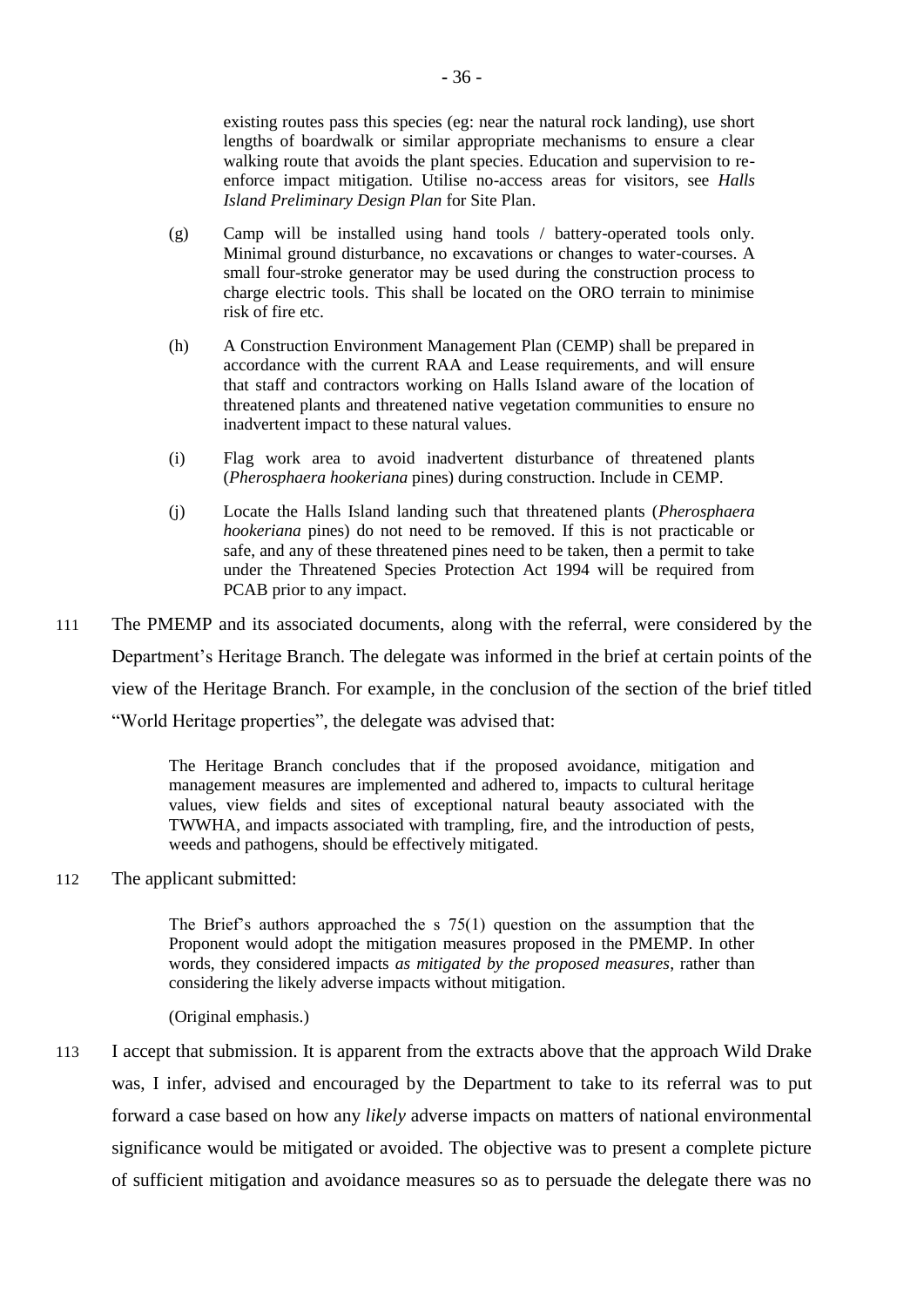existing routes pass this species (eg: near the natural rock landing), use short lengths of boardwalk or similar appropriate mechanisms to ensure a clear walking route that avoids the plant species. Education and supervision to re-enforce impact mitigation. Utilise no-access areas for visitors, see *Halls Island Preliminary Design Plan* for Site Plan.

(g) Camp will be installed using hand tools / battery-operated tools only. Minimal ground disturbance, no excavations or changes to water-courses. A small four-stroke generator may be used during the construction process to charge electric tools. This shall be located on the ORO terrain to minimise risk of fire etc.

(h) A Construction Environment Management Plan (CEMP) shall be prepared in accordance with the current RAA and Lease requirements, and will ensure that staff and contractors working on Halls Island aware of the location of threatened plants and threatened native vegetation communities to ensure no inadvertent impact to these natural values.

(i) Flag work area to avoid inadvertent disturbance of threatened plants (*Pherosphaera hookeriana* pines) during construction. Include in CEMP.

(j) Locate the Halls Island landing such that threatened plants (*Pherosphaera hookeriana* pines) do not need to be removed. If this is not practicable or safe, and any of these threatened pines need to be taken, then a permit to take under the Threatened Species Protection Act 1994 will be required from PCAB prior to any impact.

111 The PMEMP and its associated documents, along with the referral, were considered by the Department's Heritage Branch. The delegate was informed in the brief at certain points of the view of the Heritage Branch. For example, in the conclusion of the section of the brief titled "World Heritage properties", the delegate was advised that:

> The Heritage Branch concludes that if the proposed avoidance, mitigation and management measures are implemented and adhered to, impacts to cultural heritage values, view fields and sites of exceptional natural beauty associated with the TWWHA, and impacts associated with trampling, fire, and the introduction of pests, weeds and pathogens, should be effectively mitigated.

112 The applicant submitted:

> The Brief's authors approached the s 75(1) question on the assumption that the Proponent would adopt the mitigation measures proposed in the PMEMP. In other words, they considered impacts *as mitigated by the proposed measures*, rather than considering the likely adverse impacts without mitigation.
>
> (Original emphasis.)

113 I accept that submission. It is apparent from the extracts above that the approach Wild Drake was, I infer, advised and encouraged by the Department to take to its referral was to put forward a case based on how any *likely* adverse impacts on matters of national environmental significance would be mitigated or avoided. The objective was to present a complete picture of sufficient mitigation and avoidance measures so as to persuade the delegate there was no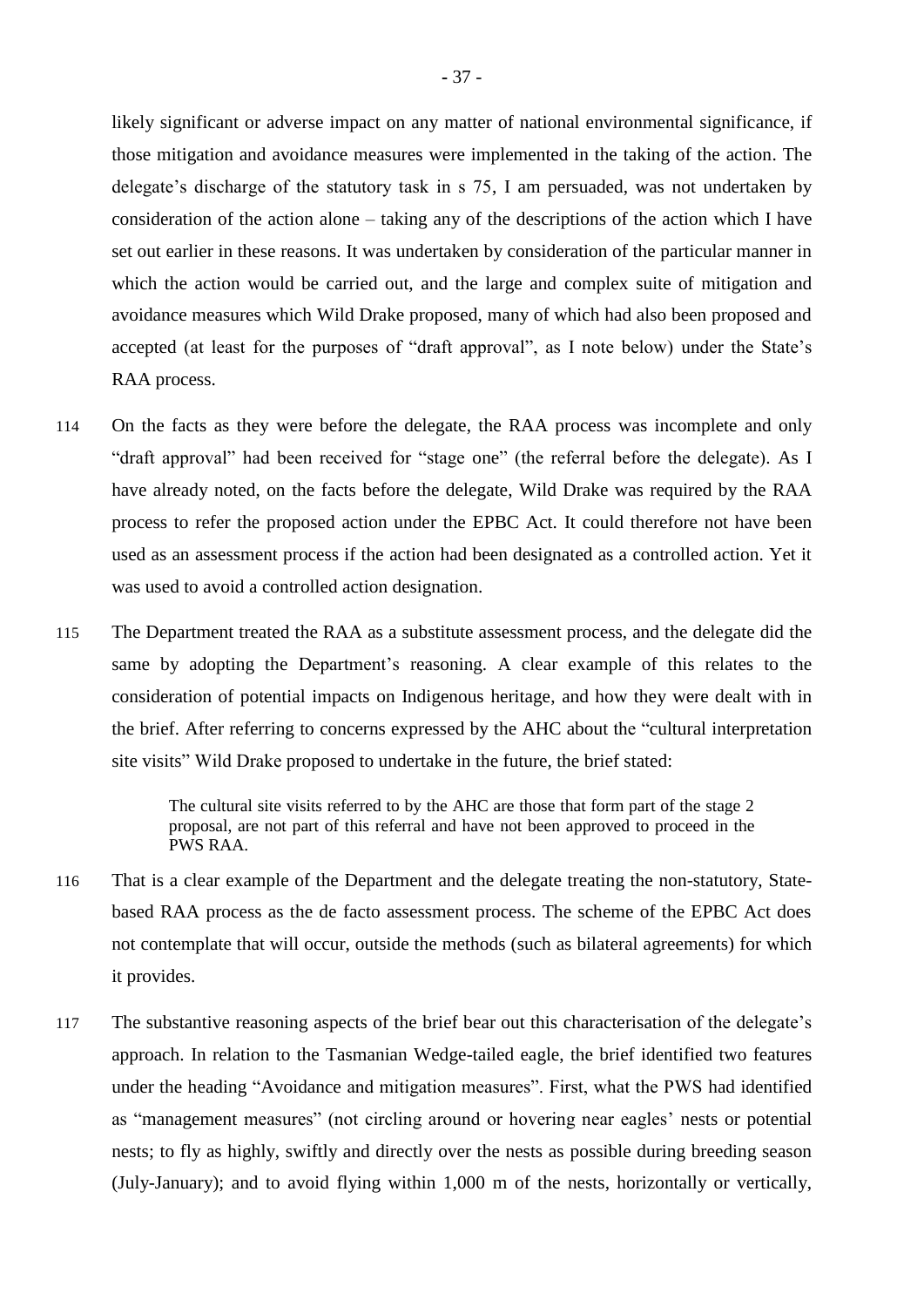likely significant or adverse impact on any matter of national environmental significance, if those mitigation and avoidance measures were implemented in the taking of the action. The delegate's discharge of the statutory task in s 75, I am persuaded, was not undertaken by consideration of the action alone – taking any of the descriptions of the action which I have set out earlier in these reasons. It was undertaken by consideration of the particular manner in which the action would be carried out, and the large and complex suite of mitigation and avoidance measures which Wild Drake proposed, many of which had also been proposed and accepted (at least for the purposes of "draft approval", as I note below) under the State's RAA process.

114 On the facts as they were before the delegate, the RAA process was incomplete and only "draft approval" had been received for "stage one" (the referral before the delegate). As I have already noted, on the facts before the delegate, Wild Drake was required by the RAA process to refer the proposed action under the EPBC Act. It could therefore not have been used as an assessment process if the action had been designated as a controlled action. Yet it was used to avoid a controlled action designation.

115 The Department treated the RAA as a substitute assessment process, and the delegate did the same by adopting the Department's reasoning. A clear example of this relates to the consideration of potential impacts on Indigenous heritage, and how they were dealt with in the brief. After referring to concerns expressed by the AHC about the "cultural interpretation site visits" Wild Drake proposed to undertake in the future, the brief stated:

> The cultural site visits referred to by the AHC are those that form part of the stage 2 proposal, are not part of this referral and have not been approved to proceed in the PWS RAA.

116 That is a clear example of the Department and the delegate treating the non-statutory, State-based RAA process as the de facto assessment process. The scheme of the EPBC Act does not contemplate that will occur, outside the methods (such as bilateral agreements) for which it provides.

117 The substantive reasoning aspects of the brief bear out this characterisation of the delegate's approach. In relation to the Tasmanian Wedge-tailed eagle, the brief identified two features under the heading "Avoidance and mitigation measures". First, what the PWS had identified as "management measures" (not circling around or hovering near eagles' nests or potential nests; to fly as highly, swiftly and directly over the nests as possible during breeding season (July-January); and to avoid flying within 1,000 m of the nests, horizontally or vertically,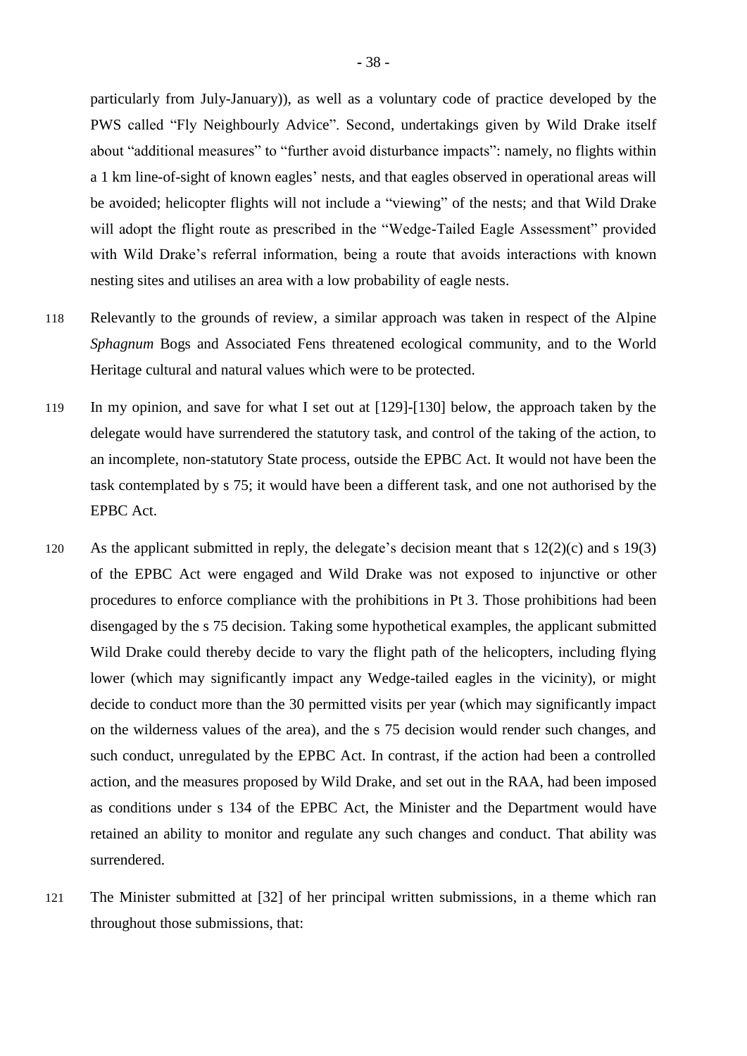particularly from July-January)), as well as a voluntary code of practice developed by the PWS called "Fly Neighbourly Advice". Second, undertakings given by Wild Drake itself about "additional measures" to "further avoid disturbance impacts": namely, no flights within a 1 km line-of-sight of known eagles' nests, and that eagles observed in operational areas will be avoided; helicopter flights will not include a "viewing" of the nests; and that Wild Drake will adopt the flight route as prescribed in the "Wedge-Tailed Eagle Assessment" provided with Wild Drake's referral information, being a route that avoids interactions with known nesting sites and utilises an area with a low probability of eagle nests.

118 Relevantly to the grounds of review, a similar approach was taken in respect of the Alpine *Sphagnum* Bogs and Associated Fens threatened ecological community, and to the World Heritage cultural and natural values which were to be protected.

119 In my opinion, and save for what I set out at [129]-[130] below, the approach taken by the delegate would have surrendered the statutory task, and control of the taking of the action, to an incomplete, non-statutory State process, outside the EPBC Act. It would not have been the task contemplated by s 75; it would have been a different task, and one not authorised by the EPBC Act.

120 As the applicant submitted in reply, the delegate's decision meant that s 12(2)(c) and s 19(3) of the EPBC Act were engaged and Wild Drake was not exposed to injunctive or other procedures to enforce compliance with the prohibitions in Pt 3. Those prohibitions had been disengaged by the s 75 decision. Taking some hypothetical examples, the applicant submitted Wild Drake could thereby decide to vary the flight path of the helicopters, including flying lower (which may significantly impact any Wedge-tailed eagles in the vicinity), or might decide to conduct more than the 30 permitted visits per year (which may significantly impact on the wilderness values of the area), and the s 75 decision would render such changes, and such conduct, unregulated by the EPBC Act. In contrast, if the action had been a controlled action, and the measures proposed by Wild Drake, and set out in the RAA, had been imposed as conditions under s 134 of the EPBC Act, the Minister and the Department would have retained an ability to monitor and regulate any such changes and conduct. That ability was surrendered.

121 The Minister submitted at [32] of her principal written submissions, in a theme which ran throughout those submissions, that: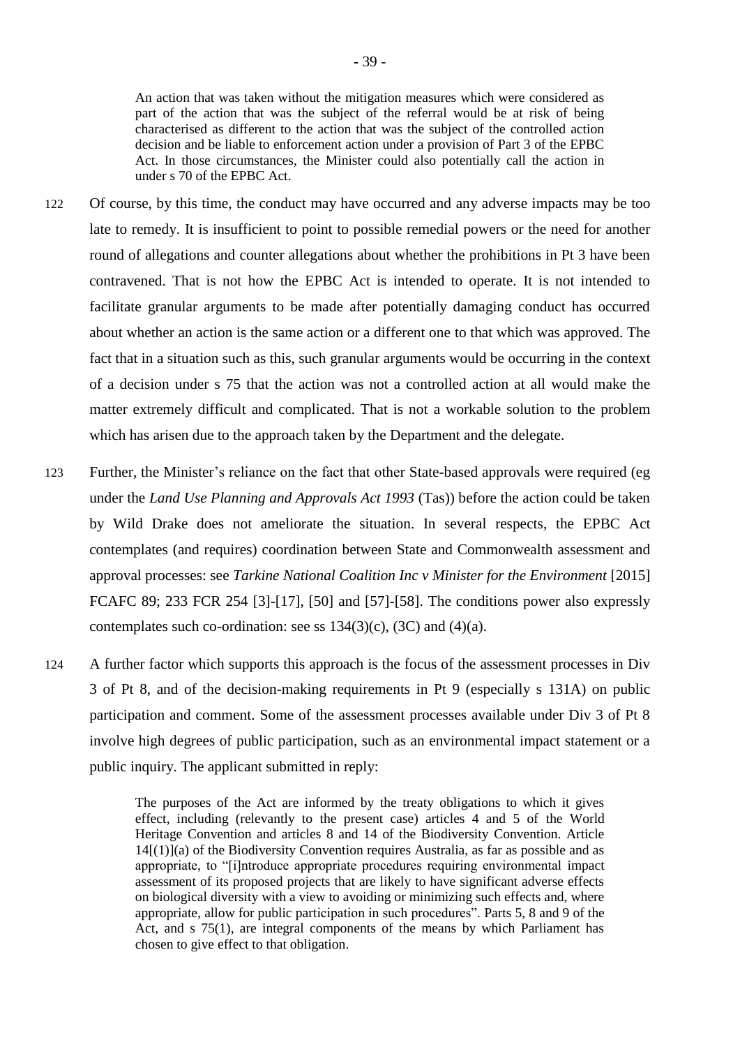> An action that was taken without the mitigation measures which were considered as part of the action that was the subject of the referral would be at risk of being characterised as different to the action that was the subject of the controlled action decision and be liable to enforcement action under a provision of Part 3 of the EPBC Act. In those circumstances, the Minister could also potentially call the action in under s 70 of the EPBC Act.

122 Of course, by this time, the conduct may have occurred and any adverse impacts may be too late to remedy. It is insufficient to point to possible remedial powers or the need for another round of allegations and counter allegations about whether the prohibitions in Pt 3 have been contravened. That is not how the EPBC Act is intended to operate. It is not intended to facilitate granular arguments to be made after potentially damaging conduct has occurred about whether an action is the same action or a different one to that which was approved. The fact that in a situation such as this, such granular arguments would be occurring in the context of a decision under s 75 that the action was not a controlled action at all would make the matter extremely difficult and complicated. That is not a workable solution to the problem which has arisen due to the approach taken by the Department and the delegate.

123 Further, the Minister's reliance on the fact that other State-based approvals were required (eg under the *Land Use Planning and Approvals Act 1993* (Tas)) before the action could be taken by Wild Drake does not ameliorate the situation. In several respects, the EPBC Act contemplates (and requires) coordination between State and Commonwealth assessment and approval processes: see *Tarkine National Coalition Inc v Minister for the Environment* [2015] FCAFC 89; 233 FCR 254 [3]-[17], [50] and [57]-[58]. The conditions power also expressly contemplates such co-ordination: see ss 134(3)(c), (3C) and (4)(a).

124 A further factor which supports this approach is the focus of the assessment processes in Div 3 of Pt 8, and of the decision-making requirements in Pt 9 (especially s 131A) on public participation and comment. Some of the assessment processes available under Div 3 of Pt 8 involve high degrees of public participation, such as an environmental impact statement or a public inquiry. The applicant submitted in reply:

> The purposes of the Act are informed by the treaty obligations to which it gives effect, including (relevantly to the present case) articles 4 and 5 of the World Heritage Convention and articles 8 and 14 of the Biodiversity Convention. Article 14[(1)](a) of the Biodiversity Convention requires Australia, as far as possible and as appropriate, to "[i]ntroduce appropriate procedures requiring environmental impact assessment of its proposed projects that are likely to have significant adverse effects on biological diversity with a view to avoiding or minimizing such effects and, where appropriate, allow for public participation in such procedures". Parts 5, 8 and 9 of the Act, and s 75(1), are integral components of the means by which Parliament has chosen to give effect to that obligation.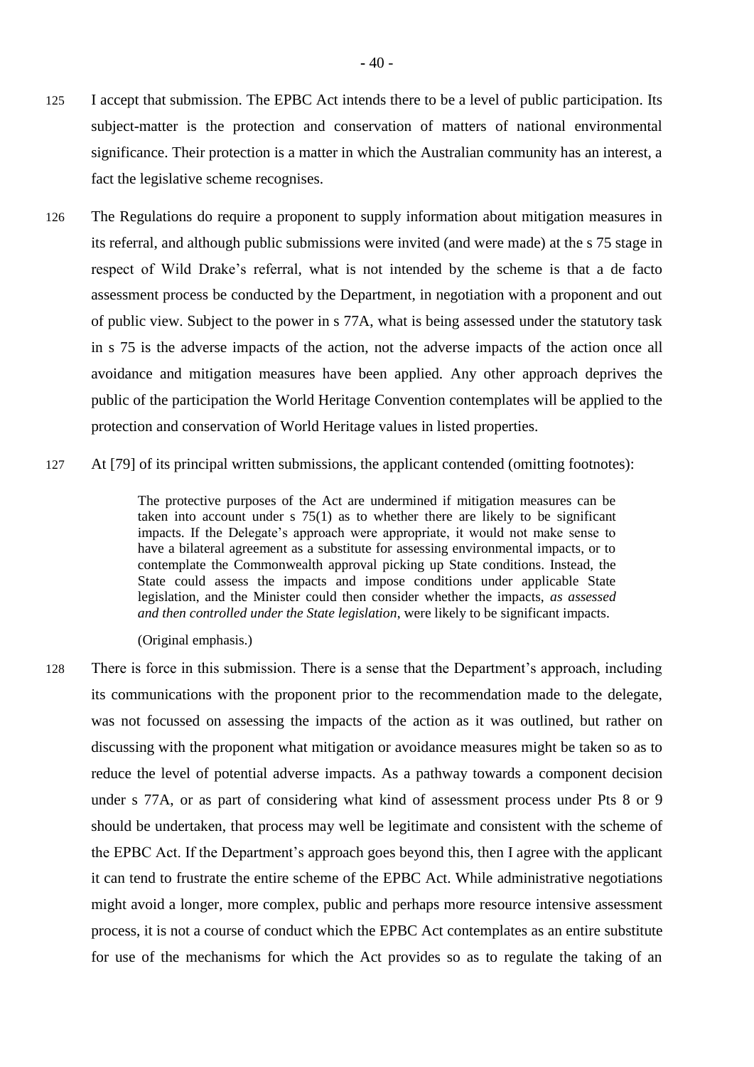125 I accept that submission. The EPBC Act intends there to be a level of public participation. Its subject-matter is the protection and conservation of matters of national environmental significance. Their protection is a matter in which the Australian community has an interest, a fact the legislative scheme recognises.

126 The Regulations do require a proponent to supply information about mitigation measures in its referral, and although public submissions were invited (and were made) at the s 75 stage in respect of Wild Drake's referral, what is not intended by the scheme is that a de facto assessment process be conducted by the Department, in negotiation with a proponent and out of public view. Subject to the power in s 77A, what is being assessed under the statutory task in s 75 is the adverse impacts of the action, not the adverse impacts of the action once all avoidance and mitigation measures have been applied. Any other approach deprives the public of the participation the World Heritage Convention contemplates will be applied to the protection and conservation of World Heritage values in listed properties.

127 At [79] of its principal written submissions, the applicant contended (omitting footnotes):

> The protective purposes of the Act are undermined if mitigation measures can be taken into account under s 75(1) as to whether there are likely to be significant impacts. If the Delegate's approach were appropriate, it would not make sense to have a bilateral agreement as a substitute for assessing environmental impacts, or to contemplate the Commonwealth approval picking up State conditions. Instead, the State could assess the impacts and impose conditions under applicable State legislation, and the Minister could then consider whether the impacts, *as assessed and then controlled under the State legislation*, were likely to be significant impacts.
>
> (Original emphasis.)

128 There is force in this submission. There is a sense that the Department's approach, including its communications with the proponent prior to the recommendation made to the delegate, was not focussed on assessing the impacts of the action as it was outlined, but rather on discussing with the proponent what mitigation or avoidance measures might be taken so as to reduce the level of potential adverse impacts. As a pathway towards a component decision under s 77A, or as part of considering what kind of assessment process under Pts 8 or 9 should be undertaken, that process may well be legitimate and consistent with the scheme of the EPBC Act. If the Department's approach goes beyond this, then I agree with the applicant it can tend to frustrate the entire scheme of the EPBC Act. While administrative negotiations might avoid a longer, more complex, public and perhaps more resource intensive assessment process, it is not a course of conduct which the EPBC Act contemplates as an entire substitute for use of the mechanisms for which the Act provides so as to regulate the taking of an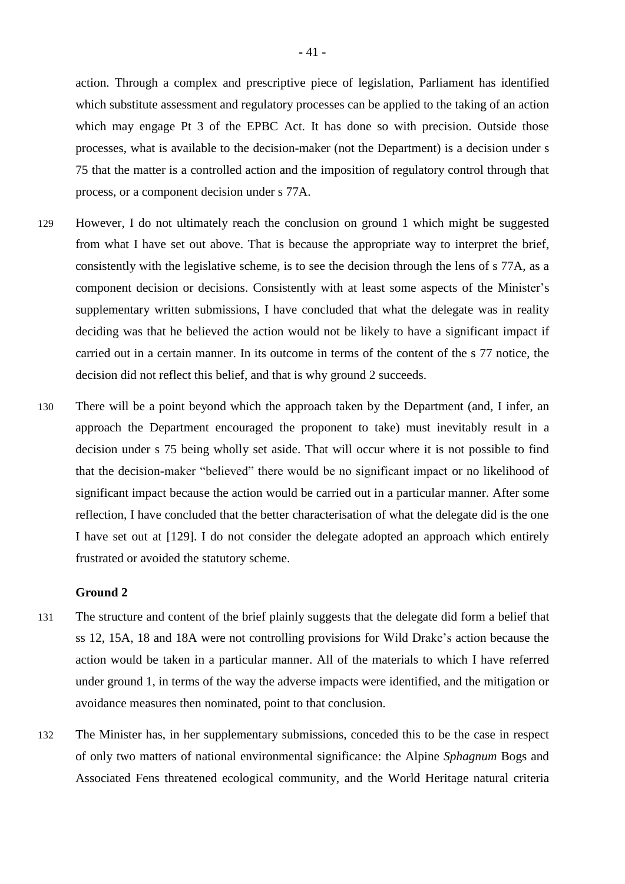action. Through a complex and prescriptive piece of legislation, Parliament has identified which substitute assessment and regulatory processes can be applied to the taking of an action which may engage Pt 3 of the EPBC Act. It has done so with precision. Outside those processes, what is available to the decision-maker (not the Department) is a decision under s 75 that the matter is a controlled action and the imposition of regulatory control through that process, or a component decision under s 77A.

129 However, I do not ultimately reach the conclusion on ground 1 which might be suggested from what I have set out above. That is because the appropriate way to interpret the brief, consistently with the legislative scheme, is to see the decision through the lens of s 77A, as a component decision or decisions. Consistently with at least some aspects of the Minister's supplementary written submissions, I have concluded that what the delegate was in reality deciding was that he believed the action would not be likely to have a significant impact if carried out in a certain manner. In its outcome in terms of the content of the s 77 notice, the decision did not reflect this belief, and that is why ground 2 succeeds.

130 There will be a point beyond which the approach taken by the Department (and, I infer, an approach the Department encouraged the proponent to take) must inevitably result in a decision under s 75 being wholly set aside. That will occur where it is not possible to find that the decision-maker "believed" there would be no significant impact or no likelihood of significant impact because the action would be carried out in a particular manner. After some reflection, I have concluded that the better characterisation of what the delegate did is the one I have set out at [129]. I do not consider the delegate adopted an approach which entirely frustrated or avoided the statutory scheme.

### Ground 2

131 The structure and content of the brief plainly suggests that the delegate did form a belief that ss 12, 15A, 18 and 18A were not controlling provisions for Wild Drake's action because the action would be taken in a particular manner. All of the materials to which I have referred under ground 1, in terms of the way the adverse impacts were identified, and the mitigation or avoidance measures then nominated, point to that conclusion.

132 The Minister has, in her supplementary submissions, conceded this to be the case in respect of only two matters of national environmental significance: the Alpine *Sphagnum* Bogs and Associated Fens threatened ecological community, and the World Heritage natural criteria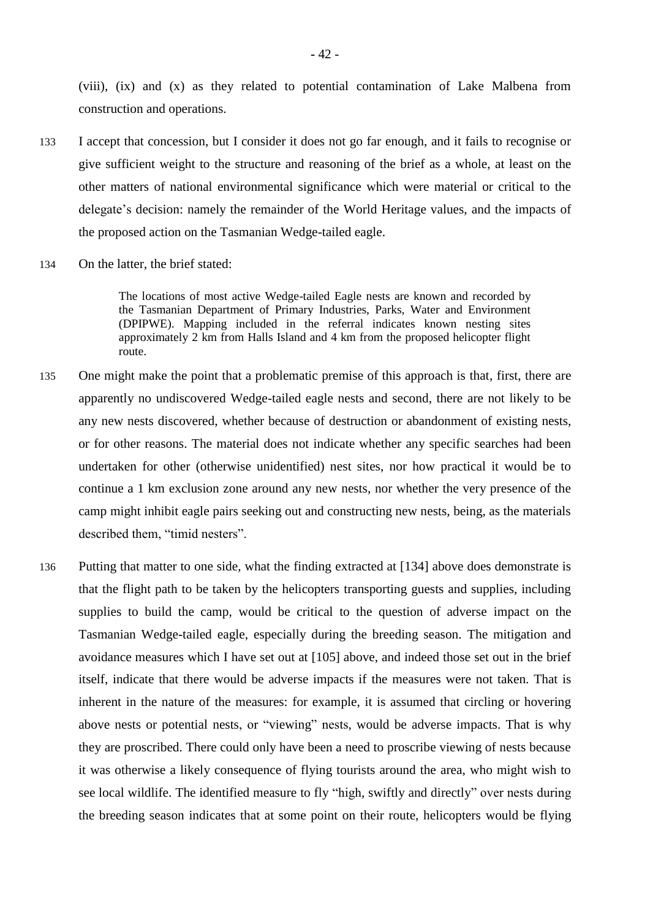(viii), (ix) and (x) as they related to potential contamination of Lake Malbena from construction and operations.

133 I accept that concession, but I consider it does not go far enough, and it fails to recognise or give sufficient weight to the structure and reasoning of the brief as a whole, at least on the other matters of national environmental significance which were material or critical to the delegate's decision: namely the remainder of the World Heritage values, and the impacts of the proposed action on the Tasmanian Wedge-tailed eagle.

134 On the latter, the brief stated:

> The locations of most active Wedge-tailed Eagle nests are known and recorded by the Tasmanian Department of Primary Industries, Parks, Water and Environment (DPIPWE). Mapping included in the referral indicates known nesting sites approximately 2 km from Halls Island and 4 km from the proposed helicopter flight route.

135 One might make the point that a problematic premise of this approach is that, first, there are apparently no undiscovered Wedge-tailed eagle nests and second, there are not likely to be any new nests discovered, whether because of destruction or abandonment of existing nests, or for other reasons. The material does not indicate whether any specific searches had been undertaken for other (otherwise unidentified) nest sites, nor how practical it would be to continue a 1 km exclusion zone around any new nests, nor whether the very presence of the camp might inhibit eagle pairs seeking out and constructing new nests, being, as the materials described them, "timid nesters".

136 Putting that matter to one side, what the finding extracted at [134] above does demonstrate is that the flight path to be taken by the helicopters transporting guests and supplies, including supplies to build the camp, would be critical to the question of adverse impact on the Tasmanian Wedge-tailed eagle, especially during the breeding season. The mitigation and avoidance measures which I have set out at [105] above, and indeed those set out in the brief itself, indicate that there would be adverse impacts if the measures were not taken. That is inherent in the nature of the measures: for example, it is assumed that circling or hovering above nests or potential nests, or "viewing" nests, would be adverse impacts. That is why they are proscribed. There could only have been a need to proscribe viewing of nests because it was otherwise a likely consequence of flying tourists around the area, who might wish to see local wildlife. The identified measure to fly "high, swiftly and directly" over nests during the breeding season indicates that at some point on their route, helicopters would be flying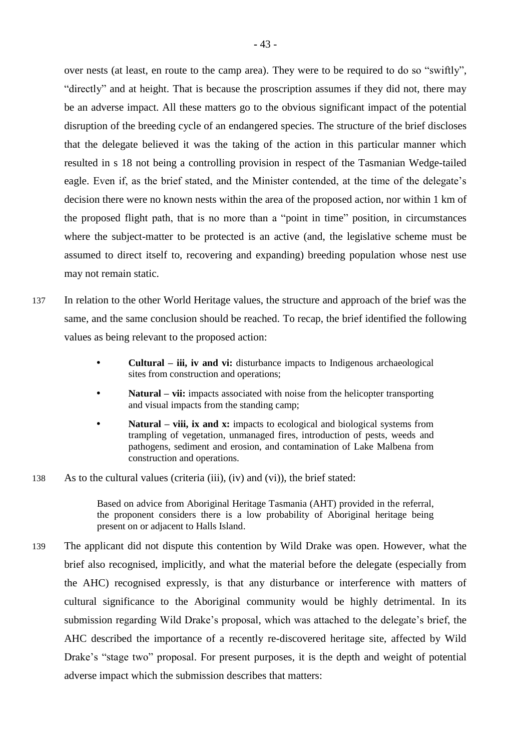over nests (at least, en route to the camp area). They were to be required to do so "swiftly", "directly" and at height. That is because the proscription assumes if they did not, there may be an adverse impact. All these matters go to the obvious significant impact of the potential disruption of the breeding cycle of an endangered species. The structure of the brief discloses that the delegate believed it was the taking of the action in this particular manner which resulted in s 18 not being a controlling provision in respect of the Tasmanian Wedge-tailed eagle. Even if, as the brief stated, and the Minister contended, at the time of the delegate's decision there were no known nests within the area of the proposed action, nor within 1 km of the proposed flight path, that is no more than a "point in time" position, in circumstances where the subject-matter to be protected is an active (and, the legislative scheme must be assumed to direct itself to, recovering and expanding) breeding population whose nest use may not remain static.

137 In relation to the other World Heritage values, the structure and approach of the brief was the same, and the same conclusion should be reached. To recap, the brief identified the following values as being relevant to the proposed action:

> - **Cultural – iii, iv and vi:** disturbance impacts to Indigenous archaeological sites from construction and operations;
> - **Natural – vii:** impacts associated with noise from the helicopter transporting and visual impacts from the standing camp;
> - **Natural – viii, ix and x:** impacts to ecological and biological systems from trampling of vegetation, unmanaged fires, introduction of pests, weeds and pathogens, sediment and erosion, and contamination of Lake Malbena from construction and operations.

138 As to the cultural values (criteria (iii), (iv) and (vi)), the brief stated:

> Based on advice from Aboriginal Heritage Tasmania (AHT) provided in the referral, the proponent considers there is a low probability of Aboriginal heritage being present on or adjacent to Halls Island.

139 The applicant did not dispute this contention by Wild Drake was open. However, what the brief also recognised, implicitly, and what the material before the delegate (especially from the AHC) recognised expressly, is that any disturbance or interference with matters of cultural significance to the Aboriginal community would be highly detrimental. In its submission regarding Wild Drake's proposal, which was attached to the delegate's brief, the AHC described the importance of a recently re-discovered heritage site, affected by Wild Drake's "stage two" proposal. For present purposes, it is the depth and weight of potential adverse impact which the submission describes that matters: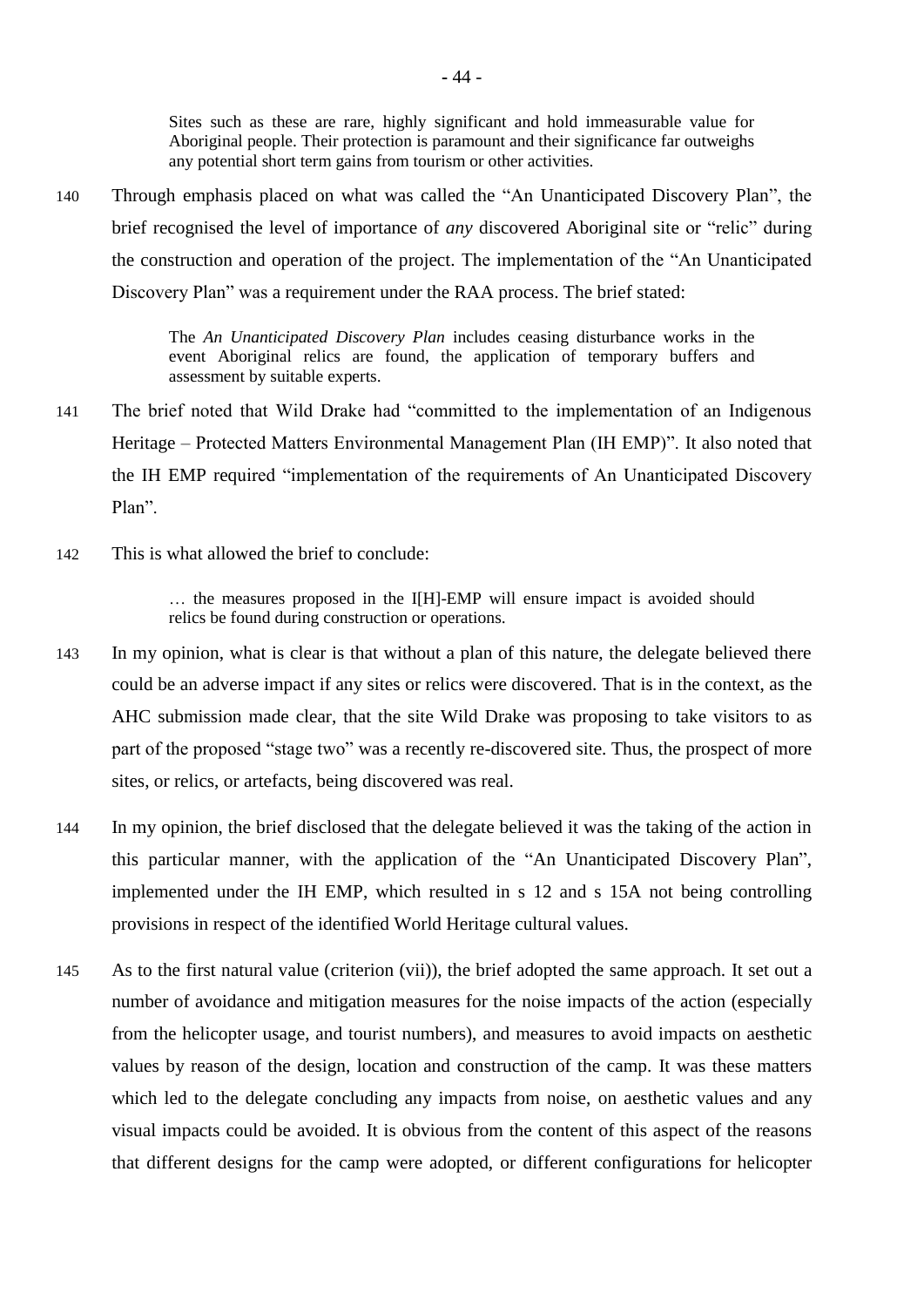> Sites such as these are rare, highly significant and hold immeasurable value for Aboriginal people. Their protection is paramount and their significance far outweighs any potential short term gains from tourism or other activities.

140 Through emphasis placed on what was called the "An Unanticipated Discovery Plan", the brief recognised the level of importance of *any* discovered Aboriginal site or "relic" during the construction and operation of the project. The implementation of the "An Unanticipated Discovery Plan" was a requirement under the RAA process. The brief stated:

> The *An Unanticipated Discovery Plan* includes ceasing disturbance works in the event Aboriginal relics are found, the application of temporary buffers and assessment by suitable experts.

141 The brief noted that Wild Drake had "committed to the implementation of an Indigenous Heritage – Protected Matters Environmental Management Plan (IH EMP)". It also noted that the IH EMP required "implementation of the requirements of An Unanticipated Discovery Plan".

142 This is what allowed the brief to conclude:

> … the measures proposed in the I[H]-EMP will ensure impact is avoided should relics be found during construction or operations.

143 In my opinion, what is clear is that without a plan of this nature, the delegate believed there could be an adverse impact if any sites or relics were discovered. That is in the context, as the AHC submission made clear, that the site Wild Drake was proposing to take visitors to as part of the proposed "stage two" was a recently re-discovered site. Thus, the prospect of more sites, or relics, or artefacts, being discovered was real.

144 In my opinion, the brief disclosed that the delegate believed it was the taking of the action in this particular manner, with the application of the "An Unanticipated Discovery Plan", implemented under the IH EMP, which resulted in s 12 and s 15A not being controlling provisions in respect of the identified World Heritage cultural values.

145 As to the first natural value (criterion (vii)), the brief adopted the same approach. It set out a number of avoidance and mitigation measures for the noise impacts of the action (especially from the helicopter usage, and tourist numbers), and measures to avoid impacts on aesthetic values by reason of the design, location and construction of the camp. It was these matters which led to the delegate concluding any impacts from noise, on aesthetic values and any visual impacts could be avoided. It is obvious from the content of this aspect of the reasons that different designs for the camp were adopted, or different configurations for helicopter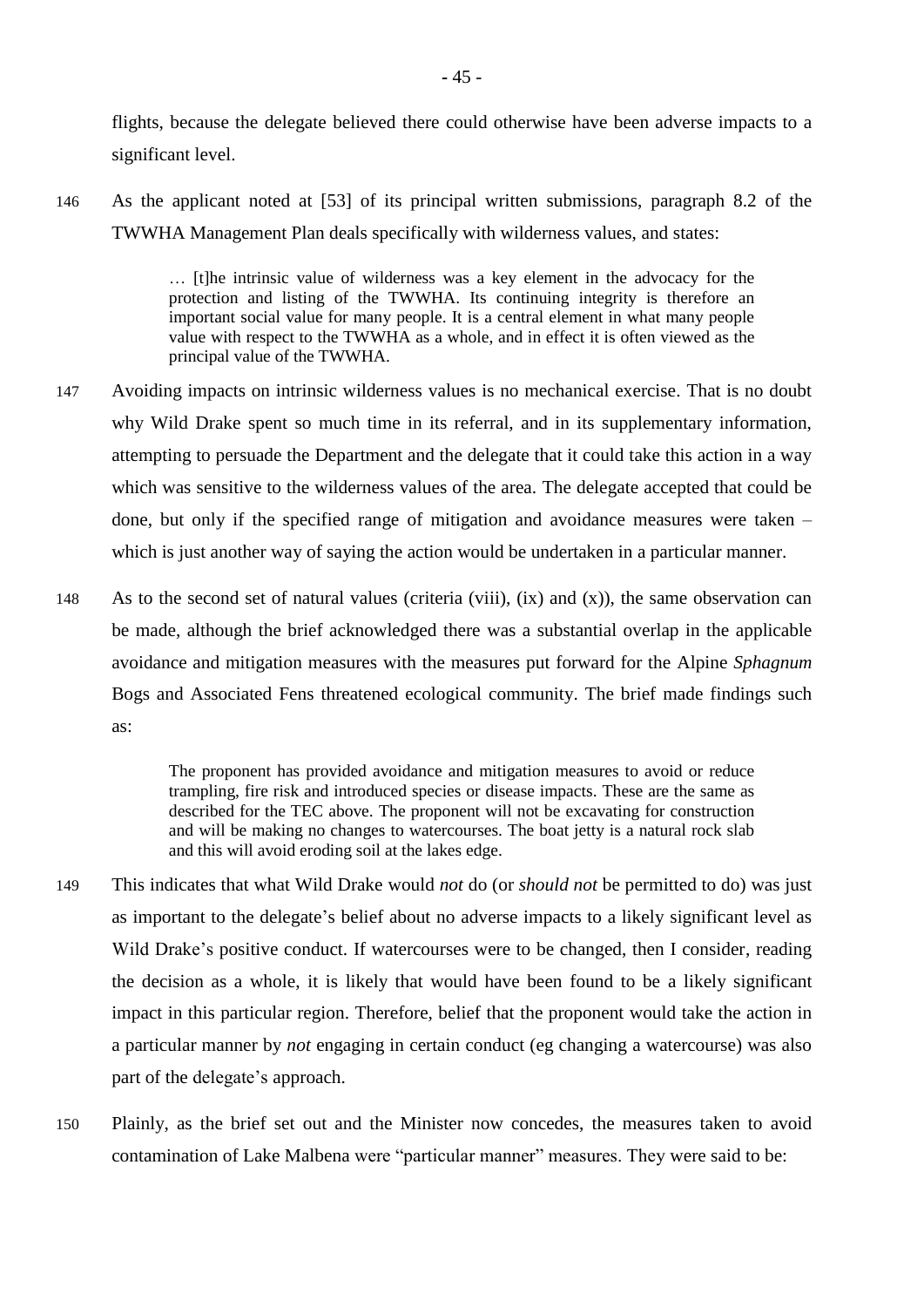flights, because the delegate believed there could otherwise have been adverse impacts to a significant level.

146 As the applicant noted at [53] of its principal written submissions, paragraph 8.2 of the TWWHA Management Plan deals specifically with wilderness values, and states:

> … [t]he intrinsic value of wilderness was a key element in the advocacy for the protection and listing of the TWWHA. Its continuing integrity is therefore an important social value for many people. It is a central element in what many people value with respect to the TWWHA as a whole, and in effect it is often viewed as the principal value of the TWWHA.

147 Avoiding impacts on intrinsic wilderness values is no mechanical exercise. That is no doubt why Wild Drake spent so much time in its referral, and in its supplementary information, attempting to persuade the Department and the delegate that it could take this action in a way which was sensitive to the wilderness values of the area. The delegate accepted that could be done, but only if the specified range of mitigation and avoidance measures were taken – which is just another way of saying the action would be undertaken in a particular manner.

148 As to the second set of natural values (criteria (viii), (ix) and (x)), the same observation can be made, although the brief acknowledged there was a substantial overlap in the applicable avoidance and mitigation measures with the measures put forward for the Alpine *Sphagnum* Bogs and Associated Fens threatened ecological community. The brief made findings such as:

> The proponent has provided avoidance and mitigation measures to avoid or reduce trampling, fire risk and introduced species or disease impacts. These are the same as described for the TEC above. The proponent will not be excavating for construction and will be making no changes to watercourses. The boat jetty is a natural rock slab and this will avoid eroding soil at the lakes edge.

149 This indicates that what Wild Drake would *not* do (or *should not* be permitted to do) was just as important to the delegate's belief about no adverse impacts to a likely significant level as Wild Drake's positive conduct. If watercourses were to be changed, then I consider, reading the decision as a whole, it is likely that would have been found to be a likely significant impact in this particular region. Therefore, belief that the proponent would take the action in a particular manner by *not* engaging in certain conduct (eg changing a watercourse) was also part of the delegate's approach.

150 Plainly, as the brief set out and the Minister now concedes, the measures taken to avoid contamination of Lake Malbena were "particular manner" measures. They were said to be: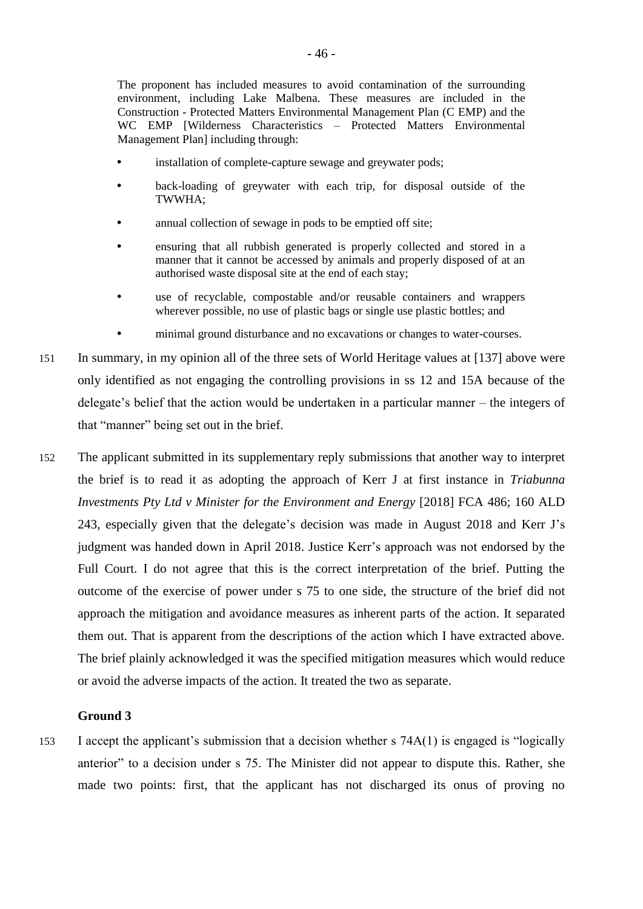> The proponent has included measures to avoid contamination of the surrounding environment, including Lake Malbena. These measures are included in the Construction - Protected Matters Environmental Management Plan (C EMP) and the WC EMP [Wilderness Characteristics – Protected Matters Environmental Management Plan] including through:
>
> - installation of complete-capture sewage and greywater pods;
> - back-loading of greywater with each trip, for disposal outside of the TWWHA;
> - annual collection of sewage in pods to be emptied off site;
> - ensuring that all rubbish generated is properly collected and stored in a manner that it cannot be accessed by animals and properly disposed of at an authorised waste disposal site at the end of each stay;
> - use of recyclable, compostable and/or reusable containers and wrappers wherever possible, no use of plastic bags or single use plastic bottles; and
> - minimal ground disturbance and no excavations or changes to water-courses.

151 In summary, in my opinion all of the three sets of World Heritage values at [137] above were only identified as not engaging the controlling provisions in ss 12 and 15A because of the delegate's belief that the action would be undertaken in a particular manner – the integers of that "manner" being set out in the brief.

152 The applicant submitted in its supplementary reply submissions that another way to interpret the brief is to read it as adopting the approach of Kerr J at first instance in *Triabunna Investments Pty Ltd v Minister for the Environment and Energy* [2018] FCA 486; 160 ALD 243, especially given that the delegate's decision was made in August 2018 and Kerr J's judgment was handed down in April 2018. Justice Kerr's approach was not endorsed by the Full Court. I do not agree that this is the correct interpretation of the brief. Putting the outcome of the exercise of power under s 75 to one side, the structure of the brief did not approach the mitigation and avoidance measures as inherent parts of the action. It separated them out. That is apparent from the descriptions of the action which I have extracted above. The brief plainly acknowledged it was the specified mitigation measures which would reduce or avoid the adverse impacts of the action. It treated the two as separate.

### Ground 3

153 I accept the applicant's submission that a decision whether s 74A(1) is engaged is "logically anterior" to a decision under s 75. The Minister did not appear to dispute this. Rather, she made two points: first, that the applicant has not discharged its onus of proving no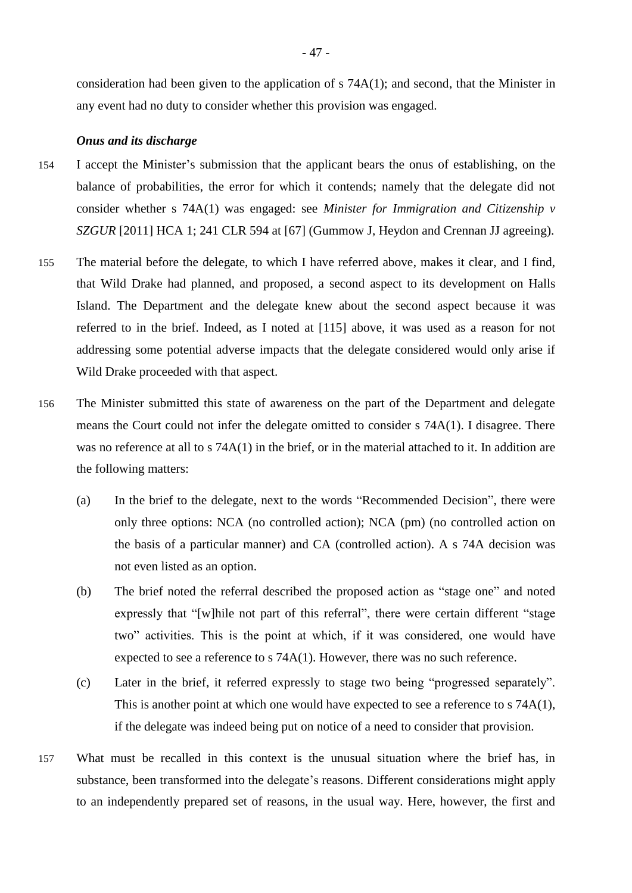consideration had been given to the application of s 74A(1); and second, that the Minister in any event had no duty to consider whether this provision was engaged.

### *Onus and its discharge*

154 I accept the Minister's submission that the applicant bears the onus of establishing, on the balance of probabilities, the error for which it contends; namely that the delegate did not consider whether s 74A(1) was engaged: see *Minister for Immigration and Citizenship v SZGUR* [2011] HCA 1; 241 CLR 594 at [67] (Gummow J, Heydon and Crennan JJ agreeing).

155 The material before the delegate, to which I have referred above, makes it clear, and I find, that Wild Drake had planned, and proposed, a second aspect to its development on Halls Island. The Department and the delegate knew about the second aspect because it was referred to in the brief. Indeed, as I noted at [115] above, it was used as a reason for not addressing some potential adverse impacts that the delegate considered would only arise if Wild Drake proceeded with that aspect.

156 The Minister submitted this state of awareness on the part of the Department and delegate means the Court could not infer the delegate omitted to consider s 74A(1). I disagree. There was no reference at all to s 74A(1) in the brief, or in the material attached to it. In addition are the following matters:

(a) In the brief to the delegate, next to the words "Recommended Decision", there were only three options: NCA (no controlled action); NCA (pm) (no controlled action on the basis of a particular manner) and CA (controlled action). A s 74A decision was not even listed as an option.

(b) The brief noted the referral described the proposed action as "stage one" and noted expressly that "[w]hile not part of this referral", there were certain different "stage two" activities. This is the point at which, if it was considered, one would have expected to see a reference to s 74A(1). However, there was no such reference.

(c) Later in the brief, it referred expressly to stage two being "progressed separately". This is another point at which one would have expected to see a reference to s 74A(1), if the delegate was indeed being put on notice of a need to consider that provision.

157 What must be recalled in this context is the unusual situation where the brief has, in substance, been transformed into the delegate's reasons. Different considerations might apply to an independently prepared set of reasons, in the usual way. Here, however, the first and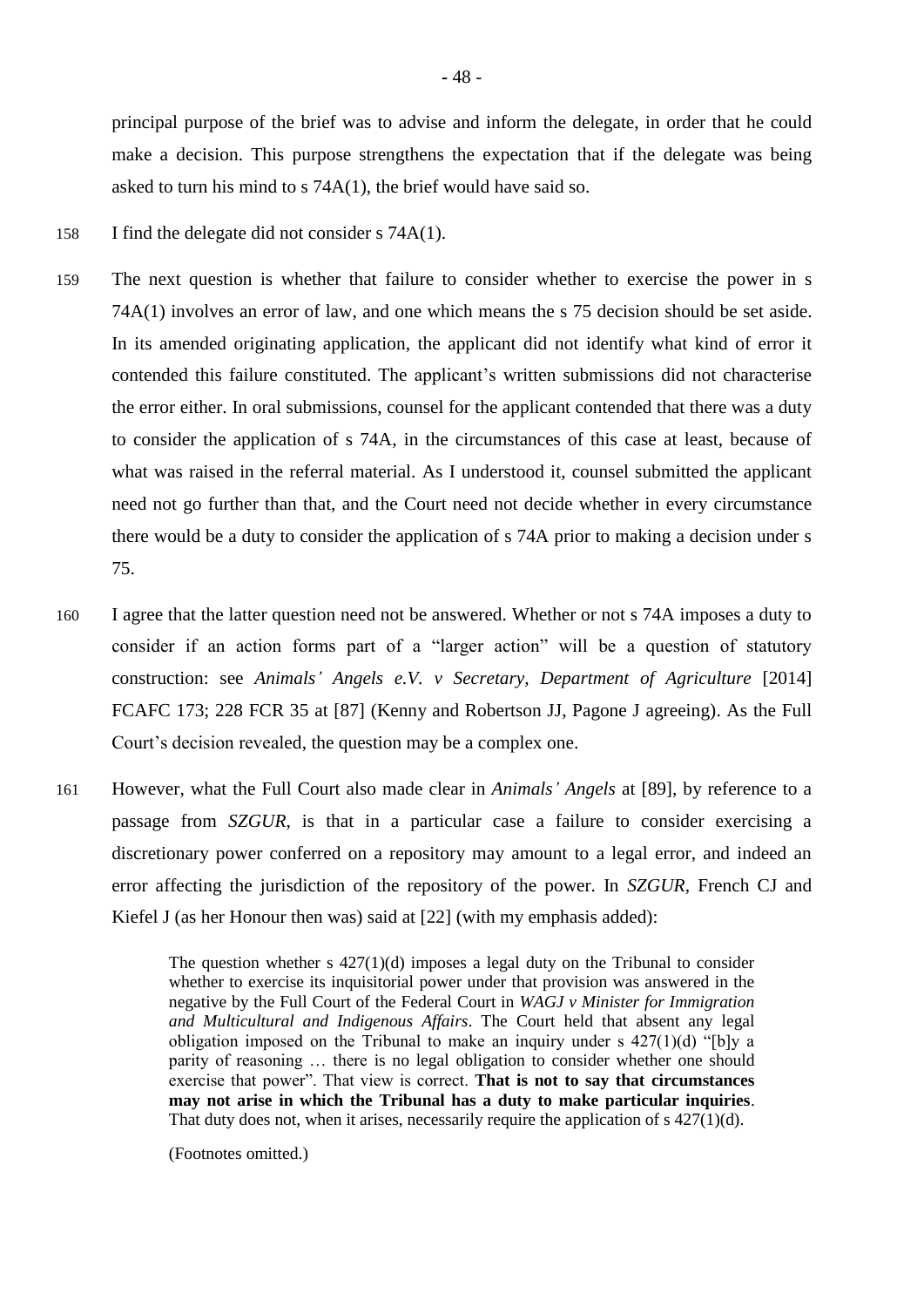principal purpose of the brief was to advise and inform the delegate, in order that he could make a decision. This purpose strengthens the expectation that if the delegate was being asked to turn his mind to s 74A(1), the brief would have said so.

158 I find the delegate did not consider s 74A(1).

159 The next question is whether that failure to consider whether to exercise the power in s 74A(1) involves an error of law, and one which means the s 75 decision should be set aside. In its amended originating application, the applicant did not identify what kind of error it contended this failure constituted. The applicant's written submissions did not characterise the error either. In oral submissions, counsel for the applicant contended that there was a duty to consider the application of s 74A, in the circumstances of this case at least, because of what was raised in the referral material. As I understood it, counsel submitted the applicant need not go further than that, and the Court need not decide whether in every circumstance there would be a duty to consider the application of s 74A prior to making a decision under s 75.

160 I agree that the latter question need not be answered. Whether or not s 74A imposes a duty to consider if an action forms part of a "larger action" will be a question of statutory construction: see *Animals' Angels e.V. v Secretary, Department of Agriculture* [2014] FCAFC 173; 228 FCR 35 at [87] (Kenny and Robertson JJ, Pagone J agreeing). As the Full Court's decision revealed, the question may be a complex one.

161 However, what the Full Court also made clear in *Animals' Angels* at [89], by reference to a passage from *SZGUR*, is that in a particular case a failure to consider exercising a discretionary power conferred on a repository may amount to a legal error, and indeed an error affecting the jurisdiction of the repository of the power. In *SZGUR*, French CJ and Kiefel J (as her Honour then was) said at [22] (with my emphasis added):

> The question whether s 427(1)(d) imposes a legal duty on the Tribunal to consider whether to exercise its inquisitorial power under that provision was answered in the negative by the Full Court of the Federal Court in *WAGJ v Minister for Immigration and Multicultural and Indigenous Affairs*. The Court held that absent any legal obligation imposed on the Tribunal to make an inquiry under s 427(1)(d) "[b]y a parity of reasoning … there is no legal obligation to consider whether one should exercise that power". That view is correct. **That is not to say that circumstances may not arise in which the Tribunal has a duty to make particular inquiries**. That duty does not, when it arises, necessarily require the application of s 427(1)(d).
>
> (Footnotes omitted.)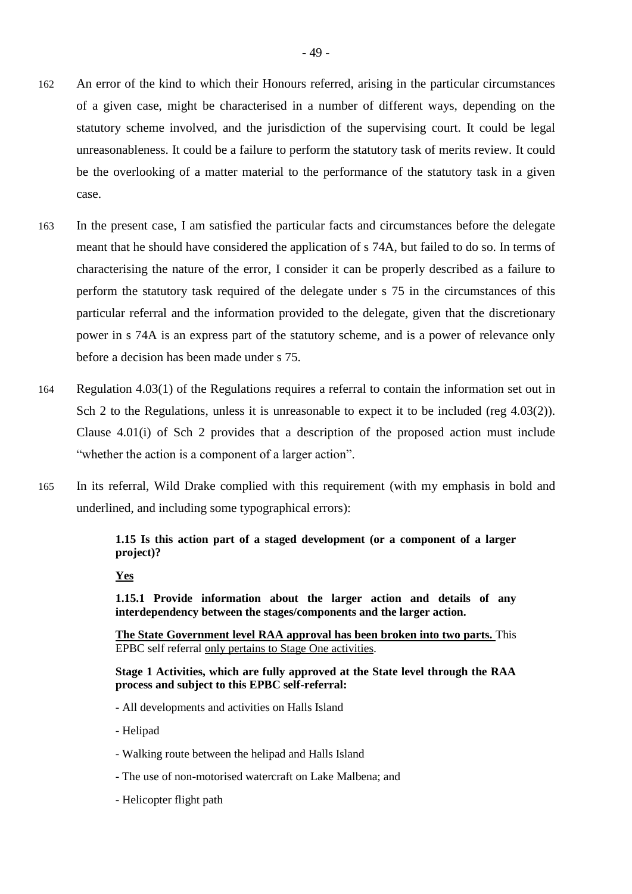162 An error of the kind to which their Honours referred, arising in the particular circumstances of a given case, might be characterised in a number of different ways, depending on the statutory scheme involved, and the jurisdiction of the supervising court. It could be legal unreasonableness. It could be a failure to perform the statutory task of merits review. It could be the overlooking of a matter material to the performance of the statutory task in a given case.

163 In the present case, I am satisfied the particular facts and circumstances before the delegate meant that he should have considered the application of s 74A, but failed to do so. In terms of characterising the nature of the error, I consider it can be properly described as a failure to perform the statutory task required of the delegate under s 75 in the circumstances of this particular referral and the information provided to the delegate, given that the discretionary power in s 74A is an express part of the statutory scheme, and is a power of relevance only before a decision has been made under s 75.

164 Regulation 4.03(1) of the Regulations requires a referral to contain the information set out in Sch 2 to the Regulations, unless it is unreasonable to expect it to be included (reg 4.03(2)). Clause 4.01(i) of Sch 2 provides that a description of the proposed action must include "whether the action is a component of a larger action".

165 In its referral, Wild Drake complied with this requirement (with my emphasis in bold and underlined, and including some typographical errors):

> **1.15 Is this action part of a staged development (or a component of a larger project)?**
>
> **<u>Yes</u>**
>
> **1.15.1 Provide information about the larger action and details of any interdependency between the stages/components and the larger action.**
>
> **<u>The State Government level RAA approval has been broken into two parts.</u>** This EPBC self referral <u>only pertains to Stage One activities</u>.
>
> **Stage 1 Activities, which are fully approved at the State level through the RAA process and subject to this EPBC self-referral:**
>
> - All developments and activities on Halls Island
>
> - Helipad
>
> - Walking route between the helipad and Halls Island
>
> - The use of non-motorised watercraft on Lake Malbena; and
>
> - Helicopter flight path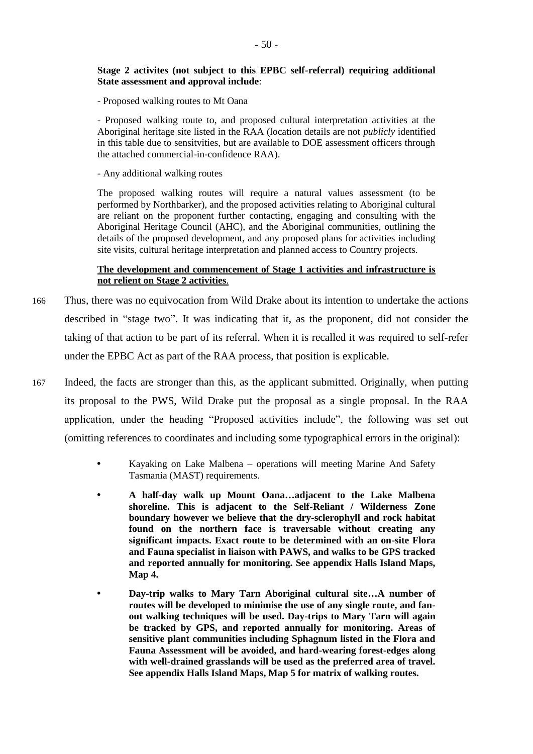**Stage 2 activites (not subject to this EPBC self-referral) requiring additional State assessment and approval include**:

- Proposed walking routes to Mt Oana

- Proposed walking route to, and proposed cultural interpretation activities at the Aboriginal heritage site listed in the RAA (location details are not *publicly* identified in this table due to sensitvities, but are available to DOE assessment officers through the attached commercial-in-confidence RAA).

- Any additional walking routes

The proposed walking routes will require a natural values assessment (to be performed by Northbarker), and the proposed activities relating to Aboriginal cultural are reliant on the proponent further contacting, engaging and consulting with the Aboriginal Heritage Council (AHC), and the Aboriginal communities, outlining the details of the proposed development, and any proposed plans for activities including site visits, cultural heritage interpretation and planned access to Country projects.

**<u>The development and commencement of Stage 1 activities and infrastructure is not relient on Stage 2 activities</u>**.

166 Thus, there was no equivocation from Wild Drake about its intention to undertake the actions described in "stage two". It was indicating that it, as the proponent, did not consider the taking of that action to be part of its referral. When it is recalled it was required to self-refer under the EPBC Act as part of the RAA process, that position is explicable.

167 Indeed, the facts are stronger than this, as the applicant submitted. Originally, when putting its proposal to the PWS, Wild Drake put the proposal as a single proposal. In the RAA application, under the heading "Proposed activities include", the following was set out (omitting references to coordinates and including some typographical errors in the original):

- Kayaking on Lake Malbena – operations will meeting Marine And Safety Tasmania (MAST) requirements.
- **A half-day walk up Mount Oana…adjacent to the Lake Malbena shoreline. This is adjacent to the Self-Reliant / Wilderness Zone boundary however we believe that the dry-sclerophyll and rock habitat found on the northern face is traversable without creating any significant impacts. Exact route to be determined with an on-site Flora and Fauna specialist in liaison with PAWS, and walks to be GPS tracked and reported annually for monitoring. See appendix Halls Island Maps, Map 4.**
- **Day-trip walks to Mary Tarn Aboriginal cultural site…A number of routes will be developed to minimise the use of any single route, and fan-out walking techniques will be used. Day-trips to Mary Tarn will again be tracked by GPS, and reported annually for monitoring. Areas of sensitive plant communities including Sphagnum listed in the Flora and Fauna Assessment will be avoided, and hard-wearing forest-edges along with well-drained grasslands will be used as the preferred area of travel. See appendix Halls Island Maps, Map 5 for matrix of walking routes.**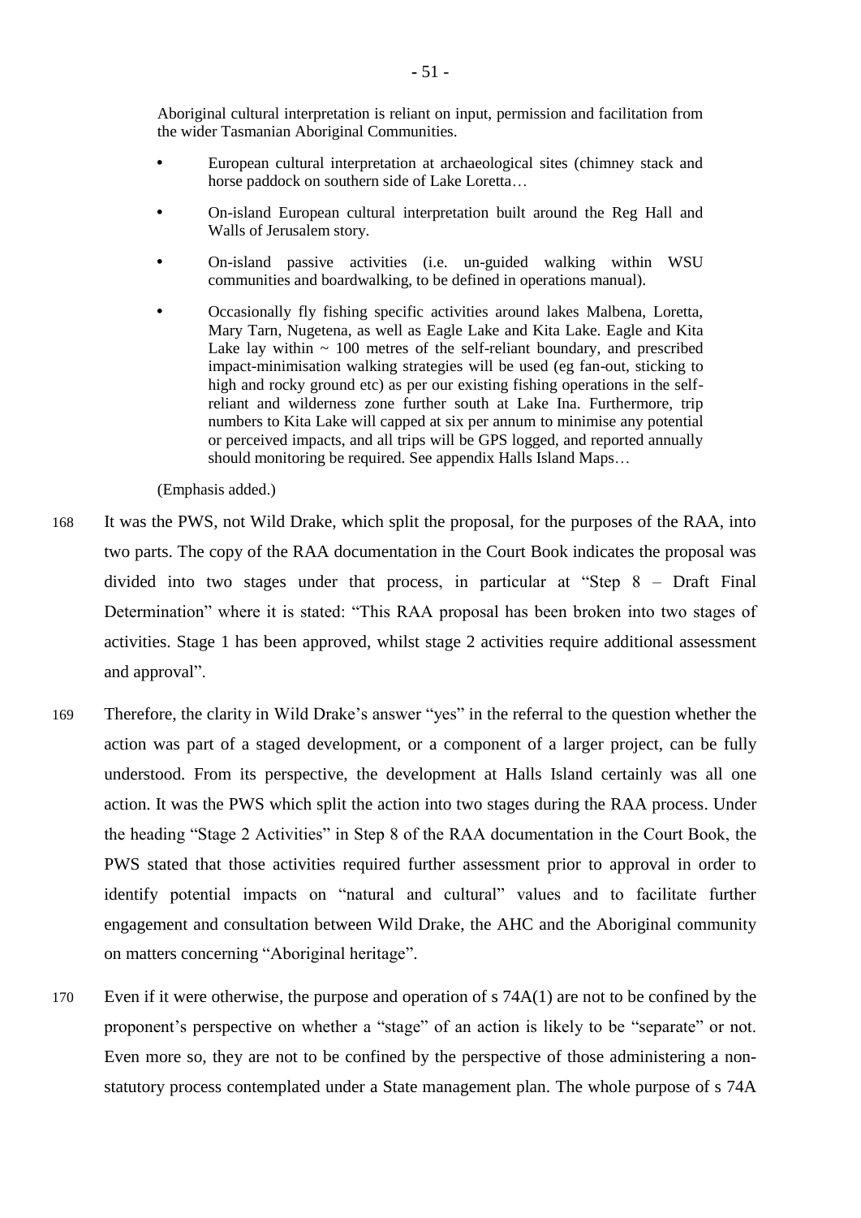Aboriginal cultural interpretation is reliant on input, permission and facilitation from the wider Tasmanian Aboriginal Communities.

- European cultural interpretation at archaeological sites (chimney stack and horse paddock on southern side of Lake Loretta…
- On-island European cultural interpretation built around the Reg Hall and Walls of Jerusalem story.
- On-island passive activities (i.e. un-guided walking within WSU communities and boardwalking, to be defined in operations manual).
- Occasionally fly fishing specific activities around lakes Malbena, Loretta, Mary Tarn, Nugetena, as well as Eagle Lake and Kita Lake. Eagle and Kita Lake lay within ~ 100 metres of the self-reliant boundary, and prescribed impact-minimisation walking strategies will be used (eg fan-out, sticking to high and rocky ground etc) as per our existing fishing operations in the self-reliant and wilderness zone further south at Lake Ina. Furthermore, trip numbers to Kita Lake will capped at six per annum to minimise any potential or perceived impacts, and all trips will be GPS logged, and reported annually should monitoring be required. See appendix Halls Island Maps…

(Emphasis added.)

168 It was the PWS, not Wild Drake, which split the proposal, for the purposes of the RAA, into two parts. The copy of the RAA documentation in the Court Book indicates the proposal was divided into two stages under that process, in particular at "Step 8 – Draft Final Determination" where it is stated: "This RAA proposal has been broken into two stages of activities. Stage 1 has been approved, whilst stage 2 activities require additional assessment and approval".

169 Therefore, the clarity in Wild Drake's answer "yes" in the referral to the question whether the action was part of a staged development, or a component of a larger project, can be fully understood. From its perspective, the development at Halls Island certainly was all one action. It was the PWS which split the action into two stages during the RAA process. Under the heading "Stage 2 Activities" in Step 8 of the RAA documentation in the Court Book, the PWS stated that those activities required further assessment prior to approval in order to identify potential impacts on "natural and cultural" values and to facilitate further engagement and consultation between Wild Drake, the AHC and the Aboriginal community on matters concerning "Aboriginal heritage".

170 Even if it were otherwise, the purpose and operation of s 74A(1) are not to be confined by the proponent's perspective on whether a "stage" of an action is likely to be "separate" or not. Even more so, they are not to be confined by the perspective of those administering a non-statutory process contemplated under a State management plan. The whole purpose of s 74A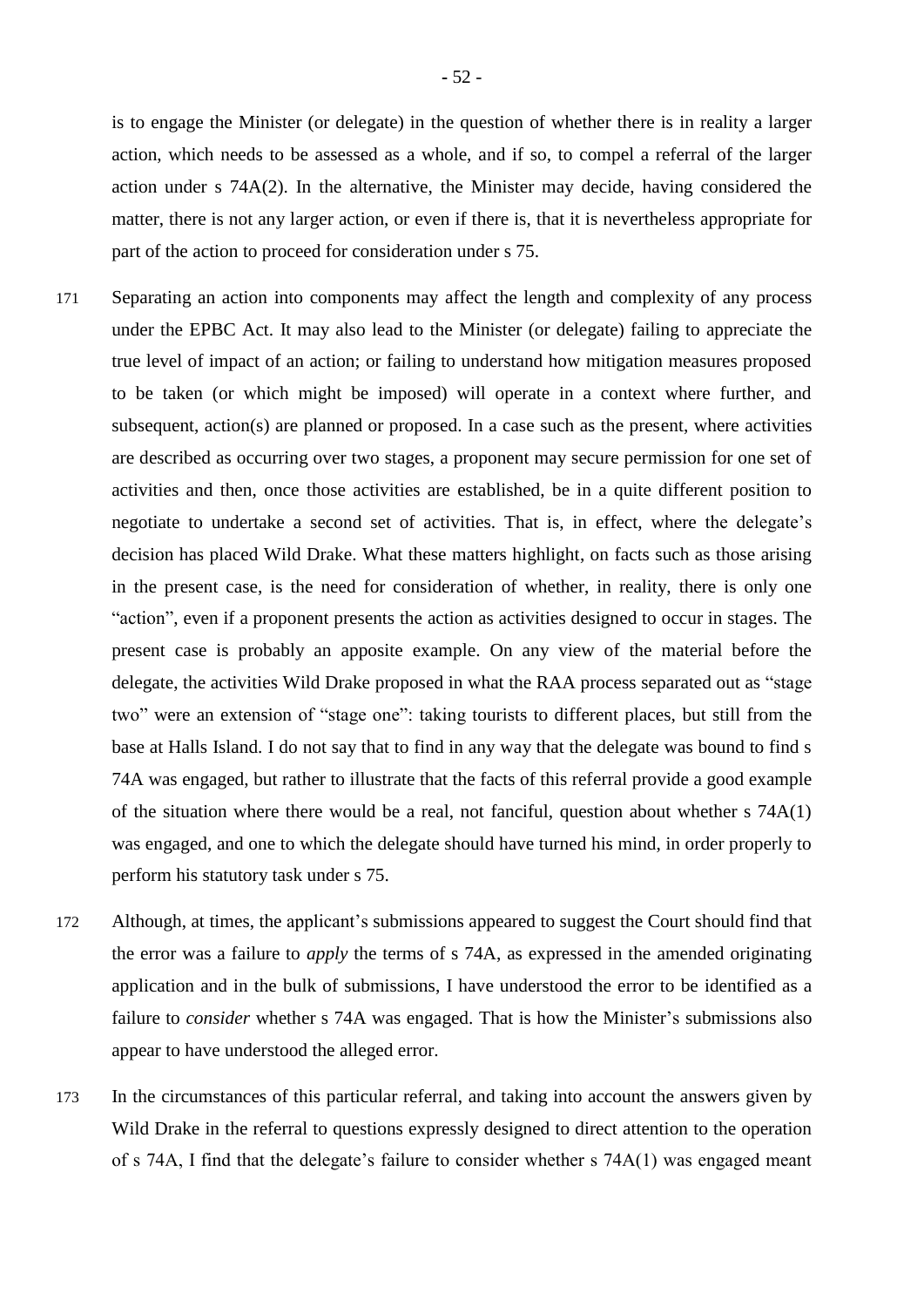is to engage the Minister (or delegate) in the question of whether there is in reality a larger action, which needs to be assessed as a whole, and if so, to compel a referral of the larger action under s 74A(2). In the alternative, the Minister may decide, having considered the matter, there is not any larger action, or even if there is, that it is nevertheless appropriate for part of the action to proceed for consideration under s 75.

171 Separating an action into components may affect the length and complexity of any process under the EPBC Act. It may also lead to the Minister (or delegate) failing to appreciate the true level of impact of an action; or failing to understand how mitigation measures proposed to be taken (or which might be imposed) will operate in a context where further, and subsequent, action(s) are planned or proposed. In a case such as the present, where activities are described as occurring over two stages, a proponent may secure permission for one set of activities and then, once those activities are established, be in a quite different position to negotiate to undertake a second set of activities. That is, in effect, where the delegate's decision has placed Wild Drake. What these matters highlight, on facts such as those arising in the present case, is the need for consideration of whether, in reality, there is only one "action", even if a proponent presents the action as activities designed to occur in stages. The present case is probably an apposite example. On any view of the material before the delegate, the activities Wild Drake proposed in what the RAA process separated out as "stage two" were an extension of "stage one": taking tourists to different places, but still from the base at Halls Island. I do not say that to find in any way that the delegate was bound to find s 74A was engaged, but rather to illustrate that the facts of this referral provide a good example of the situation where there would be a real, not fanciful, question about whether s 74A(1) was engaged, and one to which the delegate should have turned his mind, in order properly to perform his statutory task under s 75.

172 Although, at times, the applicant's submissions appeared to suggest the Court should find that the error was a failure to *apply* the terms of s 74A, as expressed in the amended originating application and in the bulk of submissions, I have understood the error to be identified as a failure to *consider* whether s 74A was engaged. That is how the Minister's submissions also appear to have understood the alleged error.

173 In the circumstances of this particular referral, and taking into account the answers given by Wild Drake in the referral to questions expressly designed to direct attention to the operation of s 74A, I find that the delegate's failure to consider whether s 74A(1) was engaged meant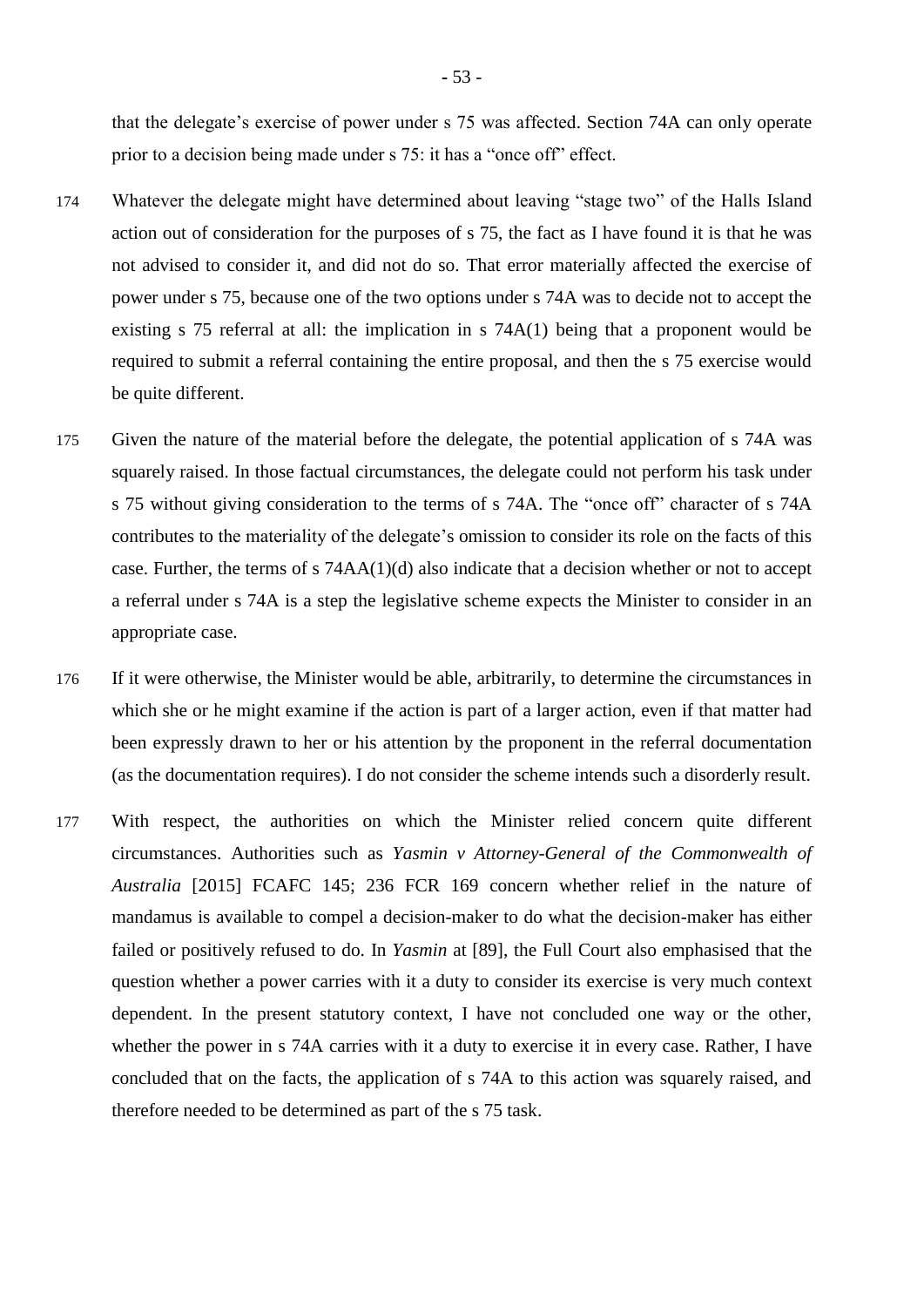that the delegate's exercise of power under s 75 was affected. Section 74A can only operate prior to a decision being made under s 75: it has a "once off" effect.

174 Whatever the delegate might have determined about leaving "stage two" of the Halls Island action out of consideration for the purposes of s 75, the fact as I have found it is that he was not advised to consider it, and did not do so. That error materially affected the exercise of power under s 75, because one of the two options under s 74A was to decide not to accept the existing s 75 referral at all: the implication in s 74A(1) being that a proponent would be required to submit a referral containing the entire proposal, and then the s 75 exercise would be quite different.

175 Given the nature of the material before the delegate, the potential application of s 74A was squarely raised. In those factual circumstances, the delegate could not perform his task under s 75 without giving consideration to the terms of s 74A. The "once off" character of s 74A contributes to the materiality of the delegate's omission to consider its role on the facts of this case. Further, the terms of s 74AA(1)(d) also indicate that a decision whether or not to accept a referral under s 74A is a step the legislative scheme expects the Minister to consider in an appropriate case.

176 If it were otherwise, the Minister would be able, arbitrarily, to determine the circumstances in which she or he might examine if the action is part of a larger action, even if that matter had been expressly drawn to her or his attention by the proponent in the referral documentation (as the documentation requires). I do not consider the scheme intends such a disorderly result.

177 With respect, the authorities on which the Minister relied concern quite different circumstances. Authorities such as *Yasmin v Attorney-General of the Commonwealth of Australia* [2015] FCAFC 145; 236 FCR 169 concern whether relief in the nature of mandamus is available to compel a decision-maker to do what the decision-maker has either failed or positively refused to do. In *Yasmin* at [89], the Full Court also emphasised that the question whether a power carries with it a duty to consider its exercise is very much context dependent. In the present statutory context, I have not concluded one way or the other, whether the power in s 74A carries with it a duty to exercise it in every case. Rather, I have concluded that on the facts, the application of s 74A to this action was squarely raised, and therefore needed to be determined as part of the s 75 task.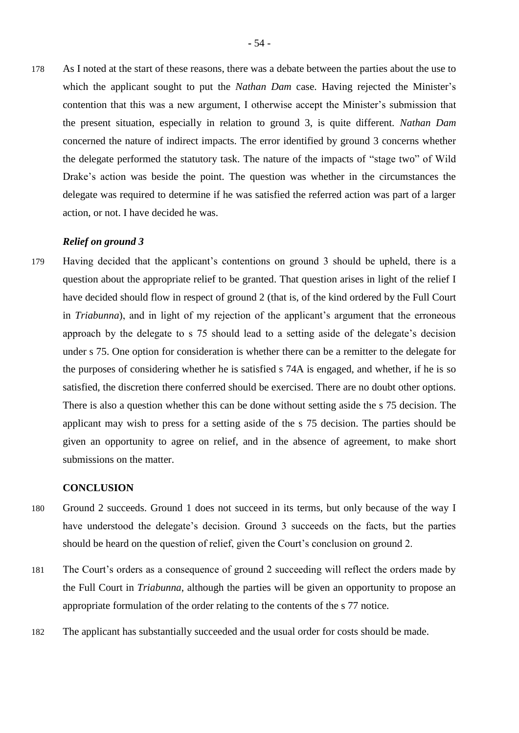178 As I noted at the start of these reasons, there was a debate between the parties about the use to which the applicant sought to put the *Nathan Dam* case. Having rejected the Minister's contention that this was a new argument, I otherwise accept the Minister's submission that the present situation, especially in relation to ground 3, is quite different. *Nathan Dam* concerned the nature of indirect impacts. The error identified by ground 3 concerns whether the delegate performed the statutory task. The nature of the impacts of "stage two" of Wild Drake's action was beside the point. The question was whether in the circumstances the delegate was required to determine if he was satisfied the referred action was part of a larger action, or not. I have decided he was.

### *Relief on ground 3*

179 Having decided that the applicant's contentions on ground 3 should be upheld, there is a question about the appropriate relief to be granted. That question arises in light of the relief I have decided should flow in respect of ground 2 (that is, of the kind ordered by the Full Court in *Triabunna*), and in light of my rejection of the applicant's argument that the erroneous approach by the delegate to s 75 should lead to a setting aside of the delegate's decision under s 75. One option for consideration is whether there can be a remitter to the delegate for the purposes of considering whether he is satisfied s 74A is engaged, and whether, if he is so satisfied, the discretion there conferred should be exercised. There are no doubt other options. There is also a question whether this can be done without setting aside the s 75 decision. The applicant may wish to press for a setting aside of the s 75 decision. The parties should be given an opportunity to agree on relief, and in the absence of agreement, to make short submissions on the matter.

## CONCLUSION

180 Ground 2 succeeds. Ground 1 does not succeed in its terms, but only because of the way I have understood the delegate's decision. Ground 3 succeeds on the facts, but the parties should be heard on the question of relief, given the Court's conclusion on ground 2.

181 The Court's orders as a consequence of ground 2 succeeding will reflect the orders made by the Full Court in *Triabunna*, although the parties will be given an opportunity to propose an appropriate formulation of the order relating to the contents of the s 77 notice.

182 The applicant has substantially succeeded and the usual order for costs should be made.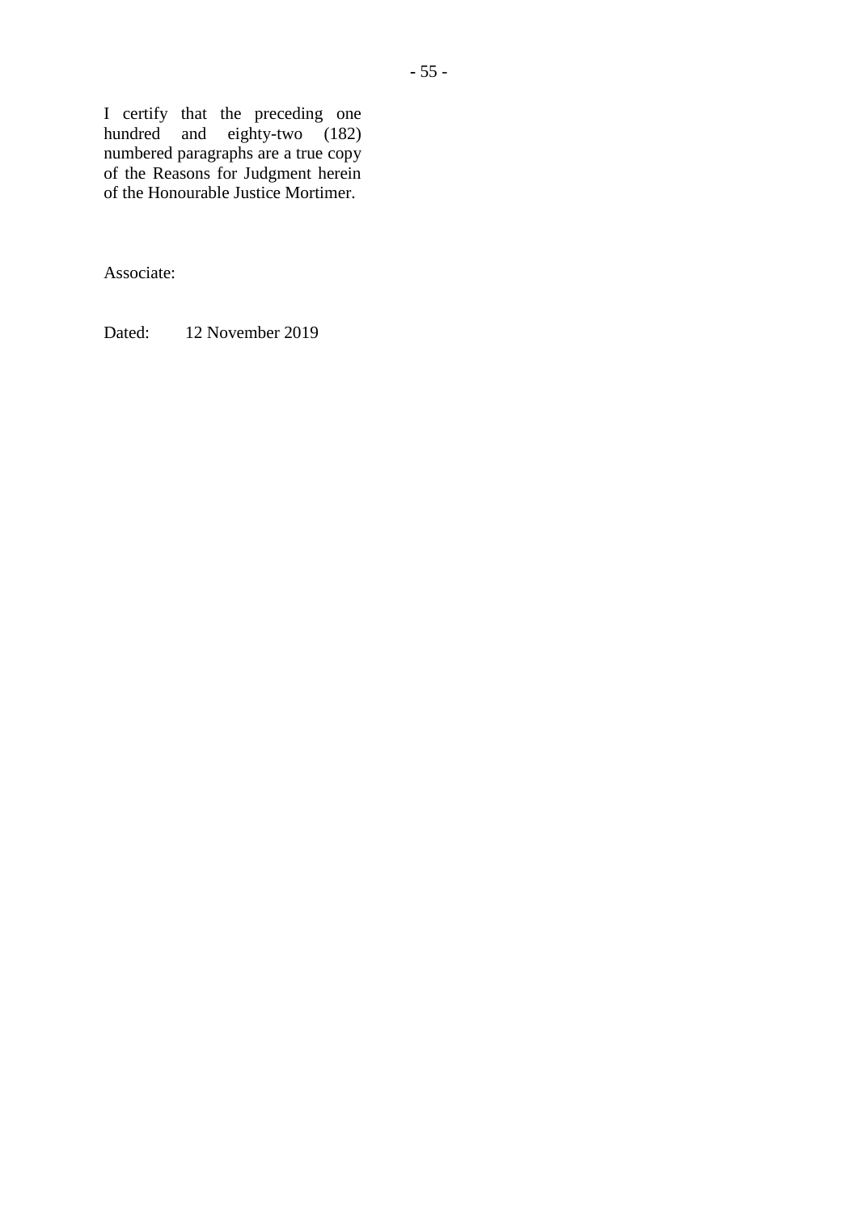I certify that the preceding one hundred and eighty-two (182) numbered paragraphs are a true copy of the Reasons for Judgment herein of the Honourable Justice Mortimer.

Associate:

Dated: 12 November 2019